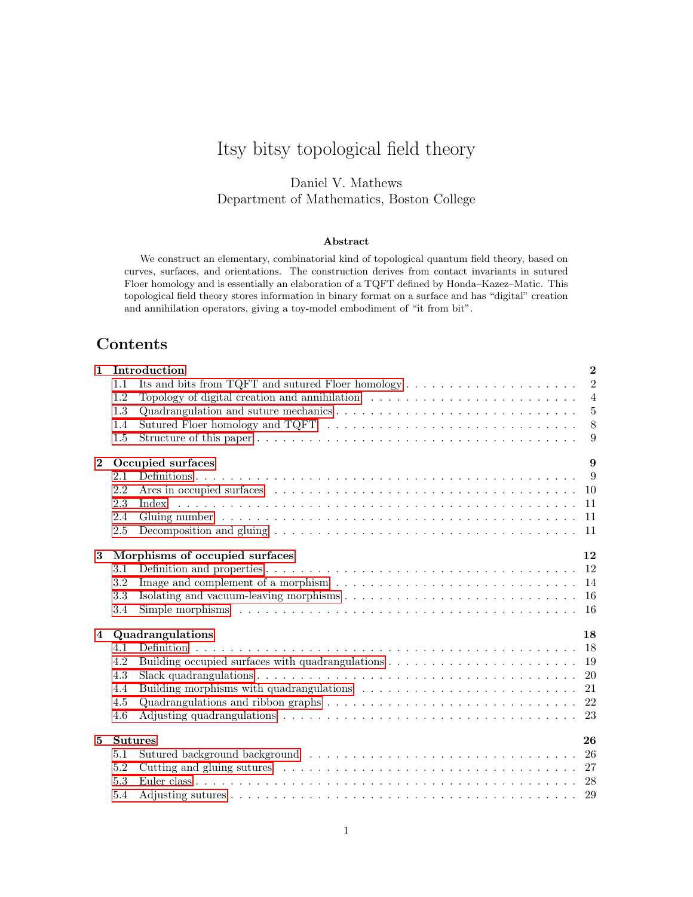# Itsy bitsy topological field theory

Daniel V. Mathews
Department of Mathematics, Boston College

**Abstract**

We construct an elementary, combinatorial kind of topological quantum field theory, based on curves, surfaces, and orientations. The construction derives from contact invariants in sutured Floer homology and is essentially an elaboration of a TQFT defined by Honda–Kazez–Matic. This topological field theory stores information in binary format on a surface and has "digital" creation and annihilation operators, giving a toy-model embodiment of "it from bit".

## Contents

- **1 Introduction** — 2
  - 1.1 Its and bits from TQFT and sutured Floer homology — 2
  - 1.2 Topology of digital creation and annihilation — 4
  - 1.3 Quadrangulation and suture mechanics — 5
  - 1.4 Sutured Floer homology and TQFT — 8
  - 1.5 Structure of this paper — 9
- **2 Occupied surfaces** — 9
  - 2.1 Definitions — 9
  - 2.2 Arcs in occupied surfaces — 10
  - 2.3 Index — 11
  - 2.4 Gluing number — 11
  - 2.5 Decomposition and gluing — 11
- **3 Morphisms of occupied surfaces** — 12
  - 3.1 Definition and properties — 12
  - 3.2 Image and complement of a morphism — 14
  - 3.3 Isolating and vacuum-leaving morphisms — 16
  - 3.4 Simple morphisms — 16
- **4 Quadrangulations** — 18
  - 4.1 Definition — 18
  - 4.2 Building occupied surfaces with quadrangulations — 19
  - 4.3 Slack quadrangulations — 20
  - 4.4 Building morphisms with quadrangulations — 21
  - 4.5 Quadrangulations and ribbon graphs — 22
  - 4.6 Adjusting quadrangulations — 23
- **5 Sutures** — 26
  - 5.1 Sutured background background — 26
  - 5.2 Cutting and gluing sutures — 27
  - 5.3 Euler class — 28
  - 5.4 Adjusting sutures — 29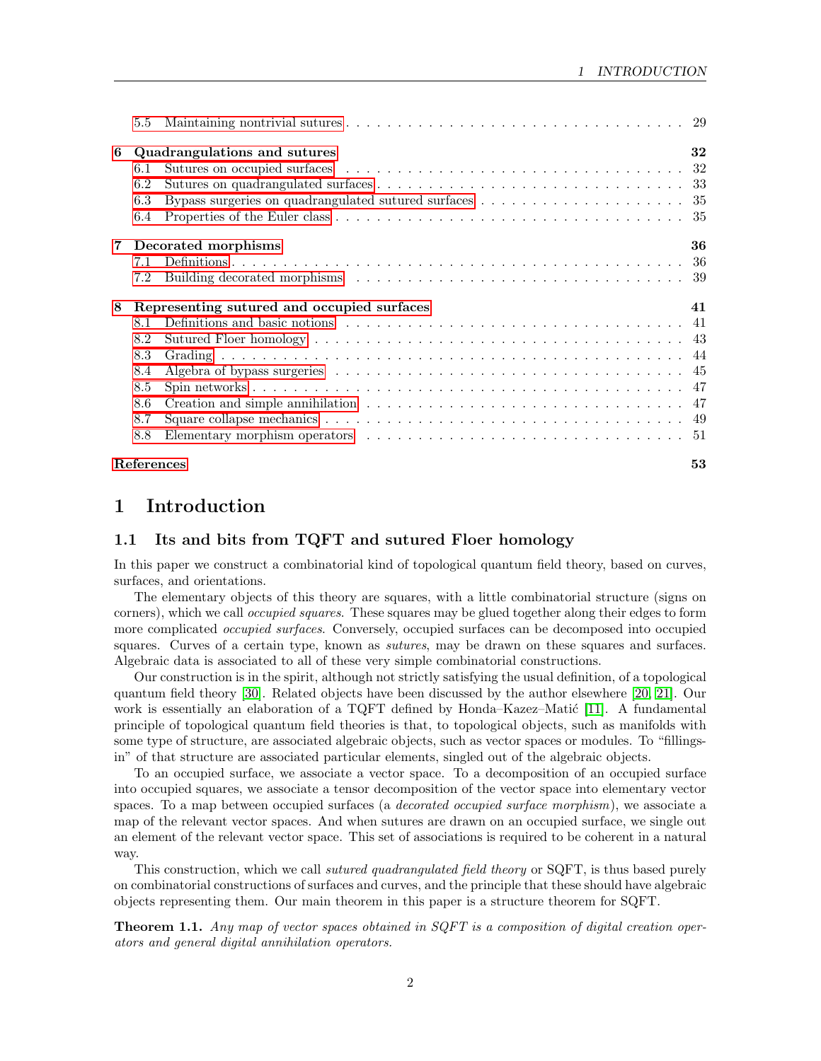5.5 Maintaining nontrivial sutures . . . 29

**6 Quadrangulations and sutures** **32**

6.1 Sutures on occupied surfaces . . . 32
6.2 Sutures on quadrangulated surfaces . . . 33
6.3 Bypass surgeries on quadrangulated sutured surfaces . . . 35
6.4 Properties of the Euler class . . . 35

**7 Decorated morphisms** **36**

7.1 Definitions . . . 36
7.2 Building decorated morphisms . . . 39

**8 Representing sutured and occupied surfaces** **41**

8.1 Definitions and basic notions . . . 41
8.2 Sutured Floer homology . . . 43
8.3 Grading . . . 44
8.4 Algebra of bypass surgeries . . . 45
8.5 Spin networks . . . 47
8.6 Creation and simple annihilation . . . 47
8.7 Square collapse mechanics . . . 49
8.8 Elementary morphism operators . . . 51

**References** **53**

# 1 Introduction

## 1.1 Its and bits from TQFT and sutured Floer homology

In this paper we construct a combinatorial kind of topological quantum field theory, based on curves, surfaces, and orientations.

The elementary objects of this theory are squares, with a little combinatorial structure (signs on corners), which we call *occupied squares*. These squares may be glued together along their edges to form more complicated *occupied surfaces*. Conversely, occupied surfaces can be decomposed into occupied squares. Curves of a certain type, known as *sutures*, may be drawn on these squares and surfaces. Algebraic data is associated to all of these very simple combinatorial constructions.

Our construction is in the spirit, although not strictly satisfying the usual definition, of a topological quantum field theory [30]. Related objects have been discussed by the author elsewhere [20, 21]. Our work is essentially an elaboration of a TQFT defined by Honda–Kazez–Matić [11]. A fundamental principle of topological quantum field theories is that, to topological objects, such as manifolds with some type of structure, are associated algebraic objects, such as vector spaces or modules. To "fillings-in" of that structure are associated particular elements, singled out of the algebraic objects.

To an occupied surface, we associate a vector space. To a decomposition of an occupied surface into occupied squares, we associate a tensor decomposition of the vector space into elementary vector spaces. To a map between occupied surfaces (a *decorated occupied surface morphism*), we associate a map of the relevant vector spaces. And when sutures are drawn on an occupied surface, we single out an element of the relevant vector space. This set of associations is required to be coherent in a natural way.

This construction, which we call *sutured quadrangulated field theory* or SQFT, is thus based purely on combinatorial constructions of surfaces and curves, and the principle that these should have algebraic objects representing them. Our main theorem in this paper is a structure theorem for SQFT.

**Theorem 1.1.** *Any map of vector spaces obtained in SQFT is a composition of digital creation operators and general digital annihilation operators.*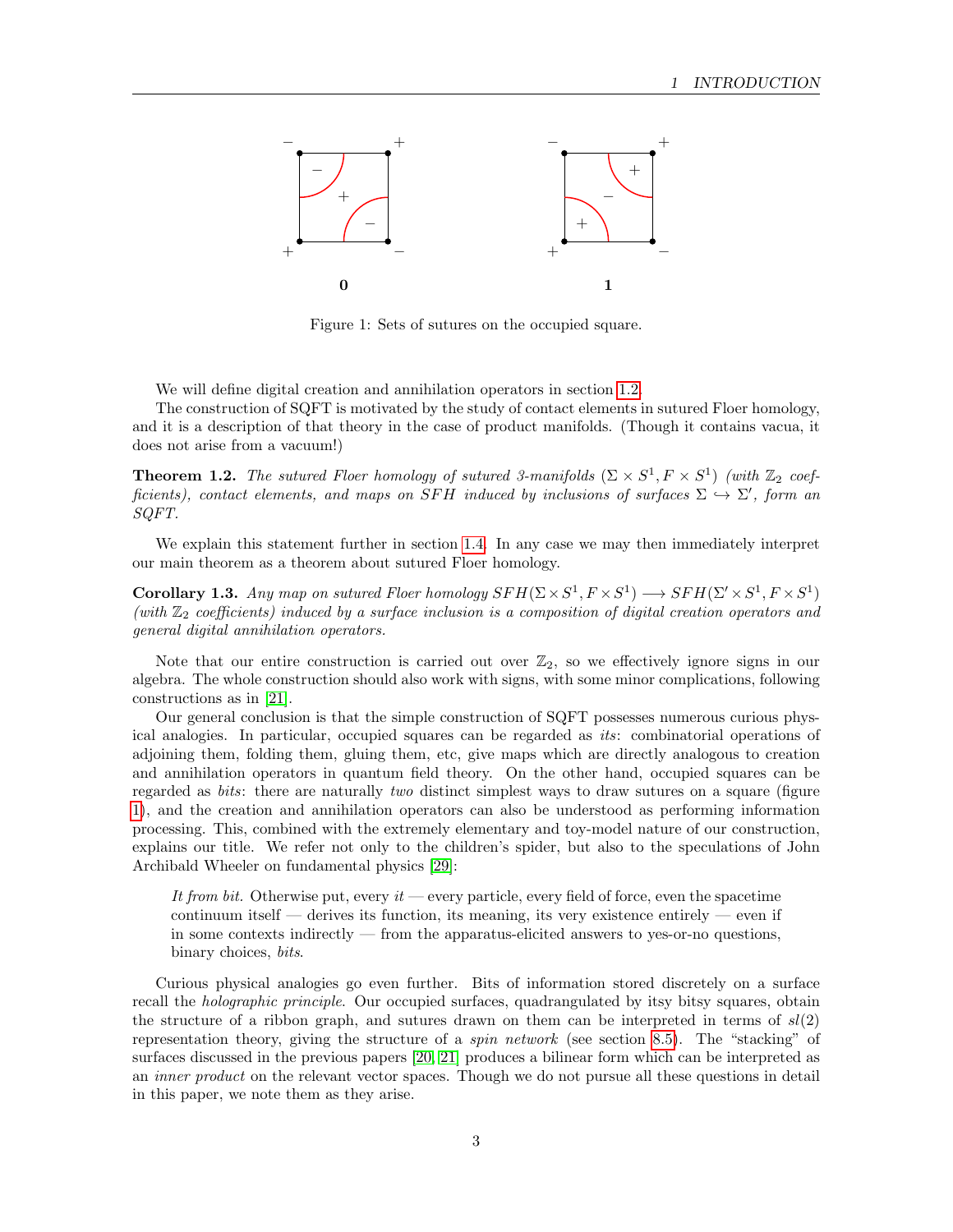Figure 1: Sets of sutures on the occupied square.

We will define digital creation and annihilation operators in section 1.2.

The construction of SQFT is motivated by the study of contact elements in sutured Floer homology, and it is a description of that theory in the case of product manifolds. (Though it contains vacua, it does not arise from a vacuum!)

**Theorem 1.2.** *The sutured Floer homology of sutured 3-manifolds $(\Sigma \times S^1, F \times S^1)$ (with $\mathbb{Z}_2$ coefficients), contact elements, and maps on $SFH$ induced by inclusions of surfaces $\Sigma \hookrightarrow \Sigma'$, form an SQFT.*

We explain this statement further in section 1.4. In any case we may then immediately interpret our main theorem as a theorem about sutured Floer homology.

**Corollary 1.3.** *Any map on sutured Floer homology $SFH(\Sigma \times S^1, F \times S^1) \longrightarrow SFH(\Sigma' \times S^1, F \times S^1)$ (with $\mathbb{Z}_2$ coefficients) induced by a surface inclusion is a composition of digital creation operators and general digital annihilation operators.*

Note that our entire construction is carried out over $\mathbb{Z}_2$, so we effectively ignore signs in our algebra. The whole construction should also work with signs, with some minor complications, following constructions as in [21].

Our general conclusion is that the simple construction of SQFT possesses numerous curious physical analogies. In particular, occupied squares can be regarded as *its*: combinatorial operations of adjoining them, folding them, gluing them, etc, give maps which are directly analogous to creation and annihilation operators in quantum field theory. On the other hand, occupied squares can be regarded as *bits*: there are naturally *two* distinct simplest ways to draw sutures on a square (figure 1), and the creation and annihilation operators can also be understood as performing information processing. This, combined with the extremely elementary and toy-model nature of our construction, explains our title. We refer not only to the children's spider, but also to the speculations of John Archibald Wheeler on fundamental physics [29]:

> *It from bit.* Otherwise put, every *it* — every particle, every field of force, even the spacetime continuum itself — derives its function, its meaning, its very existence entirely — even if in some contexts indirectly — from the apparatus-elicited answers to yes-or-no questions, binary choices, *bits*.

Curious physical analogies go even further. Bits of information stored discretely on a surface recall the *holographic principle*. Our occupied surfaces, quadrangulated by itsy bitsy squares, obtain the structure of a ribbon graph, and sutures drawn on them can be interpreted in terms of $sl(2)$ representation theory, giving the structure of a *spin network* (see section 8.5). The "stacking" of surfaces discussed in the previous papers [20, 21] produces a bilinear form which can be interpreted as an *inner product* on the relevant vector spaces. Though we do not pursue all these questions in detail in this paper, we note them as they arise.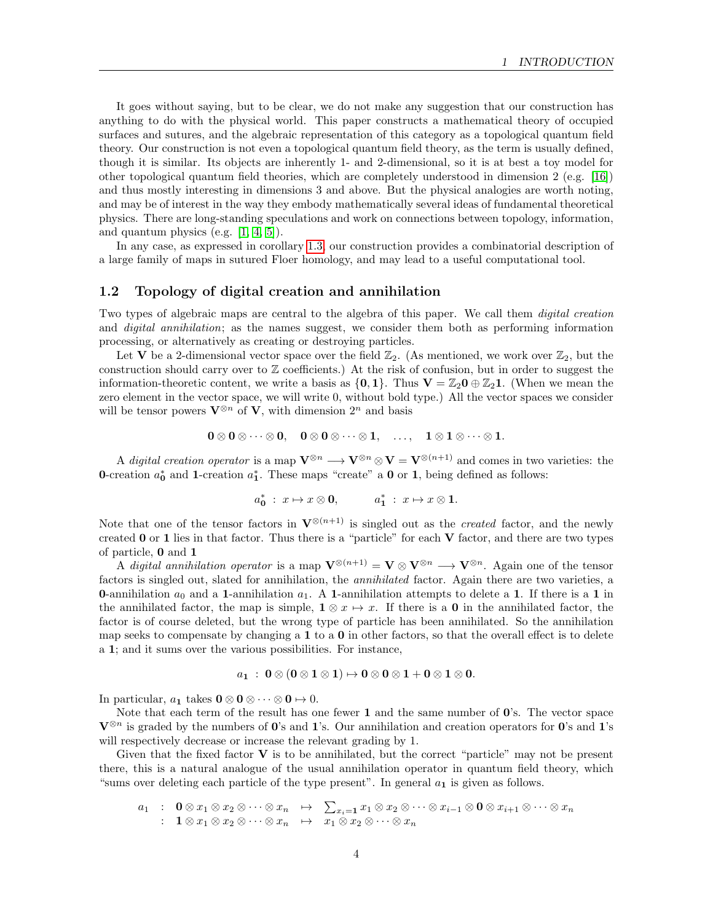It goes without saying, but to be clear, we do not make any suggestion that our construction has anything to do with the physical world. This paper constructs a mathematical theory of occupied surfaces and sutures, and the algebraic representation of this category as a topological quantum field theory. Our construction is not even a topological quantum field theory, as the term is usually defined, though it is similar. Its objects are inherently 1- and 2-dimensional, so it is at best a toy model for other topological quantum field theories, which are completely understood in dimension 2 (e.g. [16]) and thus mostly interesting in dimensions 3 and above. But the physical analogies are worth noting, and may be of interest in the way they embody mathematically several ideas of fundamental theoretical physics. There are long-standing speculations and work on connections between topology, information, and quantum physics (e.g. [1, 4, 5]).

In any case, as expressed in corollary 1.3, our construction provides a combinatorial description of a large family of maps in sutured Floer homology, and may lead to a useful computational tool.

## 1.2 Topology of digital creation and annihilation

Two types of algebraic maps are central to the algebra of this paper. We call them *digital creation* and *digital annihilation*; as the names suggest, we consider them both as performing information processing, or alternatively as creating or destroying particles.

Let $\mathbf{V}$ be a 2-dimensional vector space over the field $\mathbb{Z}_2$. (As mentioned, we work over $\mathbb{Z}_2$, but the construction should carry over to $\mathbb{Z}$ coefficients.) At the risk of confusion, but in order to suggest the information-theoretic content, we write a basis as $\{\mathbf{0}, \mathbf{1}\}$. Thus $\mathbf{V} = \mathbb{Z}_2\mathbf{0} \oplus \mathbb{Z}_2\mathbf{1}$. (When we mean the zero element in the vector space, we will write 0, without bold type.) All the vector spaces we consider will be tensor powers $\mathbf{V}^{\otimes n}$ of $\mathbf{V}$, with dimension $2^n$ and basis

$$\mathbf{0} \otimes \mathbf{0} \otimes \cdots \otimes \mathbf{0}, \quad \mathbf{0} \otimes \mathbf{0} \otimes \cdots \otimes \mathbf{1}, \quad \ldots, \quad \mathbf{1} \otimes \mathbf{1} \otimes \cdots \otimes \mathbf{1}.$$

A *digital creation operator* is a map $\mathbf{V}^{\otimes n} \longrightarrow \mathbf{V}^{\otimes n} \otimes \mathbf{V} = \mathbf{V}^{\otimes(n+1)}$ and comes in two varieties: the $\mathbf{0}$-creation $a_{\mathbf{0}}^*$ and $\mathbf{1}$-creation $a_{\mathbf{1}}^*$. These maps "create" a $\mathbf{0}$ or $\mathbf{1}$, being defined as follows:

$$a_{\mathbf{0}}^* \,:\, x \mapsto x \otimes \mathbf{0}, \qquad a_{\mathbf{1}}^* \,:\, x \mapsto x \otimes \mathbf{1}.$$

Note that one of the tensor factors in $\mathbf{V}^{\otimes(n+1)}$ is singled out as the *created* factor, and the newly created $\mathbf{0}$ or $\mathbf{1}$ lies in that factor. Thus there is a "particle" for each $\mathbf{V}$ factor, and there are two types of particle, $\mathbf{0}$ and $\mathbf{1}$

A *digital annihilation operator* is a map $\mathbf{V}^{\otimes(n+1)} = \mathbf{V} \otimes \mathbf{V}^{\otimes n} \longrightarrow \mathbf{V}^{\otimes n}$. Again one of the tensor factors is singled out, slated for annihilation, the *annihilated* factor. Again there are two varieties, a $\mathbf{0}$-annihilation $a_0$ and a $\mathbf{1}$-annihilation $a_1$. A $\mathbf{1}$-annihilation attempts to delete a $\mathbf{1}$. If there is a $\mathbf{1}$ in the annihilated factor, the map is simple, $\mathbf{1} \otimes x \mapsto x$. If there is a $\mathbf{0}$ in the annihilated factor, the factor is of course deleted, but the wrong type of particle has been annihilated. So the annihilation map seeks to compensate by changing a $\mathbf{1}$ to a $\mathbf{0}$ in other factors, so that the overall effect is to delete a $\mathbf{1}$; and it sums over the various possibilities. For instance,

$$a_{\mathbf{1}} \,:\, \mathbf{0} \otimes (\mathbf{0} \otimes \mathbf{1} \otimes \mathbf{1}) \mapsto \mathbf{0} \otimes \mathbf{0} \otimes \mathbf{1} + \mathbf{0} \otimes \mathbf{1} \otimes \mathbf{0}.$$

In particular, $a_{\mathbf{1}}$ takes $\mathbf{0} \otimes \mathbf{0} \otimes \cdots \otimes \mathbf{0} \mapsto 0$.

Note that each term of the result has one fewer $\mathbf{1}$ and the same number of $\mathbf{0}$'s. The vector space $\mathbf{V}^{\otimes n}$ is graded by the numbers of $\mathbf{0}$'s and $\mathbf{1}$'s. Our annihilation and creation operators for $\mathbf{0}$'s and $\mathbf{1}$'s will respectively decrease or increase the relevant grading by 1.

Given that the fixed factor $\mathbf{V}$ is to be annihilated, but the correct "particle" may not be present there, this is a natural analogue of the usual annihilation operator in quantum field theory, which "sums over deleting each particle of the type present". In general $a_{\mathbf{1}}$ is given as follows.

$$\begin{array}{rrcl} a_1 & : \; \mathbf{0} \otimes x_1 \otimes x_2 \otimes \cdots \otimes x_n & \mapsto & \sum_{x_i = \mathbf{1}} x_1 \otimes x_2 \otimes \cdots \otimes x_{i-1} \otimes \mathbf{0} \otimes x_{i+1} \otimes \cdots \otimes x_n \\ & : \; \mathbf{1} \otimes x_1 \otimes x_2 \otimes \cdots \otimes x_n & \mapsto & x_1 \otimes x_2 \otimes \cdots \otimes x_n \end{array}$$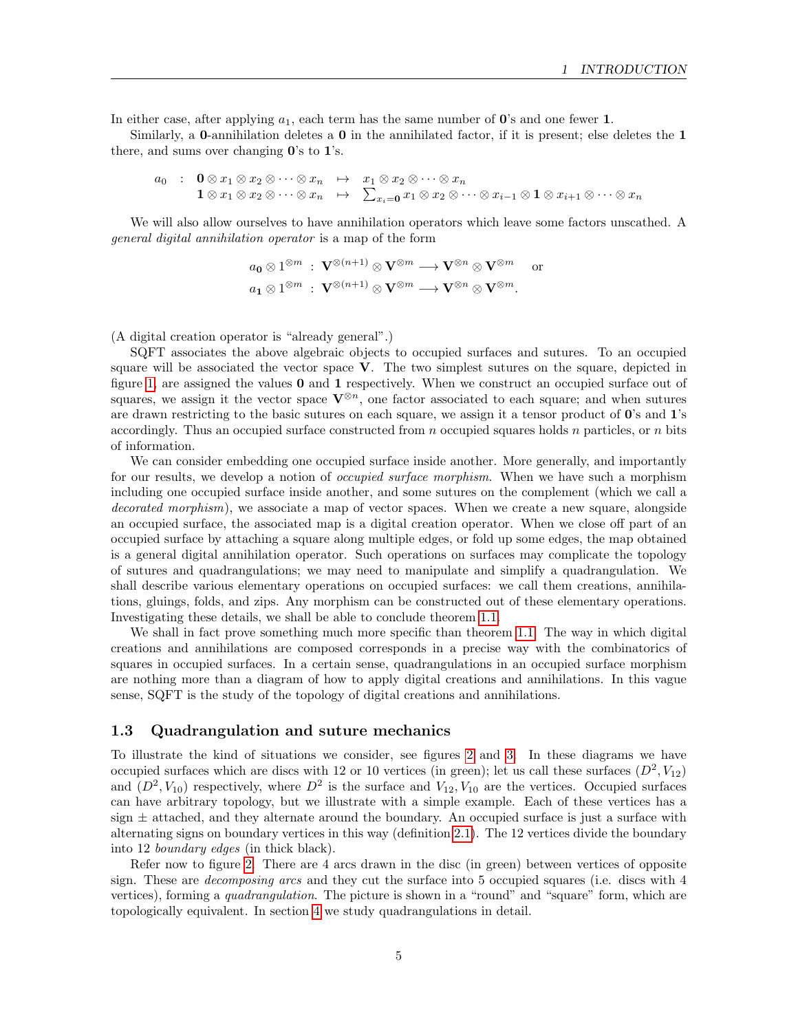In either case, after applying $a_1$, each term has the same number of $\mathbf{0}$'s and one fewer $\mathbf{1}$.

Similarly, a $\mathbf{0}$-annihilation deletes a $\mathbf{0}$ in the annihilated factor, if it is present; else deletes the $\mathbf{1}$ there, and sums over changing $\mathbf{0}$'s to $\mathbf{1}$'s.

$$\begin{array}{rrcl} a_0 & : & \mathbf{0} \otimes x_1 \otimes x_2 \otimes \cdots \otimes x_n & \mapsto & x_1 \otimes x_2 \otimes \cdots \otimes x_n \\ & & \mathbf{1} \otimes x_1 \otimes x_2 \otimes \cdots \otimes x_n & \mapsto & \sum_{x_i = \mathbf{0}} x_1 \otimes x_2 \otimes \cdots \otimes x_{i-1} \otimes \mathbf{1} \otimes x_{i+1} \otimes \cdots \otimes x_n \end{array}$$

We will also allow ourselves to have annihilation operators which leave some factors unscathed. A *general digital annihilation operator* is a map of the form

$$\begin{array}{l} a_{\mathbf{0}} \otimes 1^{\otimes m} \ : \ \mathbf{V}^{\otimes (n+1)} \otimes \mathbf{V}^{\otimes m} \longrightarrow \mathbf{V}^{\otimes n} \otimes \mathbf{V}^{\otimes m} \quad \text{or} \\ a_{\mathbf{1}} \otimes 1^{\otimes m} \ : \ \mathbf{V}^{\otimes (n+1)} \otimes \mathbf{V}^{\otimes m} \longrightarrow \mathbf{V}^{\otimes n} \otimes \mathbf{V}^{\otimes m}. \end{array}$$

(A digital creation operator is "already general".)

SQFT associates the above algebraic objects to occupied surfaces and sutures. To an occupied square will be associated the vector space $\mathbf{V}$. The two simplest sutures on the square, depicted in figure 1, are assigned the values $\mathbf{0}$ and $\mathbf{1}$ respectively. When we construct an occupied surface out of squares, we assign it the vector space $\mathbf{V}^{\otimes n}$, one factor associated to each square; and when sutures are drawn restricting to the basic sutures on each square, we assign it a tensor product of $\mathbf{0}$'s and $\mathbf{1}$'s accordingly. Thus an occupied surface constructed from $n$ occupied squares holds $n$ particles, or $n$ bits of information.

We can consider embedding one occupied surface inside another. More generally, and importantly for our results, we develop a notion of *occupied surface morphism*. When we have such a morphism including one occupied surface inside another, and some sutures on the complement (which we call a *decorated morphism*), we associate a map of vector spaces. When we create a new square, alongside an occupied surface, the associated map is a digital creation operator. When we close off part of an occupied surface by attaching a square along multiple edges, or fold up some edges, the map obtained is a general digital annihilation operator. Such operations on surfaces may complicate the topology of sutures and quadrangulations; we may need to manipulate and simplify a quadrangulation. We shall describe various elementary operations on occupied surfaces: we call them creations, annihilations, gluings, folds, and zips. Any morphism can be constructed out of these elementary operations. Investigating these details, we shall be able to conclude theorem 1.1.

We shall in fact prove something much more specific than theorem 1.1. The way in which digital creations and annihilations are composed corresponds in a precise way with the combinatorics of squares in occupied surfaces. In a certain sense, quadrangulations in an occupied surface morphism are nothing more than a diagram of how to apply digital creations and annihilations. In this vague sense, SQFT is the study of the topology of digital creations and annihilations.

### 1.3 Quadrangulation and suture mechanics

To illustrate the kind of situations we consider, see figures 2 and 3. In these diagrams we have occupied surfaces which are discs with 12 or 10 vertices (in green); let us call these surfaces $(D^2, V_{12})$ and $(D^2, V_{10})$ respectively, where $D^2$ is the surface and $V_{12}, V_{10}$ are the vertices. Occupied surfaces can have arbitrary topology, but we illustrate with a simple example. Each of these vertices has a sign $\pm$ attached, and they alternate around the boundary. An occupied surface is just a surface with alternating signs on boundary vertices in this way (definition 2.1). The 12 vertices divide the boundary into 12 *boundary edges* (in thick black).

Refer now to figure 2. There are 4 arcs drawn in the disc (in green) between vertices of opposite sign. These are *decomposing arcs* and they cut the surface into 5 occupied squares (i.e. discs with 4 vertices), forming a *quadrangulation*. The picture is shown in a "round" and "square" form, which are topologically equivalent. In section 4 we study quadrangulations in detail.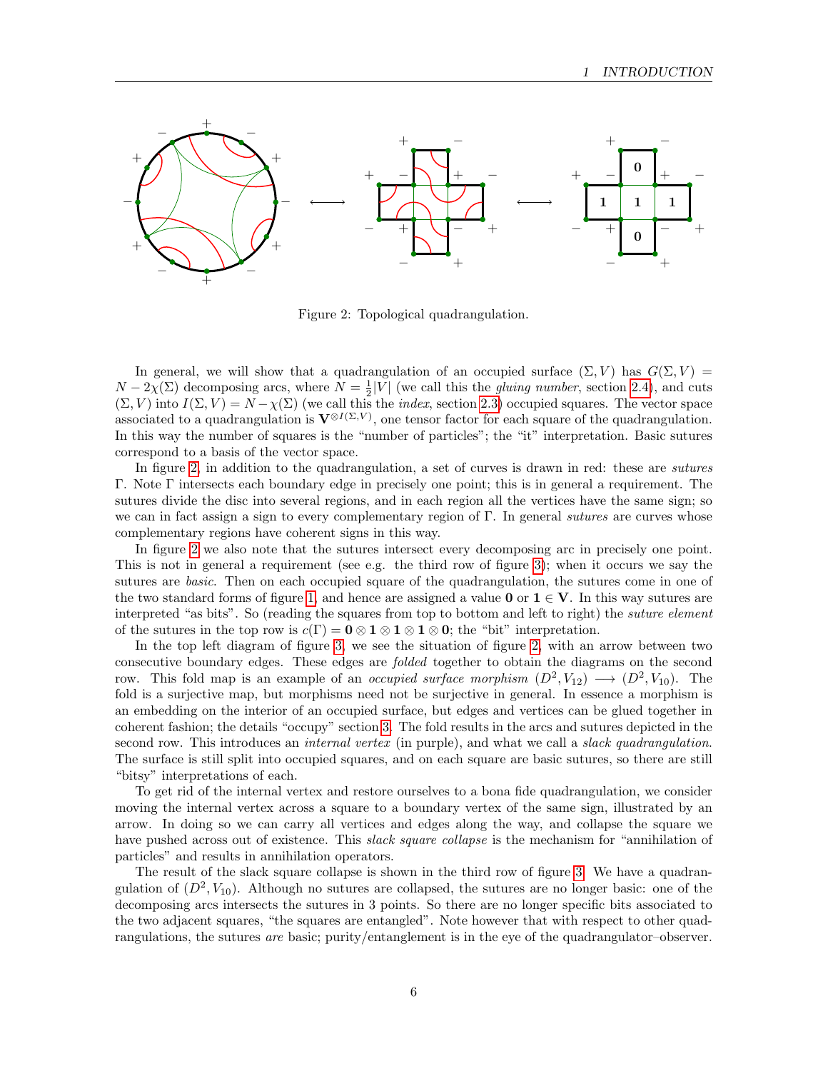Figure 2: Topological quadrangulation.

In general, we will show that a quadrangulation of an occupied surface $(\Sigma, V)$ has $G(\Sigma, V) = N - 2\chi(\Sigma)$ decomposing arcs, where $N = \frac{1}{2}|V|$ (we call this the *gluing number*, section 2.4), and cuts $(\Sigma, V)$ into $I(\Sigma, V) = N - \chi(\Sigma)$ (we call this the *index*, section 2.3) occupied squares. The vector space associated to a quadrangulation is $\mathbf{V}^{\otimes I(\Sigma,V)}$, one tensor factor for each square of the quadrangulation. In this way the number of squares is the "number of particles"; the "it" interpretation. Basic sutures correspond to a basis of the vector space.

In figure 2, in addition to the quadrangulation, a set of curves is drawn in red: these are *sutures* $\Gamma$. Note $\Gamma$ intersects each boundary edge in precisely one point; this is in general a requirement. The sutures divide the disc into several regions, and in each region all the vertices have the same sign; so we can in fact assign a sign to every complementary region of $\Gamma$. In general *sutures* are curves whose complementary regions have coherent signs in this way.

In figure 2 we also note that the sutures intersect every decomposing arc in precisely one point. This is not in general a requirement (see e.g. the third row of figure 3); when it occurs we say the sutures are *basic*. Then on each occupied square of the quadrangulation, the sutures come in one of the two standard forms of figure 1, and hence are assigned a value $\mathbf{0}$ or $\mathbf{1} \in \mathbf{V}$. In this way sutures are interpreted "as bits". So (reading the squares from top to bottom and left to right) the *suture element* of the sutures in the top row is $c(\Gamma) = \mathbf{0} \otimes \mathbf{1} \otimes \mathbf{1} \otimes \mathbf{1} \otimes \mathbf{0}$; the "bit" interpretation.

In the top left diagram of figure 3, we see the situation of figure 2, with an arrow between two consecutive boundary edges. These edges are *folded* together to obtain the diagrams on the second row. This fold map is an example of an *occupied surface morphism* $(D^2, V_{12}) \longrightarrow (D^2, V_{10})$. The fold is a surjective map, but morphisms need not be surjective in general. In essence a morphism is an embedding on the interior of an occupied surface, but edges and vertices can be glued together in coherent fashion; the details "occupy" section 3. The fold results in the arcs and sutures depicted in the second row. This introduces an *internal vertex* (in purple), and what we call a *slack quadrangulation*. The surface is still split into occupied squares, and on each square are basic sutures, so there are still "bitsy" interpretations of each.

To get rid of the internal vertex and restore ourselves to a bona fide quadrangulation, we consider moving the internal vertex across a square to a boundary vertex of the same sign, illustrated by an arrow. In doing so we can carry all vertices and edges along the way, and collapse the square we have pushed across out of existence. This *slack square collapse* is the mechanism for "annihilation of particles" and results in annihilation operators.

The result of the slack square collapse is shown in the third row of figure 3. We have a quadrangulation of $(D^2, V_{10})$. Although no sutures are collapsed, the sutures are no longer basic: one of the decomposing arcs intersects the sutures in 3 points. So there are no longer specific bits associated to the two adjacent squares, "the squares are entangled". Note however that with respect to other quadrangulations, the sutures *are* basic; purity/entanglement is in the eye of the quadrangulator–observer.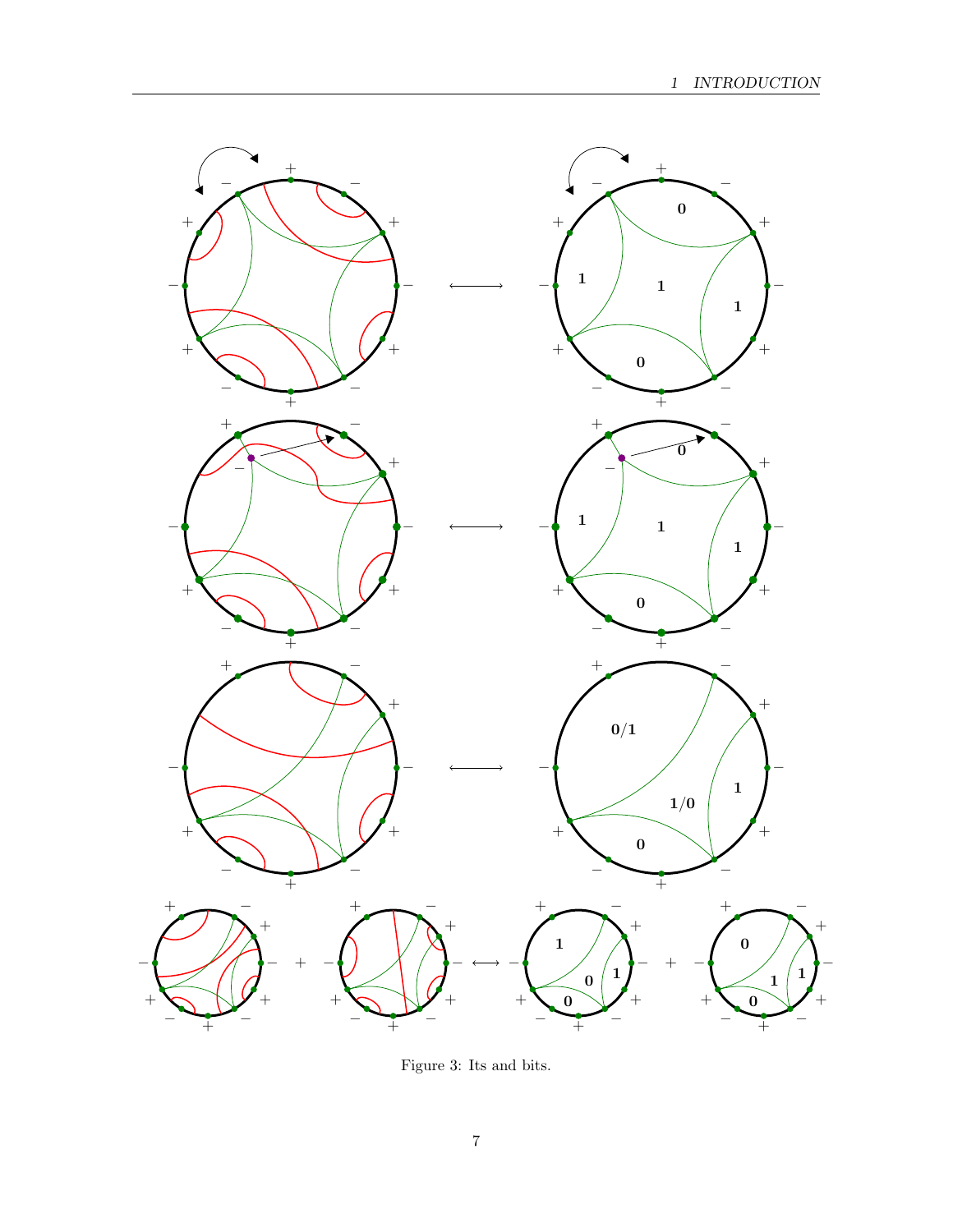Figure 3: Its and bits.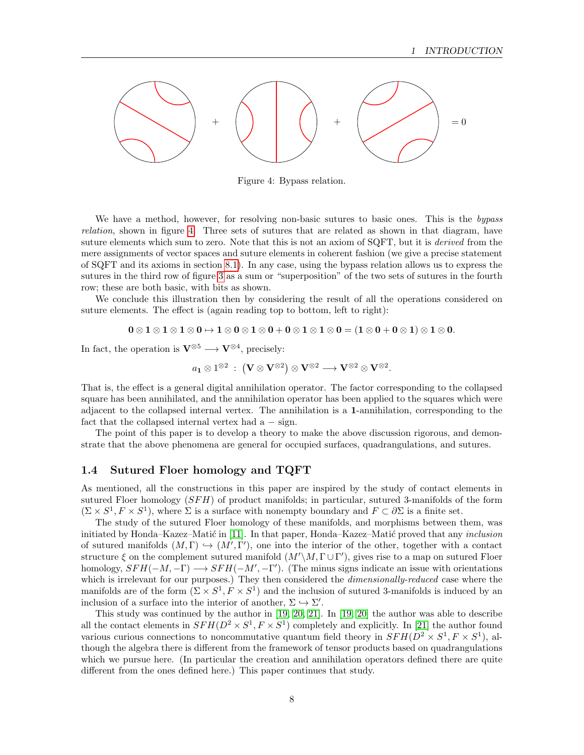$$+ \quad + \quad = 0$$

Figure 4: Bypass relation.

We have a method, however, for resolving non-basic sutures to basic ones. This is the *bypass relation*, shown in figure 4. Three sets of sutures that are related as shown in that diagram, have suture elements which sum to zero. Note that this is not an axiom of SQFT, but it is *derived* from the mere assignments of vector spaces and suture elements in coherent fashion (we give a precise statement of SQFT and its axioms in section 8.1). In any case, using the bypass relation allows us to express the sutures in the third row of figure 3 as a sum or "superposition" of the two sets of sutures in the fourth row; these are both basic, with bits as shown.

We conclude this illustration then by considering the result of all the operations considered on suture elements. The effect is (again reading top to bottom, left to right):

$$\mathbf{0} \otimes \mathbf{1} \otimes \mathbf{1} \otimes \mathbf{1} \otimes \mathbf{0} \mapsto \mathbf{1} \otimes \mathbf{0} \otimes \mathbf{1} \otimes \mathbf{0} + \mathbf{0} \otimes \mathbf{1} \otimes \mathbf{1} \otimes \mathbf{0} = (\mathbf{1} \otimes \mathbf{0} + \mathbf{0} \otimes \mathbf{1}) \otimes \mathbf{1} \otimes \mathbf{0}.$$

In fact, the operation is $\mathbf{V}^{\otimes 5} \longrightarrow \mathbf{V}^{\otimes 4}$, precisely:

$$a_{\mathbf{1}} \otimes 1^{\otimes 2} \; : \; \left(\mathbf{V} \otimes \mathbf{V}^{\otimes 2}\right) \otimes \mathbf{V}^{\otimes 2} \longrightarrow \mathbf{V}^{\otimes 2} \otimes \mathbf{V}^{\otimes 2}.$$

That is, the effect is a general digital annihilation operator. The factor corresponding to the collapsed square has been annihilated, and the annihilation operator has been applied to the squares which were adjacent to the collapsed internal vertex. The annihilation is a **1**-annihilation, corresponding to the fact that the collapsed internal vertex had a $-$ sign.

The point of this paper is to develop a theory to make the above discussion rigorous, and demonstrate that the above phenomena are general for occupied surfaces, quadrangulations, and sutures.

## 1.4 Sutured Floer homology and TQFT

As mentioned, all the constructions in this paper are inspired by the study of contact elements in sutured Floer homology ($SFH$) of product manifolds; in particular, sutured 3-manifolds of the form $(\Sigma \times S^1, F \times S^1)$, where $\Sigma$ is a surface with nonempty boundary and $F \subset \partial\Sigma$ is a finite set.

The study of the sutured Floer homology of these manifolds, and morphisms between them, was initiated by Honda–Kazez–Matić in [11]. In that paper, Honda–Kazez–Matić proved that any *inclusion* of sutured manifolds $(M, \Gamma) \hookrightarrow (M', \Gamma')$, one into the interior of the other, together with a contact structure $\xi$ on the complement sutured manifold $(M' \backslash M, \Gamma \cup \Gamma')$, gives rise to a map on sutured Floer homology, $SFH(-M, -\Gamma) \longrightarrow SFH(-M', -\Gamma')$. (The minus signs indicate an issue with orientations which is irrelevant for our purposes.) They then considered the *dimensionally-reduced* case where the manifolds are of the form $(\Sigma \times S^1, F \times S^1)$ and the inclusion of sutured 3-manifolds is induced by an inclusion of a surface into the interior of another, $\Sigma \hookrightarrow \Sigma'$.

This study was continued by the author in [19, 20, 21]. In [19, 20] the author was able to describe all the contact elements in $SFH(D^2 \times S^1, F \times S^1)$ completely and explicitly. In [21] the author found various curious connections to noncommutative quantum field theory in $SFH(D^2 \times S^1, F \times S^1)$, although the algebra there is different from the framework of tensor products based on quadrangulations which we pursue here. (In particular the creation and annihilation operators defined there are quite different from the ones defined here.) This paper continues that study.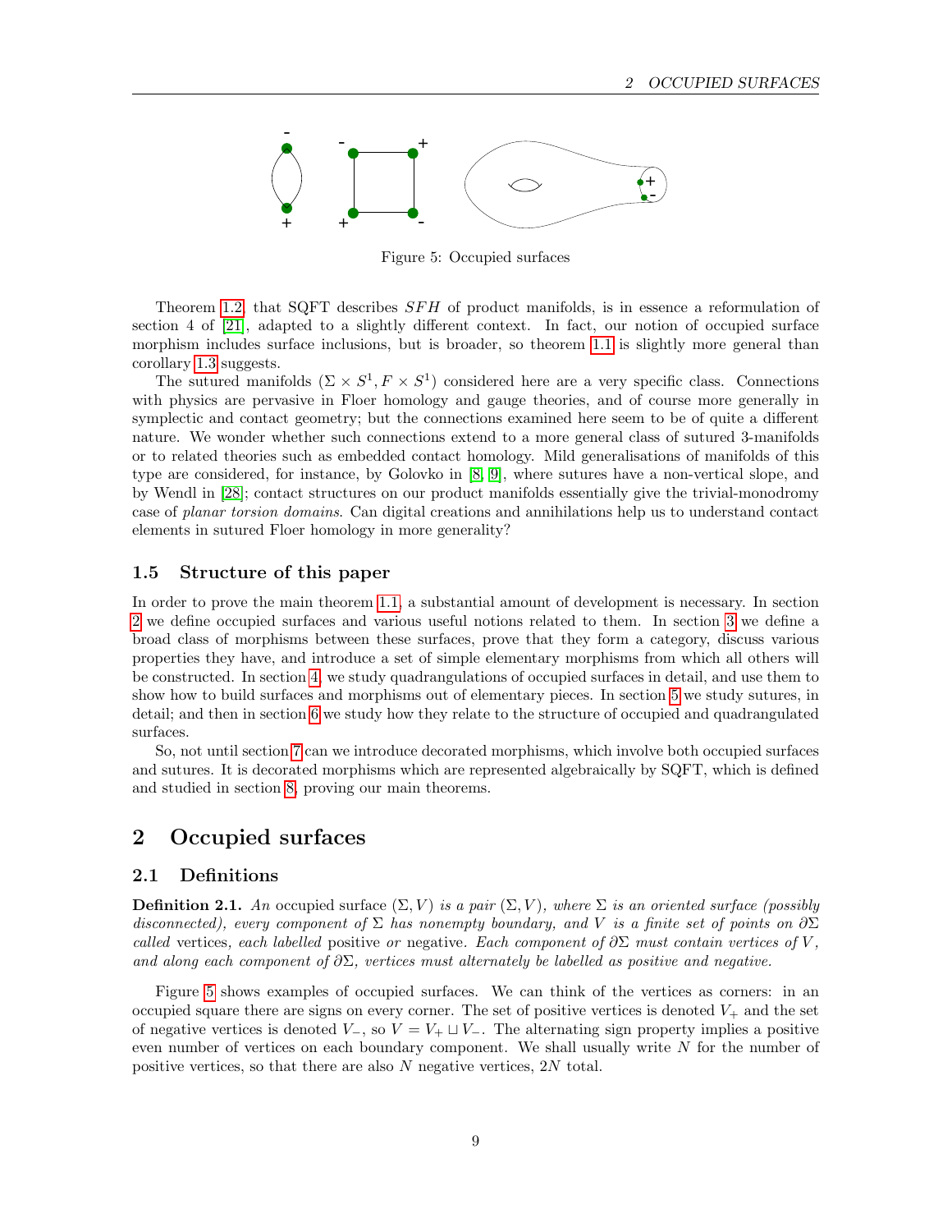Figure 5: Occupied surfaces

Theorem 1.2, that SQFT describes $SFH$ of product manifolds, is in essence a reformulation of section 4 of [21], adapted to a slightly different context. In fact, our notion of occupied surface morphism includes surface inclusions, but is broader, so theorem 1.1 is slightly more general than corollary 1.3 suggests.

The sutured manifolds $(\Sigma \times S^1, F \times S^1)$ considered here are a very specific class. Connections with physics are pervasive in Floer homology and gauge theories, and of course more generally in symplectic and contact geometry; but the connections examined here seem to be of quite a different nature. We wonder whether such connections extend to a more general class of sutured 3-manifolds or to related theories such as embedded contact homology. Mild generalisations of manifolds of this type are considered, for instance, by Golovko in [8, 9], where sutures have a non-vertical slope, and by Wendl in [28]; contact structures on our product manifolds essentially give the trivial-monodromy case of *planar torsion domains*. Can digital creations and annihilations help us to understand contact elements in sutured Floer homology in more generality?

### 1.5 Structure of this paper

In order to prove the main theorem 1.1, a substantial amount of development is necessary. In section 2 we define occupied surfaces and various useful notions related to them. In section 3 we define a broad class of morphisms between these surfaces, prove that they form a category, discuss various properties they have, and introduce a set of simple elementary morphisms from which all others will be constructed. In section 4, we study quadrangulations of occupied surfaces in detail, and use them to show how to build surfaces and morphisms out of elementary pieces. In section 5 we study sutures, in detail; and then in section 6 we study how they relate to the structure of occupied and quadrangulated surfaces.

So, not until section 7 can we introduce decorated morphisms, which involve both occupied surfaces and sutures. It is decorated morphisms which are represented algebraically by SQFT, which is defined and studied in section 8, proving our main theorems.

## 2 Occupied surfaces

### 2.1 Definitions

**Definition 2.1.** *An* occupied surface $(\Sigma, V)$ *is a pair* $(\Sigma, V)$*, where* $\Sigma$ *is an oriented surface (possibly disconnected), every component of* $\Sigma$ *has nonempty boundary, and* $V$ *is a finite set of points on* $\partial\Sigma$ *called* vertices*, each labelled* positive *or* negative*. Each component of* $\partial\Sigma$ *must contain vertices of* $V$*, and along each component of* $\partial\Sigma$*, vertices must alternately be labelled as positive and negative.*

Figure 5 shows examples of occupied surfaces. We can think of the vertices as corners: in an occupied square there are signs on every corner. The set of positive vertices is denoted $V_+$ and the set of negative vertices is denoted $V_-$, so $V = V_+ \sqcup V_-$. The alternating sign property implies a positive even number of vertices on each boundary component. We shall usually write $N$ for the number of positive vertices, so that there are also $N$ negative vertices, $2N$ total.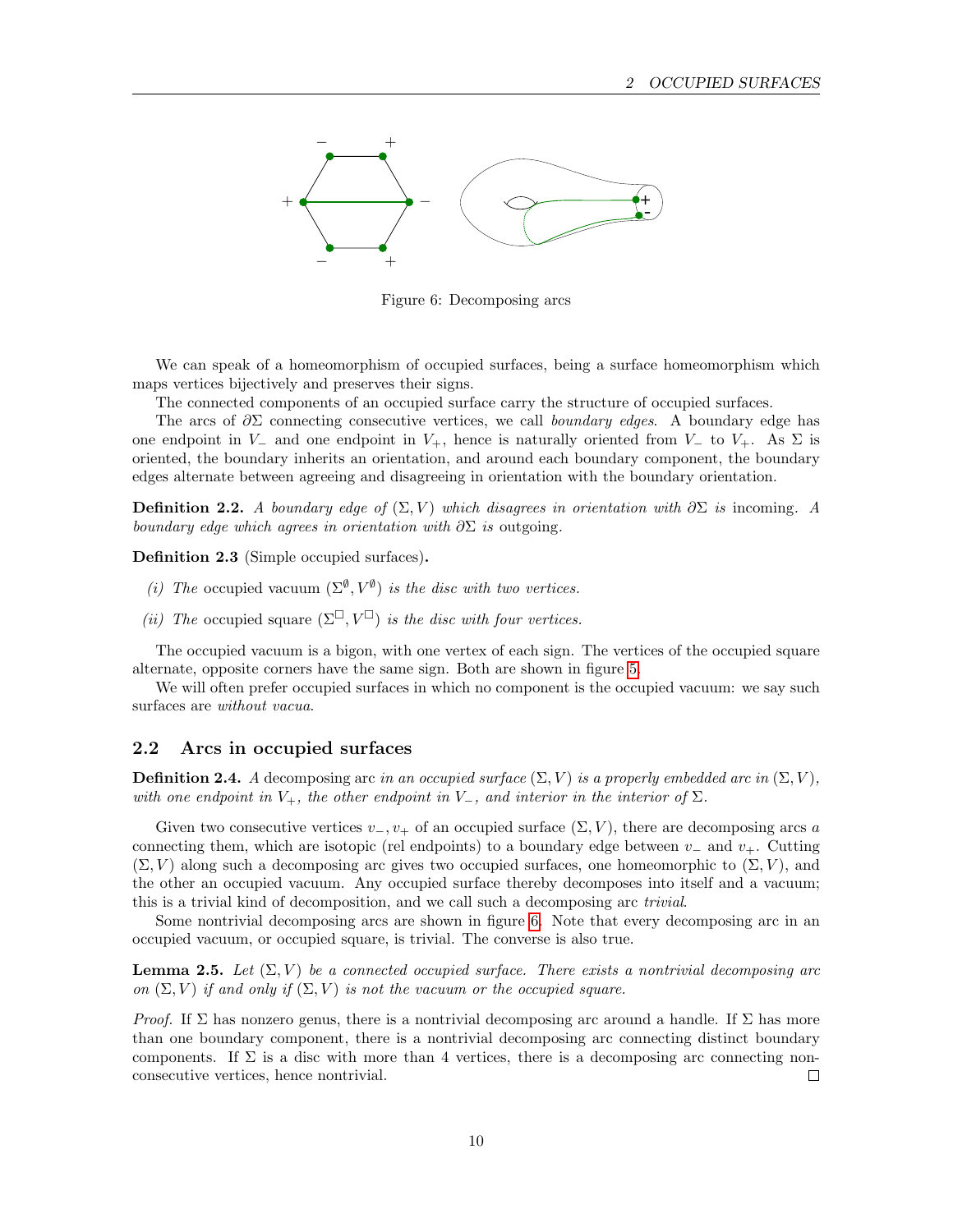Figure 6: Decomposing arcs

We can speak of a homeomorphism of occupied surfaces, being a surface homeomorphism which maps vertices bijectively and preserves their signs.

The connected components of an occupied surface carry the structure of occupied surfaces.

The arcs of $\partial\Sigma$ connecting consecutive vertices, we call *boundary edges*. A boundary edge has one endpoint in $V_-$ and one endpoint in $V_+$, hence is naturally oriented from $V_-$ to $V_+$. As $\Sigma$ is oriented, the boundary inherits an orientation, and around each boundary component, the boundary edges alternate between agreeing and disagreeing in orientation with the boundary orientation.

**Definition 2.2.** *A boundary edge of $(\Sigma, V)$ which disagrees in orientation with $\partial\Sigma$ is* incoming*. A boundary edge which agrees in orientation with $\partial\Sigma$ is* outgoing*.*

**Definition 2.3** (Simple occupied surfaces)**.**

*(i) The* occupied vacuum $(\Sigma^\emptyset, V^\emptyset)$ *is the disc with two vertices.*

*(ii) The* occupied square $(\Sigma^\square, V^\square)$ *is the disc with four vertices.*

The occupied vacuum is a bigon, with one vertex of each sign. The vertices of the occupied square alternate, opposite corners have the same sign. Both are shown in figure 5.

We will often prefer occupied surfaces in which no component is the occupied vacuum: we say such surfaces are *without vacua*.

## 2.2 Arcs in occupied surfaces

**Definition 2.4.** *A* decomposing arc *in an occupied surface $(\Sigma, V)$ is a properly embedded arc in $(\Sigma, V)$, with one endpoint in $V_+$, the other endpoint in $V_-$, and interior in the interior of $\Sigma$.*

Given two consecutive vertices $v_-, v_+$ of an occupied surface $(\Sigma, V)$, there are decomposing arcs $a$ connecting them, which are isotopic (rel endpoints) to a boundary edge between $v_-$ and $v_+$. Cutting $(\Sigma, V)$ along such a decomposing arc gives two occupied surfaces, one homeomorphic to $(\Sigma, V)$, and the other an occupied vacuum. Any occupied surface thereby decomposes into itself and a vacuum; this is a trivial kind of decomposition, and we call such a decomposing arc *trivial*.

Some nontrivial decomposing arcs are shown in figure 6. Note that every decomposing arc in an occupied vacuum, or occupied square, is trivial. The converse is also true.

**Lemma 2.5.** *Let $(\Sigma, V)$ be a connected occupied surface. There exists a nontrivial decomposing arc on $(\Sigma, V)$ if and only if $(\Sigma, V)$ is not the vacuum or the occupied square.*

*Proof.* If $\Sigma$ has nonzero genus, there is a nontrivial decomposing arc around a handle. If $\Sigma$ has more than one boundary component, there is a nontrivial decomposing arc connecting distinct boundary components. If $\Sigma$ is a disc with more than 4 vertices, there is a decomposing arc connecting non-consecutive vertices, hence nontrivial. □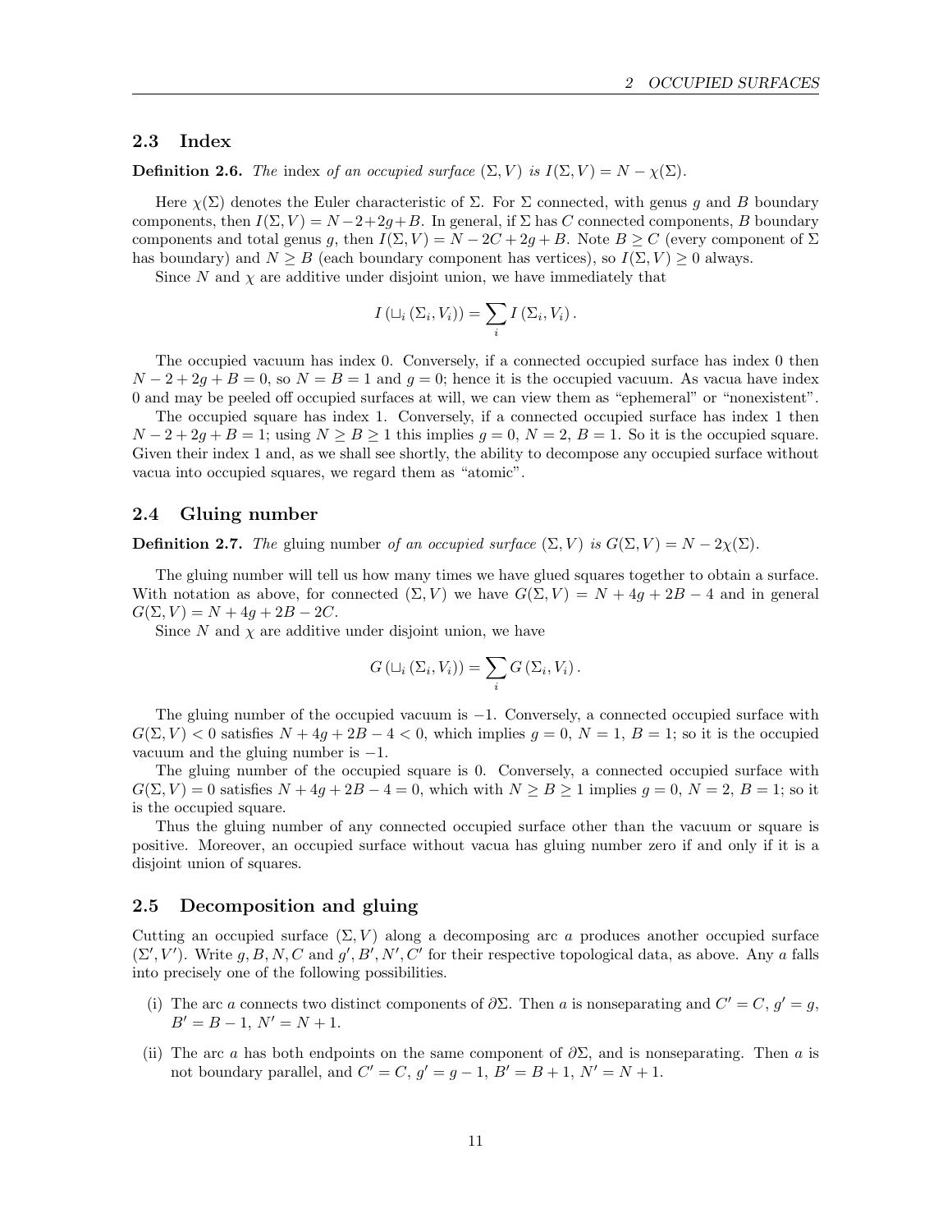### 2.3 Index

**Definition 2.6.** *The* index *of an occupied surface* $(\Sigma, V)$ *is* $I(\Sigma, V) = N - \chi(\Sigma)$.

Here $\chi(\Sigma)$ denotes the Euler characteristic of $\Sigma$. For $\Sigma$ connected, with genus $g$ and $B$ boundary components, then $I(\Sigma, V) = N - 2 + 2g + B$. In general, if $\Sigma$ has $C$ connected components, $B$ boundary components and total genus $g$, then $I(\Sigma, V) = N - 2C + 2g + B$. Note $B \geq C$ (every component of $\Sigma$ has boundary) and $N \geq B$ (each boundary component has vertices), so $I(\Sigma, V) \geq 0$ always.

Since $N$ and $\chi$ are additive under disjoint union, we have immediately that

$$I\left(\sqcup_i \left(\Sigma_i, V_i\right)\right) = \sum_i I\left(\Sigma_i, V_i\right).$$

The occupied vacuum has index 0. Conversely, if a connected occupied surface has index 0 then $N - 2 + 2g + B = 0$, so $N = B = 1$ and $g = 0$; hence it is the occupied vacuum. As vacua have index 0 and may be peeled off occupied surfaces at will, we can view them as "ephemeral" or "nonexistent".

The occupied square has index 1. Conversely, if a connected occupied surface has index 1 then $N - 2 + 2g + B = 1$; using $N \geq B \geq 1$ this implies $g = 0$, $N = 2$, $B = 1$. So it is the occupied square. Given their index 1 and, as we shall see shortly, the ability to decompose any occupied surface without vacua into occupied squares, we regard them as "atomic".

### 2.4 Gluing number

**Definition 2.7.** *The* gluing number *of an occupied surface* $(\Sigma, V)$ *is* $G(\Sigma, V) = N - 2\chi(\Sigma)$.

The gluing number will tell us how many times we have glued squares together to obtain a surface. With notation as above, for connected $(\Sigma, V)$ we have $G(\Sigma, V) = N + 4g + 2B - 4$ and in general $G(\Sigma, V) = N + 4g + 2B - 2C$.

Since $N$ and $\chi$ are additive under disjoint union, we have

$$G\left(\sqcup_i \left(\Sigma_i, V_i\right)\right) = \sum_i G\left(\Sigma_i, V_i\right).$$

The gluing number of the occupied vacuum is $-1$. Conversely, a connected occupied surface with $G(\Sigma, V) < 0$ satisfies $N + 4g + 2B - 4 < 0$, which implies $g = 0$, $N = 1$, $B = 1$; so it is the occupied vacuum and the gluing number is $-1$.

The gluing number of the occupied square is 0. Conversely, a connected occupied surface with $G(\Sigma, V) = 0$ satisfies $N + 4g + 2B - 4 = 0$, which with $N \geq B \geq 1$ implies $g = 0$, $N = 2$, $B = 1$; so it is the occupied square.

Thus the gluing number of any connected occupied surface other than the vacuum or square is positive. Moreover, an occupied surface without vacua has gluing number zero if and only if it is a disjoint union of squares.

### 2.5 Decomposition and gluing

Cutting an occupied surface $(\Sigma, V)$ along a decomposing arc $a$ produces another occupied surface $(\Sigma', V')$. Write $g, B, N, C$ and $g', B', N', C'$ for their respective topological data, as above. Any $a$ falls into precisely one of the following possibilities.

(i) The arc $a$ connects two distinct components of $\partial\Sigma$. Then $a$ is nonseparating and $C' = C$, $g' = g$, $B' = B - 1$, $N' = N + 1$.

(ii) The arc $a$ has both endpoints on the same component of $\partial\Sigma$, and is nonseparating. Then $a$ is not boundary parallel, and $C' = C$, $g' = g - 1$, $B' = B + 1$, $N' = N + 1$.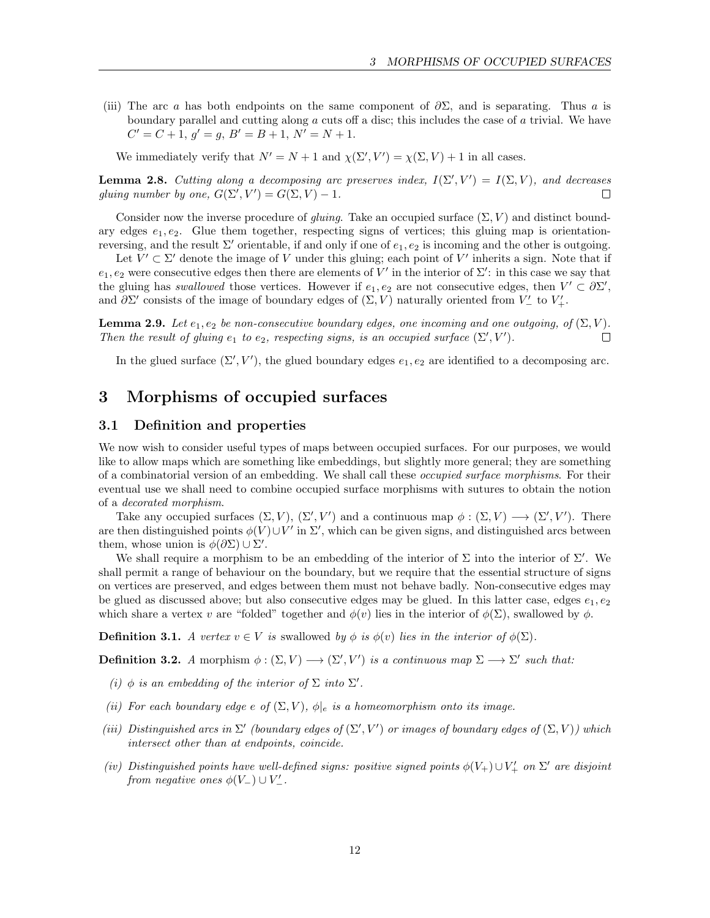(iii) The arc $a$ has both endpoints on the same component of $\partial\Sigma$, and is separating. Thus $a$ is boundary parallel and cutting along $a$ cuts off a disc; this includes the case of $a$ trivial. We have $C' = C+1$, $g' = g$, $B' = B+1$, $N' = N+1$.

We immediately verify that $N' = N+1$ and $\chi(\Sigma', V') = \chi(\Sigma, V) + 1$ in all cases.

**Lemma 2.8.** *Cutting along a decomposing arc preserves index, $I(\Sigma', V') = I(\Sigma, V)$, and decreases gluing number by one, $G(\Sigma', V') = G(\Sigma, V) - 1$.* □

Consider now the inverse procedure of *gluing*. Take an occupied surface $(\Sigma, V)$ and distinct boundary edges $e_1, e_2$. Glue them together, respecting signs of vertices; this gluing map is orientation-reversing, and the result $\Sigma'$ orientable, if and only if one of $e_1, e_2$ is incoming and the other is outgoing.

Let $V' \subset \Sigma'$ denote the image of $V$ under this gluing; each point of $V'$ inherits a sign. Note that if $e_1, e_2$ were consecutive edges then there are elements of $V'$ in the interior of $\Sigma'$: in this case we say that the gluing has *swallowed* those vertices. However if $e_1, e_2$ are not consecutive edges, then $V' \subset \partial\Sigma'$, and $\partial\Sigma'$ consists of the image of boundary edges of $(\Sigma, V)$ naturally oriented from $V'_-$ to $V'_+$.

**Lemma 2.9.** *Let $e_1, e_2$ be non-consecutive boundary edges, one incoming and one outgoing, of $(\Sigma, V)$. Then the result of gluing $e_1$ to $e_2$, respecting signs, is an occupied surface $(\Sigma', V')$.* □

In the glued surface $(\Sigma', V')$, the glued boundary edges $e_1, e_2$ are identified to a decomposing arc.

# 3 Morphisms of occupied surfaces

## 3.1 Definition and properties

We now wish to consider useful types of maps between occupied surfaces. For our purposes, we would like to allow maps which are something like embeddings, but slightly more general; they are something of a combinatorial version of an embedding. We shall call these *occupied surface morphisms*. For their eventual use we shall need to combine occupied surface morphisms with sutures to obtain the notion of a *decorated morphism*.

Take any occupied surfaces $(\Sigma, V)$, $(\Sigma', V')$ and a continuous map $\phi : (\Sigma, V) \longrightarrow (\Sigma', V')$. There are then distinguished points $\phi(V) \cup V'$ in $\Sigma'$, which can be given signs, and distinguished arcs between them, whose union is $\phi(\partial\Sigma) \cup \Sigma'$.

We shall require a morphism to be an embedding of the interior of $\Sigma$ into the interior of $\Sigma'$. We shall permit a range of behaviour on the boundary, but we require that the essential structure of signs on vertices are preserved, and edges between them must not behave badly. Non-consecutive edges may be glued as discussed above; but also consecutive edges may be glued. In this latter case, edges $e_1, e_2$ which share a vertex $v$ are "folded" together and $\phi(v)$ lies in the interior of $\phi(\Sigma)$, swallowed by $\phi$.

**Definition 3.1.** *A vertex $v \in V$ is* swallowed *by $\phi$ is $\phi(v)$ lies in the interior of $\phi(\Sigma)$.*

**Definition 3.2.** *A* morphism *$\phi : (\Sigma, V) \longrightarrow (\Sigma', V')$ is a continuous map $\Sigma \longrightarrow \Sigma'$ such that:*

*(i) $\phi$ is an embedding of the interior of $\Sigma$ into $\Sigma'$.*

*(ii) For each boundary edge $e$ of $(\Sigma, V)$, $\phi|_e$ is a homeomorphism onto its image.*

*(iii) Distinguished arcs in $\Sigma'$ (boundary edges of $(\Sigma', V')$ or images of boundary edges of $(\Sigma, V)$) which intersect other than at endpoints, coincide.*

*(iv) Distinguished points have well-defined signs: positive signed points $\phi(V_+) \cup V'_+$ on $\Sigma'$ are disjoint from negative ones $\phi(V_-) \cup V'_-$.*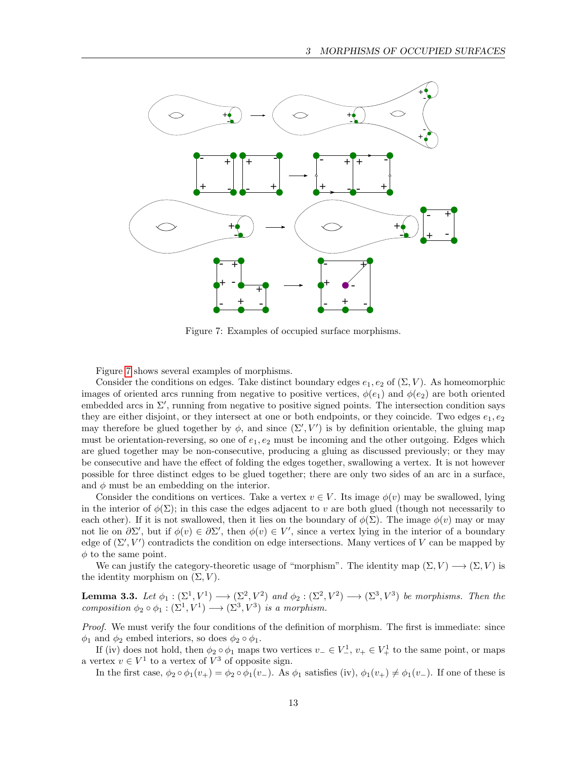Figure 7: Examples of occupied surface morphisms.

Figure 7 shows several examples of morphisms.

Consider the conditions on edges. Take distinct boundary edges $e_1, e_2$ of $(\Sigma, V)$. As homeomorphic images of oriented arcs running from negative to positive vertices, $\phi(e_1)$ and $\phi(e_2)$ are both oriented embedded arcs in $\Sigma'$, running from negative to positive signed points. The intersection condition says they are either disjoint, or they intersect at one or both endpoints, or they coincide. Two edges $e_1, e_2$ may therefore be glued together by $\phi$, and since $(\Sigma', V')$ is by definition orientable, the gluing map must be orientation-reversing, so one of $e_1, e_2$ must be incoming and the other outgoing. Edges which are glued together may be non-consecutive, producing a gluing as discussed previously; or they may be consecutive and have the effect of folding the edges together, swallowing a vertex. It is not however possible for three distinct edges to be glued together; there are only two sides of an arc in a surface, and $\phi$ must be an embedding on the interior.

Consider the conditions on vertices. Take a vertex $v \in V$. Its image $\phi(v)$ may be swallowed, lying in the interior of $\phi(\Sigma)$; in this case the edges adjacent to $v$ are both glued (though not necessarily to each other). If it is not swallowed, then it lies on the boundary of $\phi(\Sigma)$. The image $\phi(v)$ may or may not lie on $\partial\Sigma'$, but if $\phi(v) \in \partial\Sigma'$, then $\phi(v) \in V'$, since a vertex lying in the interior of a boundary edge of $(\Sigma', V')$ contradicts the condition on edge intersections. Many vertices of $V$ can be mapped by $\phi$ to the same point.

We can justify the category-theoretic usage of "morphism". The identity map $(\Sigma, V) \longrightarrow (\Sigma, V)$ is the identity morphism on $(\Sigma, V)$.

**Lemma 3.3.** *Let $\phi_1 : (\Sigma^1, V^1) \longrightarrow (\Sigma^2, V^2)$ and $\phi_2 : (\Sigma^2, V^2) \longrightarrow (\Sigma^3, V^3)$ be morphisms. Then the composition $\phi_2 \circ \phi_1 : (\Sigma^1, V^1) \longrightarrow (\Sigma^3, V^3)$ is a morphism.*

*Proof.* We must verify the four conditions of the definition of morphism. The first is immediate: since $\phi_1$ and $\phi_2$ embed interiors, so does $\phi_2 \circ \phi_1$.

If (iv) does not hold, then $\phi_2 \circ \phi_1$ maps two vertices $v_- \in V^1_-$, $v_+ \in V^1_+$ to the same point, or maps a vertex $v \in V^1$ to a vertex of $V^3$ of opposite sign.

In the first case, $\phi_2 \circ \phi_1(v_+) = \phi_2 \circ \phi_1(v_-)$. As $\phi_1$ satisfies (iv), $\phi_1(v_+) \neq \phi_1(v_-)$. If one of these is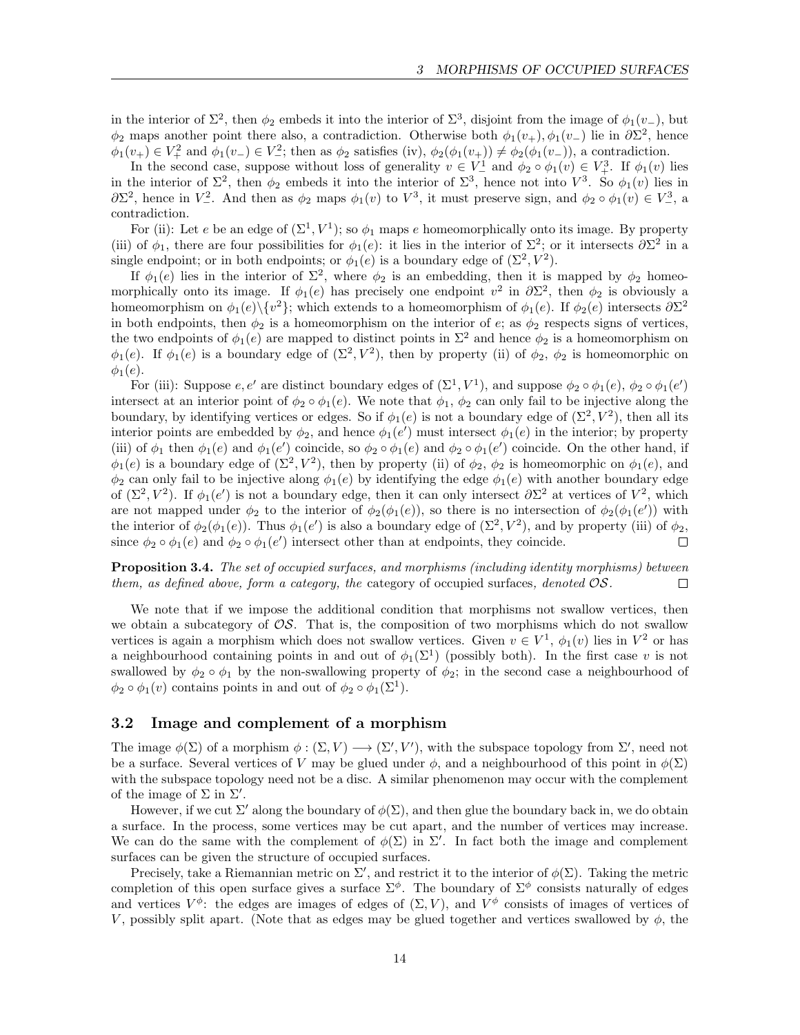in the interior of $\Sigma^2$, then $\phi_2$ embeds it into the interior of $\Sigma^3$, disjoint from the image of $\phi_1(v_-)$, but $\phi_2$ maps another point there also, a contradiction. Otherwise both $\phi_1(v_+), \phi_1(v_-)$ lie in $\partial\Sigma^2$, hence $\phi_1(v_+) \in V_+^2$ and $\phi_1(v_-) \in V_-^2$; then as $\phi_2$ satisfies (iv), $\phi_2(\phi_1(v_+)) \neq \phi_2(\phi_1(v_-))$, a contradiction.

In the second case, suppose without loss of generality $v \in V_-^1$ and $\phi_2 \circ \phi_1(v) \in V_+^3$. If $\phi_1(v)$ lies in the interior of $\Sigma^2$, then $\phi_2$ embeds it into the interior of $\Sigma^3$, hence not into $V^3$. So $\phi_1(v)$ lies in $\partial\Sigma^2$, hence in $V_-^2$. And then as $\phi_2$ maps $\phi_1(v)$ to $V^3$, it must preserve sign, and $\phi_2 \circ \phi_1(v) \in V_-^3$, a contradiction.

For (ii): Let $e$ be an edge of $(\Sigma^1, V^1)$; so $\phi_1$ maps $e$ homeomorphically onto its image. By property (iii) of $\phi_1$, there are four possibilities for $\phi_1(e)$: it lies in the interior of $\Sigma^2$; or it intersects $\partial\Sigma^2$ in a single endpoint; or in both endpoints; or $\phi_1(e)$ is a boundary edge of $(\Sigma^2, V^2)$.

If $\phi_1(e)$ lies in the interior of $\Sigma^2$, where $\phi_2$ is an embedding, then it is mapped by $\phi_2$ homeomorphically onto its image. If $\phi_1(e)$ has precisely one endpoint $v^2$ in $\partial\Sigma^2$, then $\phi_2$ is obviously a homeomorphism on $\phi_1(e)\backslash\{v^2\}$; which extends to a homeomorphism of $\phi_1(e)$. If $\phi_2(e)$ intersects $\partial\Sigma^2$ in both endpoints, then $\phi_2$ is a homeomorphism on the interior of $e$; as $\phi_2$ respects signs of vertices, the two endpoints of $\phi_1(e)$ are mapped to distinct points in $\Sigma^2$ and hence $\phi_2$ is a homeomorphism on $\phi_1(e)$. If $\phi_1(e)$ is a boundary edge of $(\Sigma^2, V^2)$, then by property (ii) of $\phi_2$, $\phi_2$ is homeomorphic on $\phi_1(e)$.

For (iii): Suppose $e, e'$ are distinct boundary edges of $(\Sigma^1, V^1)$, and suppose $\phi_2 \circ \phi_1(e)$, $\phi_2 \circ \phi_1(e')$ intersect at an interior point of $\phi_2 \circ \phi_1(e)$. We note that $\phi_1$, $\phi_2$ can only fail to be injective along the boundary, by identifying vertices or edges. So if $\phi_1(e)$ is not a boundary edge of $(\Sigma^2, V^2)$, then all its interior points are embedded by $\phi_2$, and hence $\phi_1(e')$ must intersect $\phi_1(e)$ in the interior; by property (iii) of $\phi_1$ then $\phi_1(e)$ and $\phi_1(e')$ coincide, so $\phi_2 \circ \phi_1(e)$ and $\phi_2 \circ \phi_1(e')$ coincide. On the other hand, if $\phi_1(e)$ is a boundary edge of $(\Sigma^2, V^2)$, then by property (ii) of $\phi_2$, $\phi_2$ is homeomorphic on $\phi_1(e)$, and $\phi_2$ can only fail to be injective along $\phi_1(e)$ by identifying the edge $\phi_1(e)$ with another boundary edge of $(\Sigma^2, V^2)$. If $\phi_1(e')$ is not a boundary edge, then it can only intersect $\partial\Sigma^2$ at vertices of $V^2$, which are not mapped under $\phi_2$ to the interior of $\phi_2(\phi_1(e))$, so there is no intersection of $\phi_2(\phi_1(e'))$ with the interior of $\phi_2(\phi_1(e))$. Thus $\phi_1(e')$ is also a boundary edge of $(\Sigma^2, V^2)$, and by property (iii) of $\phi_2$, since $\phi_2 \circ \phi_1(e)$ and $\phi_2 \circ \phi_1(e')$ intersect other than at endpoints, they coincide. ∎

**Proposition 3.4.** *The set of occupied surfaces, and morphisms (including identity morphisms) between them, as defined above, form a category, the* category of occupied surfaces*, denoted $\mathcal{OS}$.* ∎

We note that if we impose the additional condition that morphisms not swallow vertices, then we obtain a subcategory of $\mathcal{OS}$. That is, the composition of two morphisms which do not swallow vertices is again a morphism which does not swallow vertices. Given $v \in V^1$, $\phi_1(v)$ lies in $V^2$ or has a neighbourhood containing points in and out of $\phi_1(\Sigma^1)$ (possibly both). In the first case $v$ is not swallowed by $\phi_2 \circ \phi_1$ by the non-swallowing property of $\phi_2$; in the second case a neighbourhood of $\phi_2 \circ \phi_1(v)$ contains points in and out of $\phi_2 \circ \phi_1(\Sigma^1)$.

### 3.2 Image and complement of a morphism

The image $\phi(\Sigma)$ of a morphism $\phi : (\Sigma, V) \longrightarrow (\Sigma', V')$, with the subspace topology from $\Sigma'$, need not be a surface. Several vertices of $V$ may be glued under $\phi$, and a neighbourhood of this point in $\phi(\Sigma)$ with the subspace topology need not be a disc. A similar phenomenon may occur with the complement of the image of $\Sigma$ in $\Sigma'$.

However, if we cut $\Sigma'$ along the boundary of $\phi(\Sigma)$, and then glue the boundary back in, we do obtain a surface. In the process, some vertices may be cut apart, and the number of vertices may increase. We can do the same with the complement of $\phi(\Sigma)$ in $\Sigma'$. In fact both the image and complement surfaces can be given the structure of occupied surfaces.

Precisely, take a Riemannian metric on $\Sigma'$, and restrict it to the interior of $\phi(\Sigma)$. Taking the metric completion of this open surface gives a surface $\Sigma^\phi$. The boundary of $\Sigma^\phi$ consists naturally of edges and vertices $V^\phi$: the edges are images of edges of $(\Sigma, V)$, and $V^\phi$ consists of images of vertices of $V$, possibly split apart. (Note that as edges may be glued together and vertices swallowed by $\phi$, the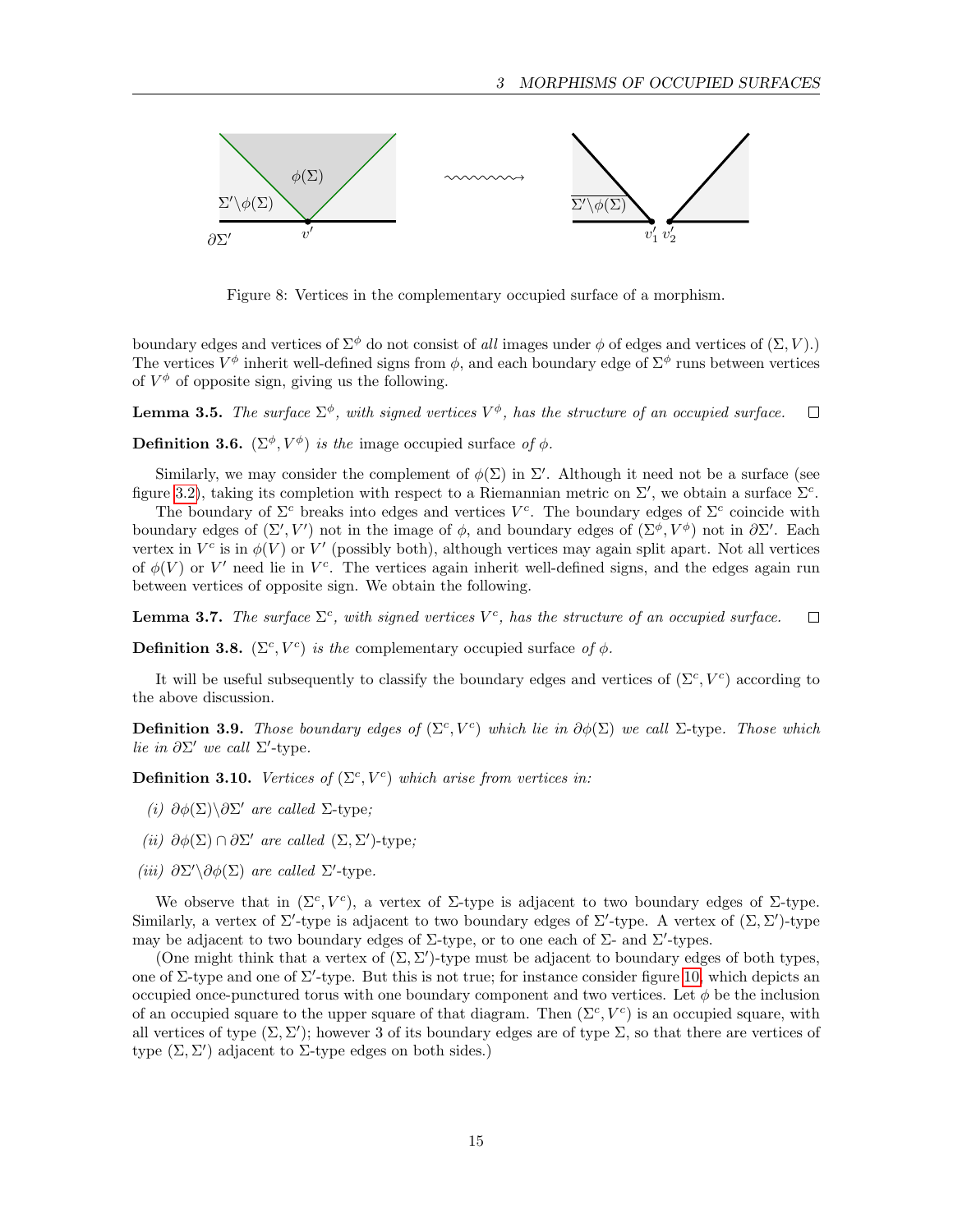Figure 8: Vertices in the complementary occupied surface of a morphism.

boundary edges and vertices of $\Sigma^\phi$ do not consist of *all* images under $\phi$ of edges and vertices of $(\Sigma, V)$.) The vertices $V^\phi$ inherit well-defined signs from $\phi$, and each boundary edge of $\Sigma^\phi$ runs between vertices of $V^\phi$ of opposite sign, giving us the following.

**Lemma 3.5.** *The surface $\Sigma^\phi$, with signed vertices $V^\phi$, has the structure of an occupied surface.* □

**Definition 3.6.** *$(\Sigma^\phi, V^\phi)$ is the* image occupied surface *of $\phi$.*

Similarly, we may consider the complement of $\phi(\Sigma)$ in $\Sigma'$. Although it need not be a surface (see figure 3.2), taking its completion with respect to a Riemannian metric on $\Sigma'$, we obtain a surface $\Sigma^c$.

The boundary of $\Sigma^c$ breaks into edges and vertices $V^c$. The boundary edges of $\Sigma^c$ coincide with boundary edges of $(\Sigma', V')$ not in the image of $\phi$, and boundary edges of $(\Sigma^\phi, V^\phi)$ not in $\partial\Sigma'$. Each vertex in $V^c$ is in $\phi(V)$ or $V'$ (possibly both), although vertices may again split apart. Not all vertices of $\phi(V)$ or $V'$ need lie in $V^c$. The vertices again inherit well-defined signs, and the edges again run between vertices of opposite sign. We obtain the following.

**Lemma 3.7.** *The surface $\Sigma^c$, with signed vertices $V^c$, has the structure of an occupied surface.* □

**Definition 3.8.** *$(\Sigma^c, V^c)$ is the* complementary occupied surface *of $\phi$.*

It will be useful subsequently to classify the boundary edges and vertices of $(\Sigma^c, V^c)$ according to the above discussion.

**Definition 3.9.** *Those boundary edges of $(\Sigma^c, V^c)$ which lie in $\partial\phi(\Sigma)$ we call* $\Sigma$-type*. Those which lie in $\partial\Sigma'$ we call* $\Sigma'$-type.

**Definition 3.10.** *Vertices of $(\Sigma^c, V^c)$ which arise from vertices in:*

*(i) $\partial\phi(\Sigma)\backslash\partial\Sigma'$ are called* $\Sigma$-type*;*

*(ii) $\partial\phi(\Sigma) \cap \partial\Sigma'$ are called* $(\Sigma, \Sigma')$-type*;*

*(iii) $\partial\Sigma'\backslash\partial\phi(\Sigma)$ are called* $\Sigma'$-type.

We observe that in $(\Sigma^c, V^c)$, a vertex of $\Sigma$-type is adjacent to two boundary edges of $\Sigma$-type. Similarly, a vertex of $\Sigma'$-type is adjacent to two boundary edges of $\Sigma'$-type. A vertex of $(\Sigma, \Sigma')$-type may be adjacent to two boundary edges of $\Sigma$-type, or to one each of $\Sigma$- and $\Sigma'$-types.

(One might think that a vertex of $(\Sigma, \Sigma')$-type must be adjacent to boundary edges of both types, one of $\Sigma$-type and one of $\Sigma'$-type. But this is not true; for instance consider figure 10, which depicts an occupied once-punctured torus with one boundary component and two vertices. Let $\phi$ be the inclusion of an occupied square to the upper square of that diagram. Then $(\Sigma^c, V^c)$ is an occupied square, with all vertices of type $(\Sigma, \Sigma')$; however 3 of its boundary edges are of type $\Sigma$, so that there are vertices of type $(\Sigma, \Sigma')$ adjacent to $\Sigma$-type edges on both sides.)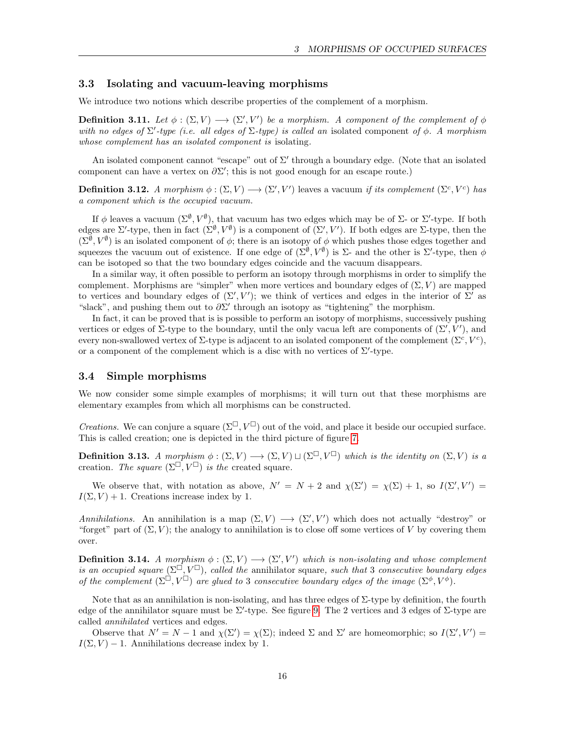### 3.3 Isolating and vacuum-leaving morphisms

We introduce two notions which describe properties of the complement of a morphism.

**Definition 3.11.** *Let $\phi : (\Sigma, V) \longrightarrow (\Sigma', V')$ be a morphism. A component of the complement of $\phi$ with no edges of $\Sigma'$-type (i.e. all edges of $\Sigma$-type) is called an* isolated component *of $\phi$. A morphism whose complement has an isolated component is* isolating.

An isolated component cannot "escape" out of $\Sigma'$ through a boundary edge. (Note that an isolated component can have a vertex on $\partial\Sigma'$; this is not good enough for an escape route.)

**Definition 3.12.** *A morphism $\phi : (\Sigma, V) \longrightarrow (\Sigma', V')$* leaves a vacuum *if its complement $(\Sigma^c, V^c)$ has a component which is the occupied vacuum.*

If $\phi$ leaves a vacuum $(\Sigma^\emptyset, V^\emptyset)$, that vacuum has two edges which may be of $\Sigma$- or $\Sigma'$-type. If both edges are $\Sigma'$-type, then in fact $(\Sigma^\emptyset, V^\emptyset)$ is a component of $(\Sigma', V')$. If both edges are $\Sigma$-type, then the $(\Sigma^\emptyset, V^\emptyset)$ is an isolated component of $\phi$; there is an isotopy of $\phi$ which pushes those edges together and squeezes the vacuum out of existence. If one edge of $(\Sigma^\emptyset, V^\emptyset)$ is $\Sigma$- and the other is $\Sigma'$-type, then $\phi$ can be isotoped so that the two boundary edges coincide and the vacuum disappears.

In a similar way, it often possible to perform an isotopy through morphisms in order to simplify the complement. Morphisms are "simpler" when more vertices and boundary edges of $(\Sigma, V)$ are mapped to vertices and boundary edges of $(\Sigma', V')$; we think of vertices and edges in the interior of $\Sigma'$ as "slack", and pushing them out to $\partial\Sigma'$ through an isotopy as "tightening" the morphism.

In fact, it can be proved that is is possible to perform an isotopy of morphisms, successively pushing vertices or edges of $\Sigma$-type to the boundary, until the only vacua left are components of $(\Sigma', V')$, and every non-swallowed vertex of $\Sigma$-type is adjacent to an isolated component of the complement $(\Sigma^c, V^c)$, or a component of the complement which is a disc with no vertices of $\Sigma'$-type.

### 3.4 Simple morphisms

We now consider some simple examples of morphisms; it will turn out that these morphisms are elementary examples from which all morphisms can be constructed.

*Creations.* We can conjure a square $(\Sigma^\square, V^\square)$ out of the void, and place it beside our occupied surface. This is called creation; one is depicted in the third picture of figure 7.

**Definition 3.13.** *A morphism $\phi : (\Sigma, V) \longrightarrow (\Sigma, V) \sqcup (\Sigma^\square, V^\square)$ which is the identity on $(\Sigma, V)$ is a* creation. *The square $(\Sigma^\square, V^\square)$ is the* created square.

We observe that, with notation as above, $N' = N + 2$ and $\chi(\Sigma') = \chi(\Sigma) + 1$, so $I(\Sigma', V') = I(\Sigma, V) + 1$. Creations increase index by 1.

*Annihilations.* An annihilation is a map $(\Sigma, V) \longrightarrow (\Sigma', V')$ which does not actually "destroy" or "forget" part of $(\Sigma, V)$; the analogy to annihilation is to close off some vertices of $V$ by covering them over.

**Definition 3.14.** *A morphism $\phi : (\Sigma, V) \longrightarrow (\Sigma', V')$ which is non-isolating and whose complement is an occupied square $(\Sigma^\square, V^\square)$, called the* annihilator square, *such that 3 consecutive boundary edges of the complement $(\Sigma^\square, V^\square)$ are glued to 3 consecutive boundary edges of the image $(\Sigma^\phi, V^\phi)$.*

Note that as an annihilation is non-isolating, and has three edges of $\Sigma$-type by definition, the fourth edge of the annihilator square must be $\Sigma'$-type. See figure 9. The 2 vertices and 3 edges of $\Sigma$-type are called *annihilated* vertices and edges.

Observe that $N' = N - 1$ and $\chi(\Sigma') = \chi(\Sigma)$; indeed $\Sigma$ and $\Sigma'$ are homeomorphic; so $I(\Sigma', V') = I(\Sigma, V) - 1$. Annihilations decrease index by 1.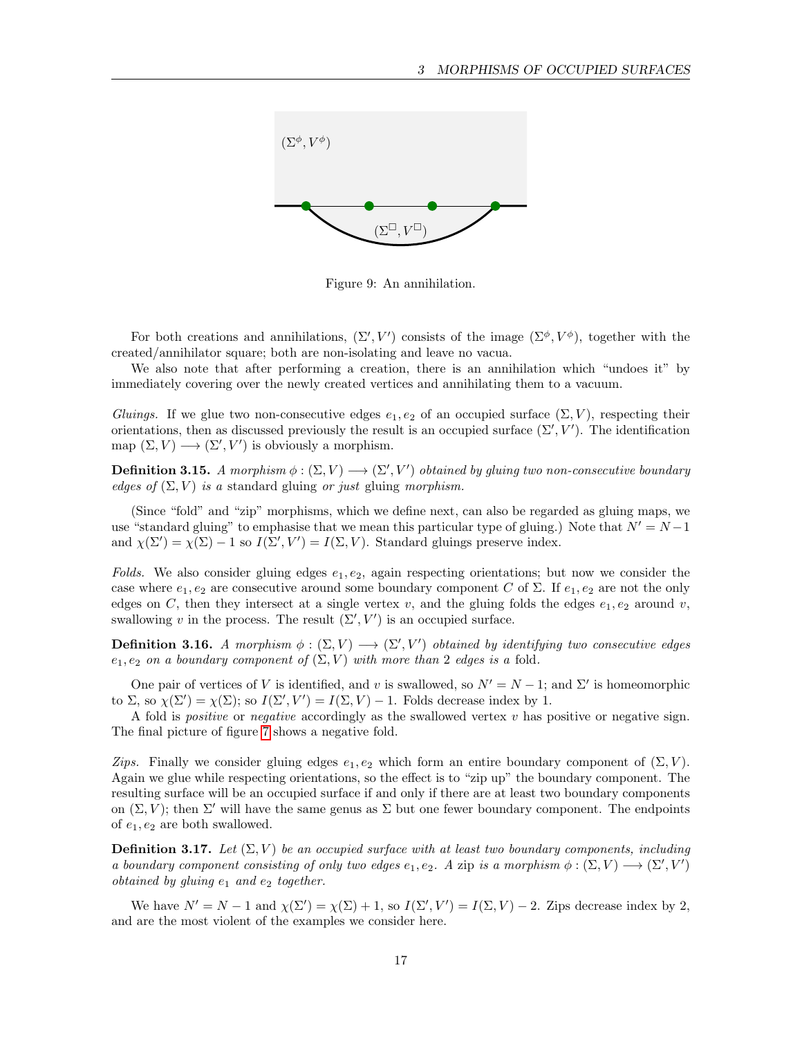Figure 9: An annihilation.

For both creations and annihilations, $(\Sigma', V')$ consists of the image $(\Sigma^\phi, V^\phi)$, together with the created/annihilator square; both are non-isolating and leave no vacua.

We also note that after performing a creation, there is an annihilation which "undoes it" by immediately covering over the newly created vertices and annihilating them to a vacuum.

*Gluings.* If we glue two non-consecutive edges $e_1, e_2$ of an occupied surface $(\Sigma, V)$, respecting their orientations, then as discussed previously the result is an occupied surface $(\Sigma', V')$. The identification map $(\Sigma, V) \longrightarrow (\Sigma', V')$ is obviously a morphism.

**Definition 3.15.** *A morphism $\phi : (\Sigma, V) \longrightarrow (\Sigma', V')$ obtained by gluing two non-consecutive boundary edges of $(\Sigma, V)$ is a* standard gluing *or just* gluing *morphism.*

(Since "fold" and "zip" morphisms, which we define next, can also be regarded as gluing maps, we use "standard gluing" to emphasise that we mean this particular type of gluing.) Note that $N' = N - 1$ and $\chi(\Sigma') = \chi(\Sigma) - 1$ so $I(\Sigma', V') = I(\Sigma, V)$. Standard gluings preserve index.

*Folds.* We also consider gluing edges $e_1, e_2$, again respecting orientations; but now we consider the case where $e_1, e_2$ are consecutive around some boundary component $C$ of $\Sigma$. If $e_1, e_2$ are not the only edges on $C$, then they intersect at a single vertex $v$, and the gluing folds the edges $e_1, e_2$ around $v$, swallowing $v$ in the process. The result $(\Sigma', V')$ is an occupied surface.

**Definition 3.16.** *A morphism $\phi : (\Sigma, V) \longrightarrow (\Sigma', V')$ obtained by identifying two consecutive edges $e_1, e_2$ on a boundary component of $(\Sigma, V)$ with more than 2 edges is a* fold.

One pair of vertices of $V$ is identified, and $v$ is swallowed, so $N' = N - 1$; and $\Sigma'$ is homeomorphic to $\Sigma$, so $\chi(\Sigma') = \chi(\Sigma)$; so $I(\Sigma', V') = I(\Sigma, V) - 1$. Folds decrease index by 1.

A fold is *positive* or *negative* accordingly as the swallowed vertex $v$ has positive or negative sign. The final picture of figure 7 shows a negative fold.

*Zips.* Finally we consider gluing edges $e_1, e_2$ which form an entire boundary component of $(\Sigma, V)$. Again we glue while respecting orientations, so the effect is to "zip up" the boundary component. The resulting surface will be an occupied surface if and only if there are at least two boundary components on $(\Sigma, V)$; then $\Sigma'$ will have the same genus as $\Sigma$ but one fewer boundary component. The endpoints of $e_1, e_2$ are both swallowed.

**Definition 3.17.** *Let $(\Sigma, V)$ be an occupied surface with at least two boundary components, including a boundary component consisting of only two edges $e_1, e_2$. A* zip *is a morphism $\phi : (\Sigma, V) \longrightarrow (\Sigma', V')$ obtained by gluing $e_1$ and $e_2$ together.*

We have $N' = N - 1$ and $\chi(\Sigma') = \chi(\Sigma) + 1$, so $I(\Sigma', V') = I(\Sigma, V) - 2$. Zips decrease index by 2, and are the most violent of the examples we consider here.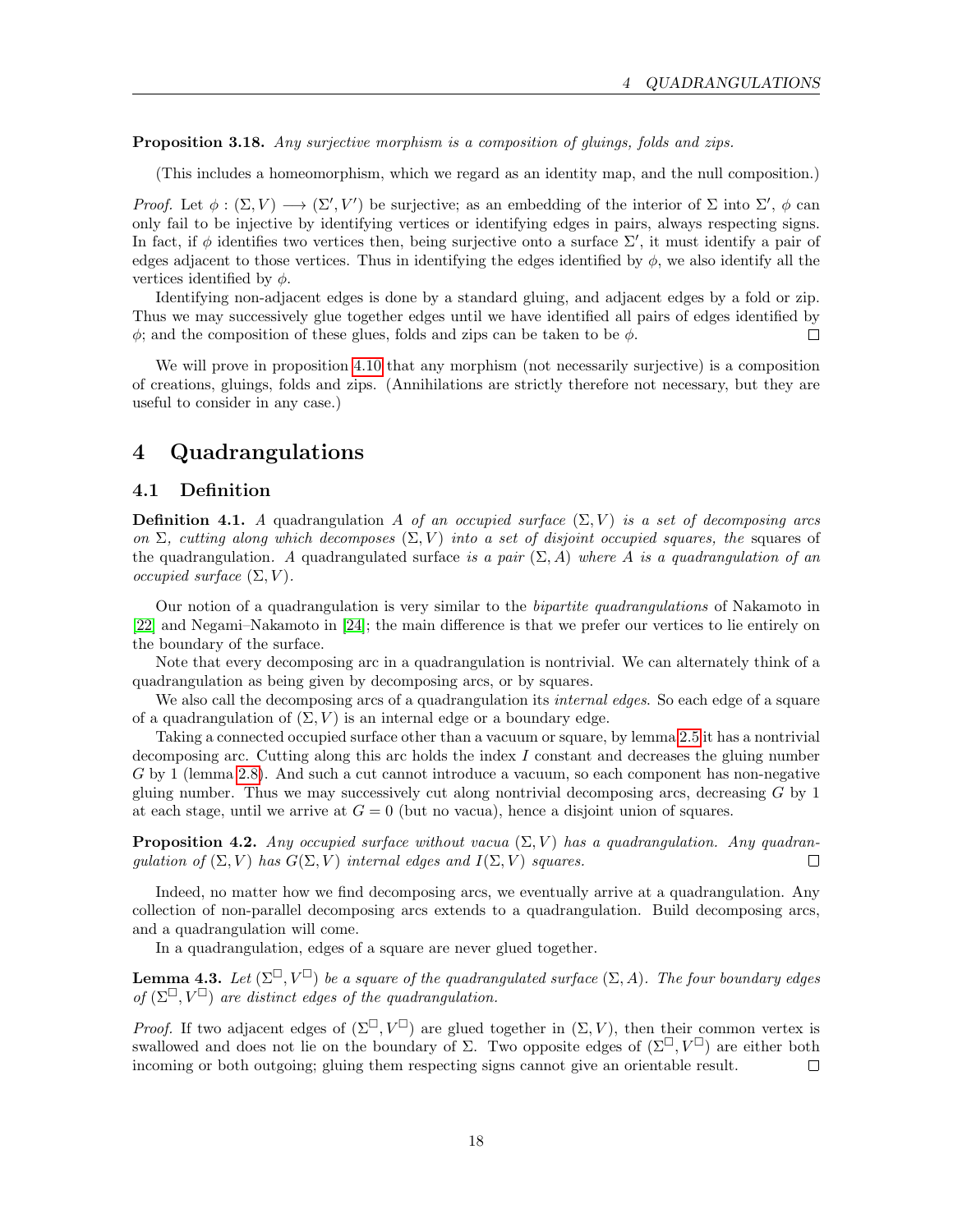**Proposition 3.18.** *Any surjective morphism is a composition of gluings, folds and zips.*

(This includes a homeomorphism, which we regard as an identity map, and the null composition.)

*Proof.* Let $\phi : (\Sigma, V) \longrightarrow (\Sigma', V')$ be surjective; as an embedding of the interior of $\Sigma$ into $\Sigma'$, $\phi$ can only fail to be injective by identifying vertices or identifying edges in pairs, always respecting signs. In fact, if $\phi$ identifies two vertices then, being surjective onto a surface $\Sigma'$, it must identify a pair of edges adjacent to those vertices. Thus in identifying the edges identified by $\phi$, we also identify all the vertices identified by $\phi$.

Identifying non-adjacent edges is done by a standard gluing, and adjacent edges by a fold or zip. Thus we may successively glue together edges until we have identified all pairs of edges identified by $\phi$; and the composition of these glues, folds and zips can be taken to be $\phi$. □

We will prove in proposition 4.10 that any morphism (not necessarily surjective) is a composition of creations, gluings, folds and zips. (Annihilations are strictly therefore not necessary, but they are useful to consider in any case.)

# 4 Quadrangulations

## 4.1 Definition

**Definition 4.1.** *A* quadrangulation $A$ *of an occupied surface* $(\Sigma, V)$ *is a set of decomposing arcs on* $\Sigma$*, cutting along which decomposes* $(\Sigma, V)$ *into a set of disjoint occupied squares, the* squares *of the quadrangulation. A* quadrangulated surface *is a pair* $(\Sigma, A)$ *where* $A$ *is a quadrangulation of an occupied surface* $(\Sigma, V)$.

Our notion of a quadrangulation is very similar to the *bipartite quadrangulations* of Nakamoto in [22] and Negami–Nakamoto in [24]; the main difference is that we prefer our vertices to lie entirely on the boundary of the surface.

Note that every decomposing arc in a quadrangulation is nontrivial. We can alternately think of a quadrangulation as being given by decomposing arcs, or by squares.

We also call the decomposing arcs of a quadrangulation its *internal edges*. So each edge of a square of a quadrangulation of $(\Sigma, V)$ is an internal edge or a boundary edge.

Taking a connected occupied surface other than a vacuum or square, by lemma 2.5 it has a nontrivial decomposing arc. Cutting along this arc holds the index $I$ constant and decreases the gluing number $G$ by 1 (lemma 2.8). And such a cut cannot introduce a vacuum, so each component has non-negative gluing number. Thus we may successively cut along nontrivial decomposing arcs, decreasing $G$ by 1 at each stage, until we arrive at $G = 0$ (but no vacua), hence a disjoint union of squares.

**Proposition 4.2.** *Any occupied surface without vacua* $(\Sigma, V)$ *has a quadrangulation. Any quadrangulation of* $(\Sigma, V)$ *has* $G(\Sigma, V)$ *internal edges and* $I(\Sigma, V)$ *squares.* □

Indeed, no matter how we find decomposing arcs, we eventually arrive at a quadrangulation. Any collection of non-parallel decomposing arcs extends to a quadrangulation. Build decomposing arcs, and a quadrangulation will come.

In a quadrangulation, edges of a square are never glued together.

**Lemma 4.3.** *Let* $(\Sigma^\square, V^\square)$ *be a square of the quadrangulated surface* $(\Sigma, A)$*. The four boundary edges of* $(\Sigma^\square, V^\square)$ *are distinct edges of the quadrangulation.*

*Proof.* If two adjacent edges of $(\Sigma^\square, V^\square)$ are glued together in $(\Sigma, V)$, then their common vertex is swallowed and does not lie on the boundary of $\Sigma$. Two opposite edges of $(\Sigma^\square, V^\square)$ are either both incoming or both outgoing; gluing them respecting signs cannot give an orientable result. □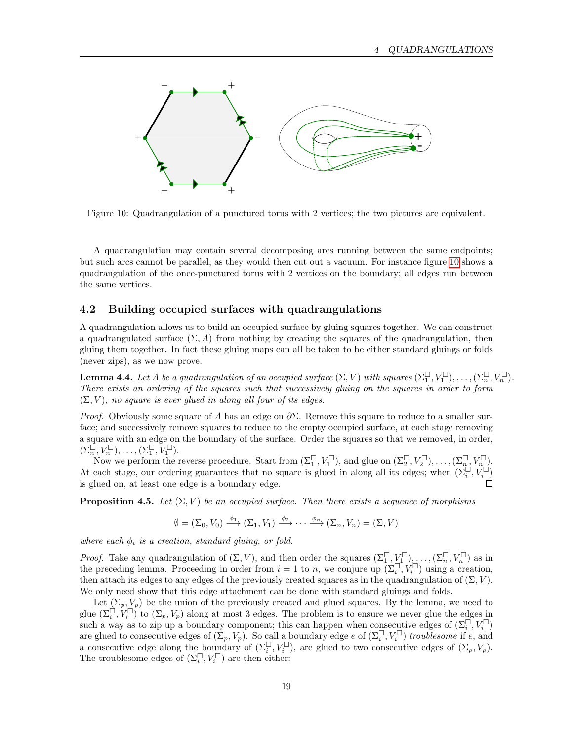Figure 10: Quadrangulation of a punctured torus with 2 vertices; the two pictures are equivalent.

A quadrangulation may contain several decomposing arcs running between the same endpoints; but such arcs cannot be parallel, as they would then cut out a vacuum. For instance figure 10 shows a quadrangulation of the once-punctured torus with 2 vertices on the boundary; all edges run between the same vertices.

## 4.2 Building occupied surfaces with quadrangulations

A quadrangulation allows us to build an occupied surface by gluing squares together. We can construct a quadrangulated surface $(\Sigma, A)$ from nothing by creating the squares of the quadrangulation, then gluing them together. In fact these gluing maps can all be taken to be either standard gluings or folds (never zips), as we now prove.

**Lemma 4.4.** *Let $A$ be a quadrangulation of an occupied surface $(\Sigma, V)$ with squares $(\Sigma_1^\square, V_1^\square), \ldots, (\Sigma_n^\square, V_n^\square)$. There exists an ordering of the squares such that successively gluing on the squares in order to form $(\Sigma, V)$, no square is ever glued in along all four of its edges.*

*Proof.* Obviously some square of $A$ has an edge on $\partial\Sigma$. Remove this square to reduce to a smaller surface; and successively remove squares to reduce to the empty occupied surface, at each stage removing a square with an edge on the boundary of the surface. Order the squares so that we removed, in order, $(\Sigma_n^\square, V_n^\square), \ldots, (\Sigma_1^\square, V_1^\square)$.

Now we perform the reverse procedure. Start from $(\Sigma_1^\square, V_1^\square)$, and glue on $(\Sigma_2^\square, V_2^\square), \ldots, (\Sigma_n^\square, V_n^\square)$. At each stage, our ordering guarantees that no square is glued in along all its edges; when $(\Sigma_i^\square, V_i^\square)$ is glued on, at least one edge is a boundary edge. $\square$

**Proposition 4.5.** *Let $(\Sigma, V)$ be an occupied surface. Then there exists a sequence of morphisms*

$$\emptyset = (\Sigma_0, V_0) \xrightarrow{\phi_1} (\Sigma_1, V_1) \xrightarrow{\phi_2} \cdots \xrightarrow{\phi_n} (\Sigma_n, V_n) = (\Sigma, V)$$

*where each $\phi_i$ is a creation, standard gluing, or fold.*

*Proof.* Take any quadrangulation of $(\Sigma, V)$, and then order the squares $(\Sigma_1^\square, V_1^\square), \ldots, (\Sigma_n^\square, V_n^\square)$ as in the preceding lemma. Proceeding in order from $i = 1$ to $n$, we conjure up $(\Sigma_i^\square, V_i^\square)$ using a creation, then attach its edges to any edges of the previously created squares as in the quadrangulation of $(\Sigma, V)$. We only need show that this edge attachment can be done with standard gluings and folds.

Let $(\Sigma_p, V_p)$ be the union of the previously created and glued squares. By the lemma, we need to glue $(\Sigma_i^\square, V_i^\square)$ to $(\Sigma_p, V_p)$ along at most 3 edges. The problem is to ensure we never glue the edges in such a way as to zip up a boundary component; this can happen when consecutive edges of $(\Sigma_i^\square, V_i^\square)$ are glued to consecutive edges of $(\Sigma_p, V_p)$. So call a boundary edge $e$ of $(\Sigma_i^\square, V_i^\square)$ *troublesome* if $e$, and a consecutive edge along the boundary of $(\Sigma_i^\square, V_i^\square)$, are glued to two consecutive edges of $(\Sigma_p, V_p)$. The troublesome edges of $(\Sigma_i^\square, V_i^\square)$ are then either: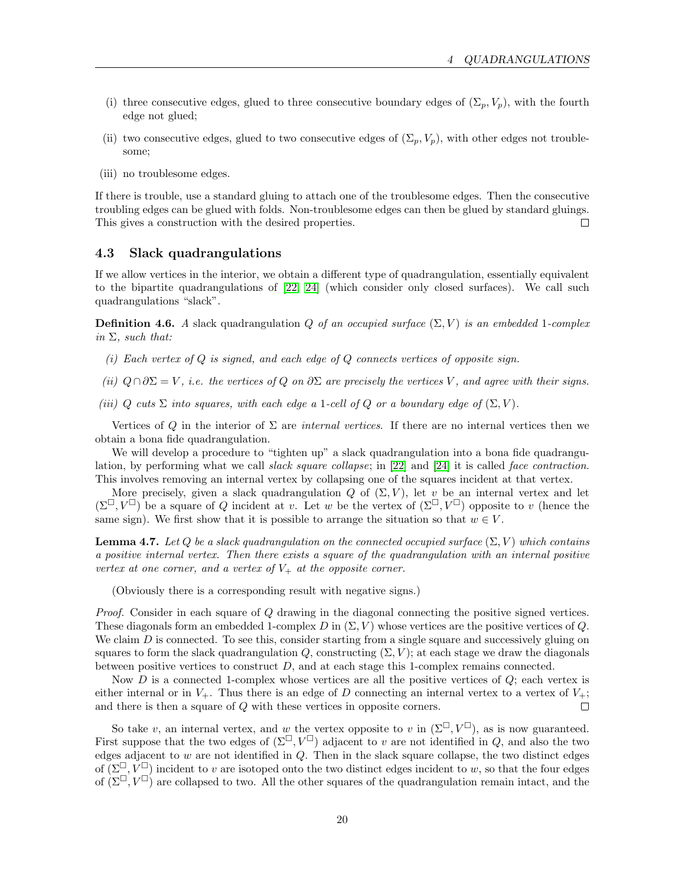(i) three consecutive edges, glued to three consecutive boundary edges of $(\Sigma_p, V_p)$, with the fourth edge not glued;

(ii) two consecutive edges, glued to two consecutive edges of $(\Sigma_p, V_p)$, with other edges not troublesome;

(iii) no troublesome edges.

If there is trouble, use a standard gluing to attach one of the troublesome edges. Then the consecutive troubling edges can be glued with folds. Non-troublesome edges can then be glued by standard gluings. This gives a construction with the desired properties. □

### 4.3 Slack quadrangulations

If we allow vertices in the interior, we obtain a different type of quadrangulation, essentially equivalent to the bipartite quadrangulations of [22, 24] (which consider only closed surfaces). We call such quadrangulations "slack".

**Definition 4.6.** *A* slack quadrangulation *$Q$ of an occupied surface $(\Sigma, V)$ is an embedded 1-complex in $\Sigma$, such that:*

*(i) Each vertex of $Q$ is signed, and each edge of $Q$ connects vertices of opposite sign.*

*(ii) $Q \cap \partial\Sigma = V$, i.e. the vertices of $Q$ on $\partial\Sigma$ are precisely the vertices $V$, and agree with their signs.*

*(iii) $Q$ cuts $\Sigma$ into squares, with each edge a 1-cell of $Q$ or a boundary edge of $(\Sigma, V)$.*

Vertices of $Q$ in the interior of $\Sigma$ are *internal vertices*. If there are no internal vertices then we obtain a bona fide quadrangulation.

We will develop a procedure to "tighten up" a slack quadrangulation into a bona fide quadrangulation, by performing what we call *slack square collapse*; in [22] and [24] it is called *face contraction*. This involves removing an internal vertex by collapsing one of the squares incident at that vertex.

More precisely, given a slack quadrangulation $Q$ of $(\Sigma, V)$, let $v$ be an internal vertex and let $(\Sigma^\square, V^\square)$ be a square of $Q$ incident at $v$. Let $w$ be the vertex of $(\Sigma^\square, V^\square)$ opposite to $v$ (hence the same sign). We first show that it is possible to arrange the situation so that $w \in V$.

**Lemma 4.7.** *Let $Q$ be a slack quadrangulation on the connected occupied surface $(\Sigma, V)$ which contains a positive internal vertex. Then there exists a square of the quadrangulation with an internal positive vertex at one corner, and a vertex of $V_+$ at the opposite corner.*

(Obviously there is a corresponding result with negative signs.)

*Proof.* Consider in each square of $Q$ drawing in the diagonal connecting the positive signed vertices. These diagonals form an embedded 1-complex $D$ in $(\Sigma, V)$ whose vertices are the positive vertices of $Q$. We claim $D$ is connected. To see this, consider starting from a single square and successively gluing on squares to form the slack quadrangulation $Q$, constructing $(\Sigma, V)$; at each stage we draw the diagonals between positive vertices to construct $D$, and at each stage this 1-complex remains connected.

Now $D$ is a connected 1-complex whose vertices are all the positive vertices of $Q$; each vertex is either internal or in $V_+$. Thus there is an edge of $D$ connecting an internal vertex to a vertex of $V_+$; and there is then a square of $Q$ with these vertices in opposite corners. □

So take $v$, an internal vertex, and $w$ the vertex opposite to $v$ in $(\Sigma^\square, V^\square)$, as is now guaranteed. First suppose that the two edges of $(\Sigma^\square, V^\square)$ adjacent to $v$ are not identified in $Q$, and also the two edges adjacent to $w$ are not identified in $Q$. Then in the slack square collapse, the two distinct edges of $(\Sigma^\square, V^\square)$ incident to $v$ are isotoped onto the two distinct edges incident to $w$, so that the four edges of $(\Sigma^\square, V^\square)$ are collapsed to two. All the other squares of the quadrangulation remain intact, and the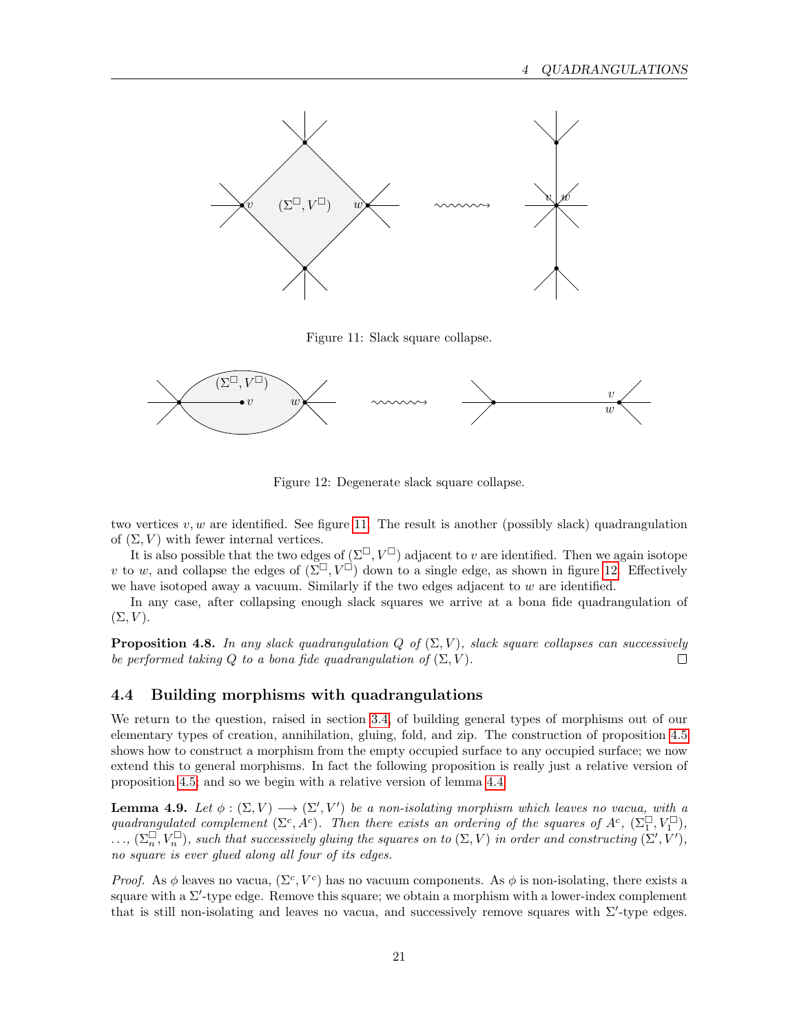Figure 11: Slack square collapse.

Figure 12: Degenerate slack square collapse.

two vertices $v, w$ are identified. See figure 11. The result is another (possibly slack) quadrangulation of $(\Sigma, V)$ with fewer internal vertices.

It is also possible that the two edges of $(\Sigma^\square, V^\square)$ adjacent to $v$ are identified. Then we again isotope $v$ to $w$, and collapse the edges of $(\Sigma^\square, V^\square)$ down to a single edge, as shown in figure 12. Effectively we have isotoped away a vacuum. Similarly if the two edges adjacent to $w$ are identified.

In any case, after collapsing enough slack squares we arrive at a bona fide quadrangulation of $(\Sigma, V)$.

**Proposition 4.8.** *In any slack quadrangulation $Q$ of $(\Sigma, V)$, slack square collapses can successively be performed taking $Q$ to a bona fide quadrangulation of $(\Sigma, V)$.* □

## 4.4 Building morphisms with quadrangulations

We return to the question, raised in section 3.4, of building general types of morphisms out of our elementary types of creation, annihilation, gluing, fold, and zip. The construction of proposition 4.5 shows how to construct a morphism from the empty occupied surface to any occupied surface; we now extend this to general morphisms. In fact the following proposition is really just a relative version of proposition 4.5; and so we begin with a relative version of lemma 4.4.

**Lemma 4.9.** *Let $\phi : (\Sigma, V) \longrightarrow (\Sigma', V')$ be a non-isolating morphism which leaves no vacua, with a quadrangulated complement $(\Sigma^c, A^c)$. Then there exists an ordering of the squares of $A^c$, $(\Sigma_1^\square, V_1^\square)$, $\ldots$, $(\Sigma_n^\square, V_n^\square)$, such that successively gluing the squares on to $(\Sigma, V)$ in order and constructing $(\Sigma', V')$, no square is ever glued along all four of its edges.*

*Proof.* As $\phi$ leaves no vacua, $(\Sigma^c, V^c)$ has no vacuum components. As $\phi$ is non-isolating, there exists a square with a $\Sigma'$-type edge. Remove this square; we obtain a morphism with a lower-index complement that is still non-isolating and leaves no vacua, and successively remove squares with $\Sigma'$-type edges.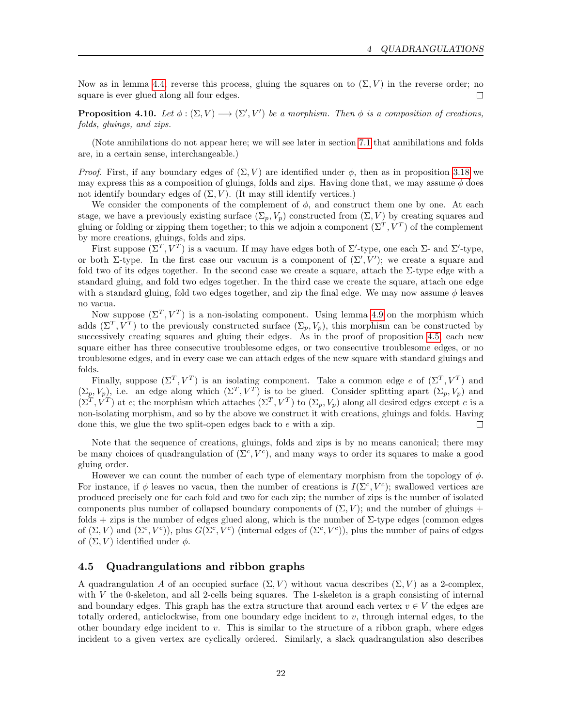Now as in lemma 4.4, reverse this process, gluing the squares on to $(\Sigma, V)$ in the reverse order; no square is ever glued along all four edges. □

**Proposition 4.10.** *Let $\phi : (\Sigma, V) \longrightarrow (\Sigma', V')$ be a morphism. Then $\phi$ is a composition of creations, folds, gluings, and zips.*

(Note annihilations do not appear here; we will see later in section 7.1 that annihilations and folds are, in a certain sense, interchangeable.)

*Proof.* First, if any boundary edges of $(\Sigma, V)$ are identified under $\phi$, then as in proposition 3.18 we may express this as a composition of gluings, folds and zips. Having done that, we may assume $\phi$ does not identify boundary edges of $(\Sigma, V)$. (It may still identify vertices.)

We consider the components of the complement of $\phi$, and construct them one by one. At each stage, we have a previously existing surface $(\Sigma_p, V_p)$ constructed from $(\Sigma, V)$ by creating squares and gluing or folding or zipping them together; to this we adjoin a component $(\Sigma^T, V^T)$ of the complement by more creations, gluings, folds and zips.

First suppose $(\Sigma^T, V^T)$ is a vacuum. If may have edges both of $\Sigma'$-type, one each $\Sigma$- and $\Sigma'$-type, or both $\Sigma$-type. In the first case our vacuum is a component of $(\Sigma', V')$; we create a square and fold two of its edges together. In the second case we create a square, attach the $\Sigma$-type edge with a standard gluing, and fold two edges together. In the third case we create the square, attach one edge with a standard gluing, fold two edges together, and zip the final edge. We may now assume $\phi$ leaves no vacua.

Now suppose $(\Sigma^T, V^T)$ is a non-isolating component. Using lemma 4.9 on the morphism which adds $(\Sigma^T, V^T)$ to the previously constructed surface $(\Sigma_p, V_p)$, this morphism can be constructed by successively creating squares and gluing their edges. As in the proof of proposition 4.5, each new square either has three consecutive troublesome edges, or two consecutive troublesome edges, or no troublesome edges, and in every case we can attach edges of the new square with standard gluings and folds.

Finally, suppose $(\Sigma^T, V^T)$ is an isolating component. Take a common edge $e$ of $(\Sigma^T, V^T)$ and $(\Sigma_p, V_p)$, i.e. an edge along which $(\Sigma^T, V^T)$ is to be glued. Consider splitting apart $(\Sigma_p, V_p)$ and $(\Sigma^T, V^T)$ at $e$; the morphism which attaches $(\Sigma^T, V^T)$ to $(\Sigma_p, V_p)$ along all desired edges except $e$ is a non-isolating morphism, and so by the above we construct it with creations, gluings and folds. Having done this, we glue the two split-open edges back to $e$ with a zip. □

Note that the sequence of creations, gluings, folds and zips is by no means canonical; there may be many choices of quadrangulation of $(\Sigma^c, V^c)$, and many ways to order its squares to make a good gluing order.

However we can count the number of each type of elementary morphism from the topology of $\phi$. For instance, if $\phi$ leaves no vacua, then the number of creations is $I(\Sigma^c, V^c)$; swallowed vertices are produced precisely one for each fold and two for each zip; the number of zips is the number of isolated components plus number of collapsed boundary components of $(\Sigma, V)$; and the number of gluings + folds + zips is the number of edges glued along, which is the number of $\Sigma$-type edges (common edges of $(\Sigma, V)$ and $(\Sigma^c, V^c)$), plus $G(\Sigma^c, V^c)$ (internal edges of $(\Sigma^c, V^c)$), plus the number of pairs of edges of $(\Sigma, V)$ identified under $\phi$.

## 4.5 Quadrangulations and ribbon graphs

A quadrangulation $A$ of an occupied surface $(\Sigma, V)$ without vacua describes $(\Sigma, V)$ as a 2-complex, with $V$ the 0-skeleton, and all 2-cells being squares. The 1-skeleton is a graph consisting of internal and boundary edges. This graph has the extra structure that around each vertex $v \in V$ the edges are totally ordered, anticlockwise, from one boundary edge incident to $v$, through internal edges, to the other boundary edge incident to $v$. This is similar to the structure of a ribbon graph, where edges incident to a given vertex are cyclically ordered. Similarly, a slack quadrangulation also describes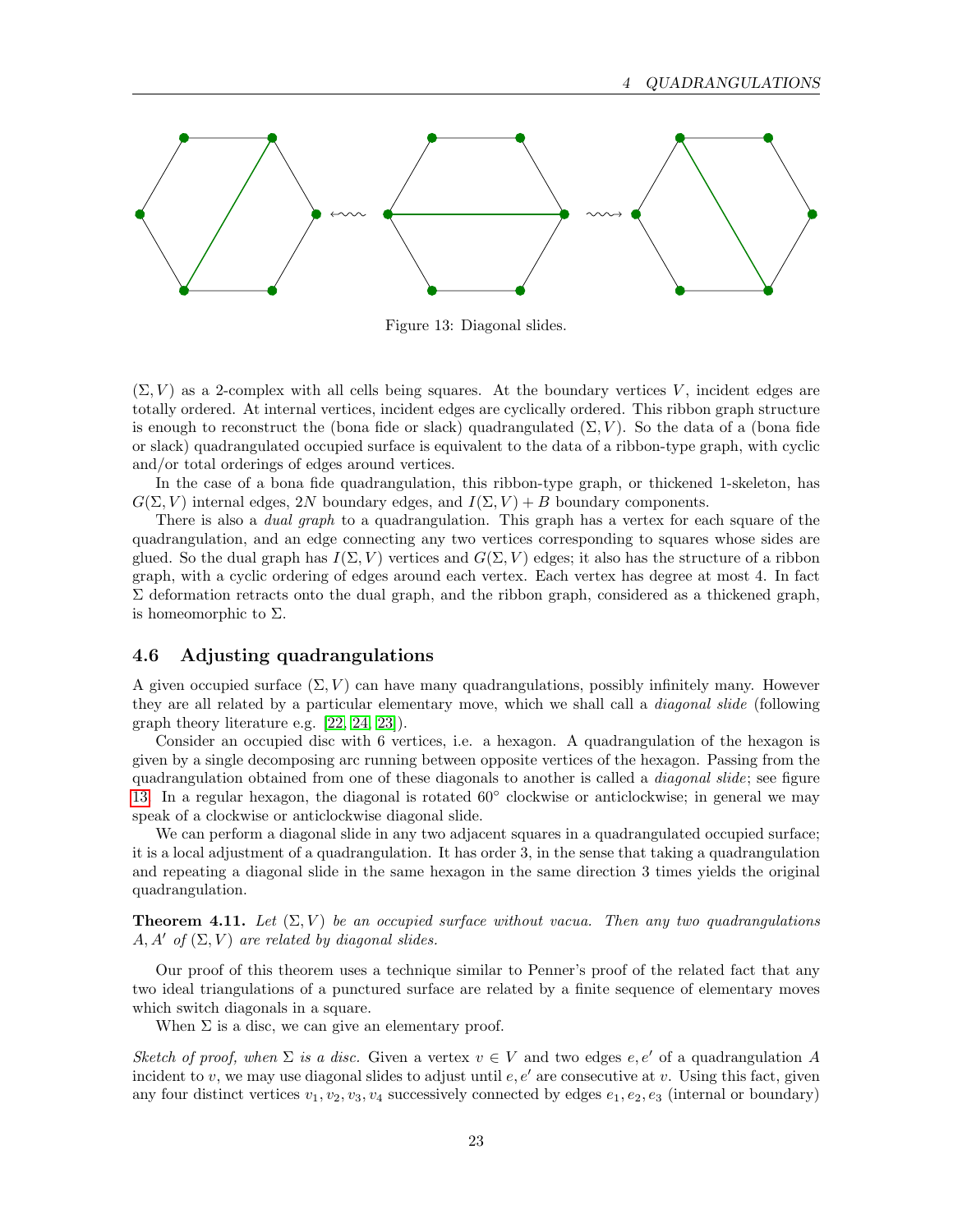Figure 13: Diagonal slides.

$(\Sigma, V)$ as a 2-complex with all cells being squares. At the boundary vertices $V$, incident edges are totally ordered. At internal vertices, incident edges are cyclically ordered. This ribbon graph structure is enough to reconstruct the (bona fide or slack) quadrangulated $(\Sigma, V)$. So the data of a (bona fide or slack) quadrangulated occupied surface is equivalent to the data of a ribbon-type graph, with cyclic and/or total orderings of edges around vertices.

In the case of a bona fide quadrangulation, this ribbon-type graph, or thickened 1-skeleton, has $G(\Sigma, V)$ internal edges, $2N$ boundary edges, and $I(\Sigma, V) + B$ boundary components.

There is also a *dual graph* to a quadrangulation. This graph has a vertex for each square of the quadrangulation, and an edge connecting any two vertices corresponding to squares whose sides are glued. So the dual graph has $I(\Sigma, V)$ vertices and $G(\Sigma, V)$ edges; it also has the structure of a ribbon graph, with a cyclic ordering of edges around each vertex. Each vertex has degree at most 4. In fact $\Sigma$ deformation retracts onto the dual graph, and the ribbon graph, considered as a thickened graph, is homeomorphic to $\Sigma$.

## 4.6 Adjusting quadrangulations

A given occupied surface $(\Sigma, V)$ can have many quadrangulations, possibly infinitely many. However they are all related by a particular elementary move, which we shall call a *diagonal slide* (following graph theory literature e.g. [22, 24, 23]).

Consider an occupied disc with 6 vertices, i.e. a hexagon. A quadrangulation of the hexagon is given by a single decomposing arc running between opposite vertices of the hexagon. Passing from the quadrangulation obtained from one of these diagonals to another is called a *diagonal slide*; see figure 13. In a regular hexagon, the diagonal is rotated $60^\circ$ clockwise or anticlockwise; in general we may speak of a clockwise or anticlockwise diagonal slide.

We can perform a diagonal slide in any two adjacent squares in a quadrangulated occupied surface; it is a local adjustment of a quadrangulation. It has order 3, in the sense that taking a quadrangulation and repeating a diagonal slide in the same hexagon in the same direction 3 times yields the original quadrangulation.

**Theorem 4.11.** *Let $(\Sigma, V)$ be an occupied surface without vacua. Then any two quadrangulations $A, A'$ of $(\Sigma, V)$ are related by diagonal slides.*

Our proof of this theorem uses a technique similar to Penner's proof of the related fact that any two ideal triangulations of a punctured surface are related by a finite sequence of elementary moves which switch diagonals in a square.

When $\Sigma$ is a disc, we can give an elementary proof.

*Sketch of proof, when $\Sigma$ is a disc.* Given a vertex $v \in V$ and two edges $e, e'$ of a quadrangulation $A$ incident to $v$, we may use diagonal slides to adjust until $e, e'$ are consecutive at $v$. Using this fact, given any four distinct vertices $v_1, v_2, v_3, v_4$ successively connected by edges $e_1, e_2, e_3$ (internal or boundary)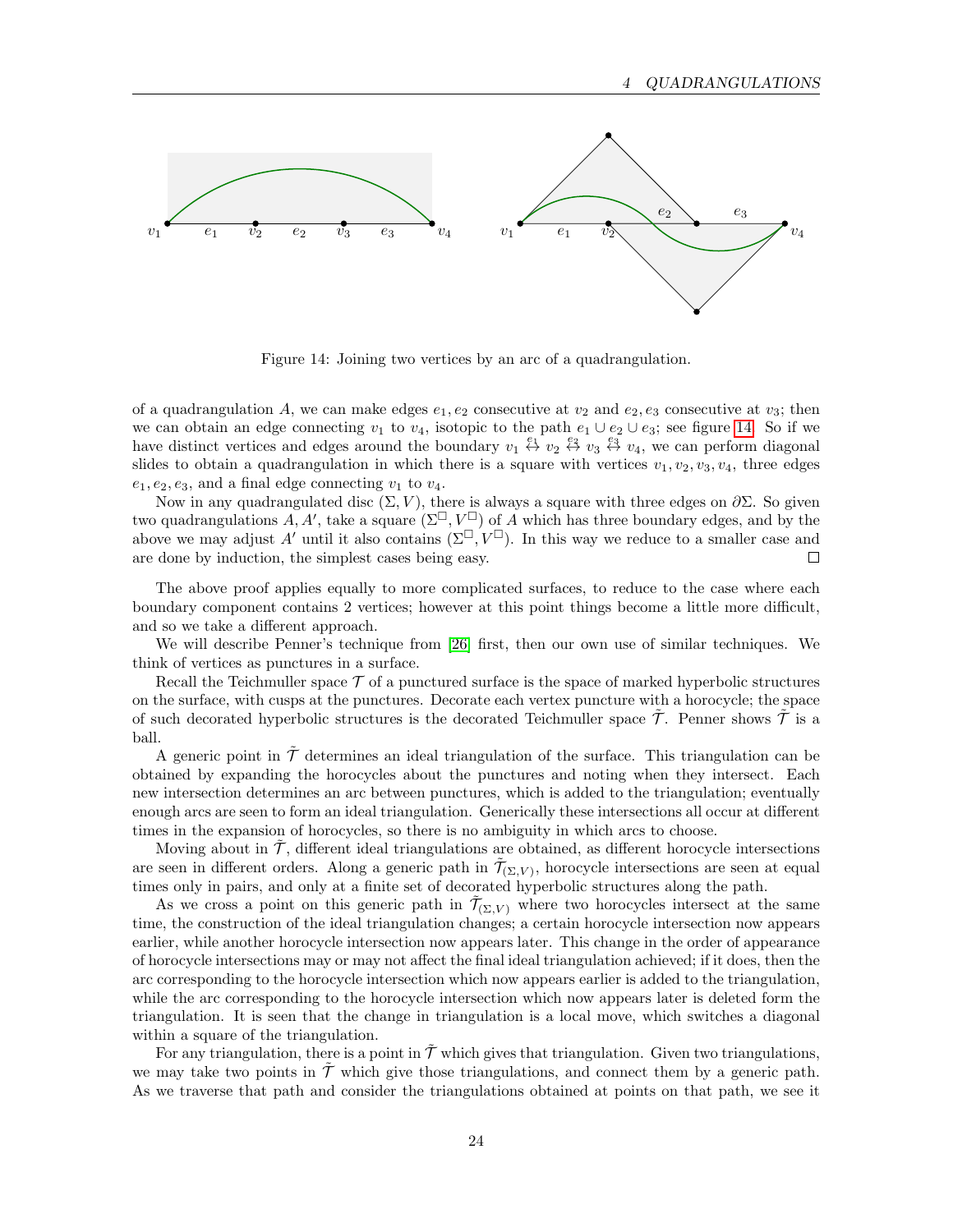Figure 14: Joining two vertices by an arc of a quadrangulation.

of a quadrangulation $A$, we can make edges $e_1, e_2$ consecutive at $v_2$ and $e_2, e_3$ consecutive at $v_3$; then we can obtain an edge connecting $v_1$ to $v_4$, isotopic to the path $e_1 \cup e_2 \cup e_3$; see figure 14. So if we have distinct vertices and edges around the boundary $v_1 \overset{e_1}{\leftrightarrow} v_2 \overset{e_2}{\leftrightarrow} v_3 \overset{e_3}{\leftrightarrow} v_4$, we can perform diagonal slides to obtain a quadrangulation in which there is a square with vertices $v_1, v_2, v_3, v_4$, three edges $e_1, e_2, e_3$, and a final edge connecting $v_1$ to $v_4$.

Now in any quadrangulated disc $(\Sigma, V)$, there is always a square with three edges on $\partial\Sigma$. So given two quadrangulations $A, A'$, take a square $(\Sigma^\square, V^\square)$ of $A$ which has three boundary edges, and by the above we may adjust $A'$ until it also contains $(\Sigma^\square, V^\square)$. In this way we reduce to a smaller case and are done by induction, the simplest cases being easy. $\square$

The above proof applies equally to more complicated surfaces, to reduce to the case where each boundary component contains 2 vertices; however at this point things become a little more difficult, and so we take a different approach.

We will describe Penner's technique from [26] first, then our own use of similar techniques. We think of vertices as punctures in a surface.

Recall the Teichmuller space $\mathcal{T}$ of a punctured surface is the space of marked hyperbolic structures on the surface, with cusps at the punctures. Decorate each vertex puncture with a horocycle; the space of such decorated hyperbolic structures is the decorated Teichmuller space $\tilde{\mathcal{T}}$. Penner shows $\tilde{\mathcal{T}}$ is a ball.

A generic point in $\tilde{\mathcal{T}}$ determines an ideal triangulation of the surface. This triangulation can be obtained by expanding the horocycles about the punctures and noting when they intersect. Each new intersection determines an arc between punctures, which is added to the triangulation; eventually enough arcs are seen to form an ideal triangulation. Generically these intersections all occur at different times in the expansion of horocycles, so there is no ambiguity in which arcs to choose.

Moving about in $\tilde{\mathcal{T}}$, different ideal triangulations are obtained, as different horocycle intersections are seen in different orders. Along a generic path in $\tilde{\mathcal{T}}_{(\Sigma,V)}$, horocycle intersections are seen at equal times only in pairs, and only at a finite set of decorated hyperbolic structures along the path.

As we cross a point on this generic path in $\tilde{\mathcal{T}}_{(\Sigma,V)}$ where two horocycles intersect at the same time, the construction of the ideal triangulation changes; a certain horocycle intersection now appears earlier, while another horocycle intersection now appears later. This change in the order of appearance of horocycle intersections may or may not affect the final ideal triangulation achieved; if it does, then the arc corresponding to the horocycle intersection which now appears earlier is added to the triangulation, while the arc corresponding to the horocycle intersection which now appears later is deleted form the triangulation. It is seen that the change in triangulation is a local move, which switches a diagonal within a square of the triangulation.

For any triangulation, there is a point in $\tilde{\mathcal{T}}$ which gives that triangulation. Given two triangulations, we may take two points in $\tilde{\mathcal{T}}$ which give those triangulations, and connect them by a generic path. As we traverse that path and consider the triangulations obtained at points on that path, we see it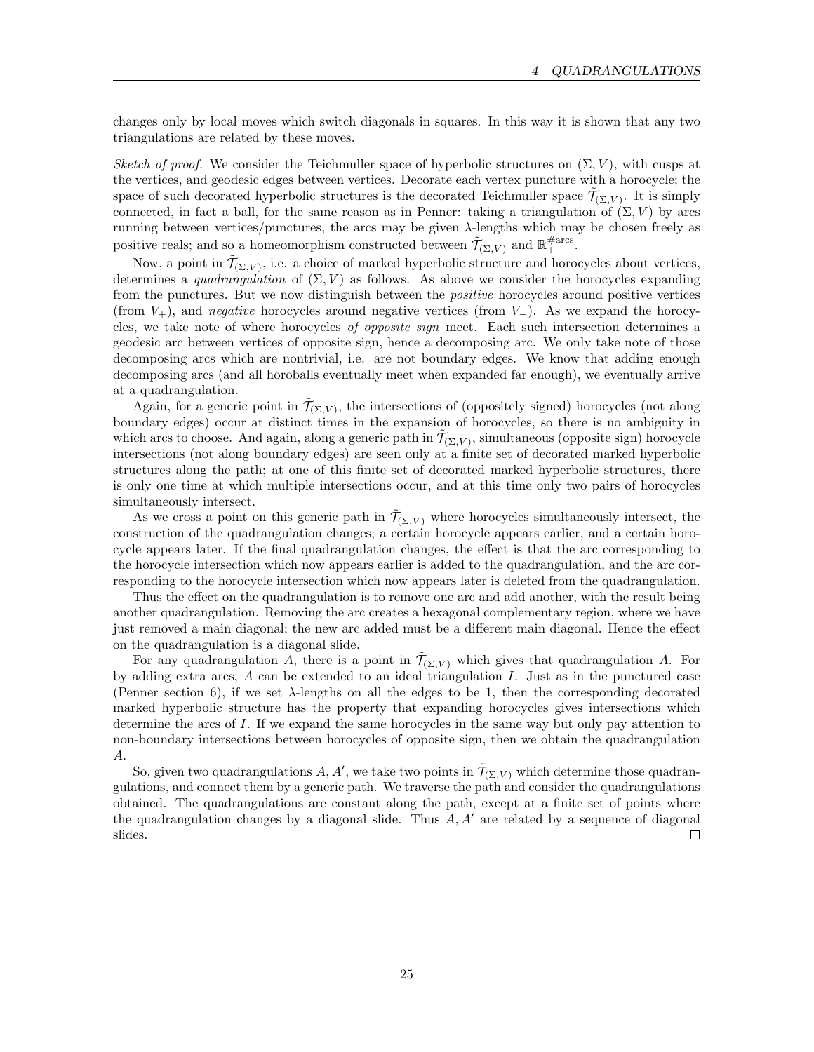changes only by local moves which switch diagonals in squares. In this way it is shown that any two triangulations are related by these moves.

*Sketch of proof.* We consider the Teichmuller space of hyperbolic structures on $(\Sigma, V)$, with cusps at the vertices, and geodesic edges between vertices. Decorate each vertex puncture with a horocycle; the space of such decorated hyperbolic structures is the decorated Teichmuller space $\tilde{\mathcal{T}}_{(\Sigma,V)}$. It is simply connected, in fact a ball, for the same reason as in Penner: taking a triangulation of $(\Sigma, V)$ by arcs running between vertices/punctures, the arcs may be given $\lambda$-lengths which may be chosen freely as positive reals; and so a homeomorphism constructed between $\tilde{\mathcal{T}}_{(\Sigma,V)}$ and $\mathbb{R}_+^{\#\text{arcs}}$.

Now, a point in $\tilde{\mathcal{T}}_{(\Sigma,V)}$, i.e. a choice of marked hyperbolic structure and horocycles about vertices, determines a *quadrangulation* of $(\Sigma, V)$ as follows. As above we consider the horocycles expanding from the punctures. But we now distinguish between the *positive* horocycles around positive vertices (from $V_+$), and *negative* horocycles around negative vertices (from $V_-$). As we expand the horocycles, we take note of where horocycles *of opposite sign* meet. Each such intersection determines a geodesic arc between vertices of opposite sign, hence a decomposing arc. We only take note of those decomposing arcs which are nontrivial, i.e. are not boundary edges. We know that adding enough decomposing arcs (and all horoballs eventually meet when expanded far enough), we eventually arrive at a quadrangulation.

Again, for a generic point in $\tilde{\mathcal{T}}_{(\Sigma,V)}$, the intersections of (oppositely signed) horocycles (not along boundary edges) occur at distinct times in the expansion of horocycles, so there is no ambiguity in which arcs to choose. And again, along a generic path in $\tilde{\mathcal{T}}_{(\Sigma,V)}$, simultaneous (opposite sign) horocycle intersections (not along boundary edges) are seen only at a finite set of decorated marked hyperbolic structures along the path; at one of this finite set of decorated marked hyperbolic structures, there is only one time at which multiple intersections occur, and at this time only two pairs of horocycles simultaneously intersect.

As we cross a point on this generic path in $\tilde{\mathcal{T}}_{(\Sigma,V)}$ where horocycles simultaneously intersect, the construction of the quadrangulation changes; a certain horocycle appears earlier, and a certain horocycle appears later. If the final quadrangulation changes, the effect is that the arc corresponding to the horocycle intersection which now appears earlier is added to the quadrangulation, and the arc corresponding to the horocycle intersection which now appears later is deleted from the quadrangulation.

Thus the effect on the quadrangulation is to remove one arc and add another, with the result being another quadrangulation. Removing the arc creates a hexagonal complementary region, where we have just removed a main diagonal; the new arc added must be a different main diagonal. Hence the effect on the quadrangulation is a diagonal slide.

For any quadrangulation $A$, there is a point in $\tilde{\mathcal{T}}_{(\Sigma,V)}$ which gives that quadrangulation $A$. For by adding extra arcs, $A$ can be extended to an ideal triangulation $I$. Just as in the punctured case (Penner section 6), if we set $\lambda$-lengths on all the edges to be 1, then the corresponding decorated marked hyperbolic structure has the property that expanding horocycles gives intersections which determine the arcs of $I$. If we expand the same horocycles in the same way but only pay attention to non-boundary intersections between horocycles of opposite sign, then we obtain the quadrangulation $A$.

So, given two quadrangulations $A, A'$, we take two points in $\tilde{\mathcal{T}}_{(\Sigma,V)}$ which determine those quadrangulations, and connect them by a generic path. We traverse the path and consider the quadrangulations obtained. The quadrangulations are constant along the path, except at a finite set of points where the quadrangulation changes by a diagonal slide. Thus $A, A'$ are related by a sequence of diagonal slides. □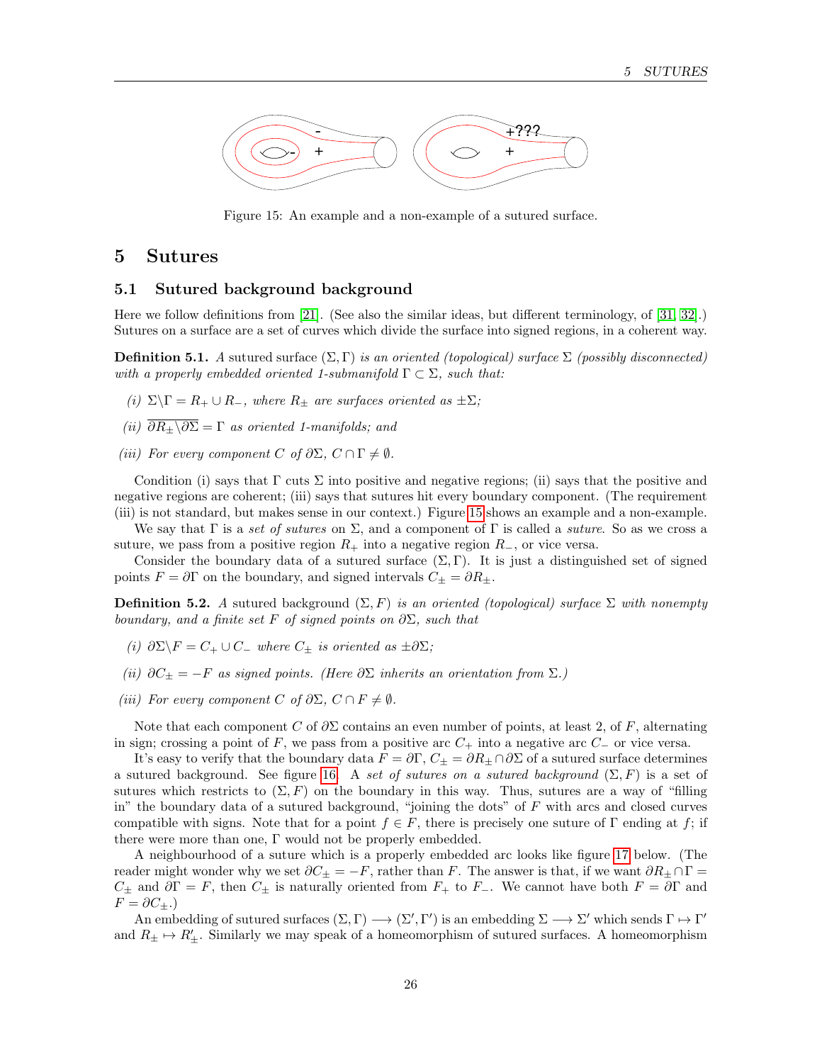Figure 15: An example and a non-example of a sutured surface.

# 5 Sutures

## 5.1 Sutured background background

Here we follow definitions from [21]. (See also the similar ideas, but different terminology, of [31, 32].) Sutures on a surface are a set of curves which divide the surface into signed regions, in a coherent way.

**Definition 5.1.** *A* sutured surface $(\Sigma, \Gamma)$ *is an oriented (topological) surface* $\Sigma$ *(possibly disconnected) with a properly embedded oriented 1-submanifold* $\Gamma \subset \Sigma$*, such that:*

*(i)* $\Sigma \backslash \Gamma = R_+ \cup R_-$*, where* $R_\pm$ *are surfaces oriented as* $\pm\Sigma$*;*

*(ii)* $\overline{\partial R_\pm \backslash \partial \Sigma} = \Gamma$ *as oriented 1-manifolds; and*

*(iii) For every component* $C$ *of* $\partial\Sigma$*,* $C \cap \Gamma \neq \emptyset$*.*

Condition (i) says that $\Gamma$ cuts $\Sigma$ into positive and negative regions; (ii) says that the positive and negative regions are coherent; (iii) says that sutures hit every boundary component. (The requirement (iii) is not standard, but makes sense in our context.) Figure 15 shows an example and a non-example.

We say that $\Gamma$ is a *set of sutures* on $\Sigma$, and a component of $\Gamma$ is called a *suture*. So as we cross a suture, we pass from a positive region $R_+$ into a negative region $R_-$, or vice versa.

Consider the boundary data of a sutured surface $(\Sigma, \Gamma)$. It is just a distinguished set of signed points $F = \partial\Gamma$ on the boundary, and signed intervals $C_\pm = \partial R_\pm$.

**Definition 5.2.** *A* sutured background $(\Sigma, F)$ *is an oriented (topological) surface* $\Sigma$ *with nonempty boundary, and a finite set* $F$ *of signed points on* $\partial\Sigma$*, such that*

*(i)* $\partial\Sigma \backslash F = C_+ \cup C_-$ *where* $C_\pm$ *is oriented as* $\pm\partial\Sigma$*;*

*(ii)* $\partial C_\pm = -F$ *as signed points. (Here* $\partial\Sigma$ *inherits an orientation from* $\Sigma$*.)*

*(iii) For every component* $C$ *of* $\partial\Sigma$*,* $C \cap F \neq \emptyset$*.*

Note that each component $C$ of $\partial\Sigma$ contains an even number of points, at least 2, of $F$, alternating in sign; crossing a point of $F$, we pass from a positive arc $C_+$ into a negative arc $C_-$ or vice versa.

It's easy to verify that the boundary data $F = \partial\Gamma$, $C_\pm = \partial R_\pm \cap \partial\Sigma$ of a sutured surface determines a sutured background. See figure 16. A *set of sutures on a sutured background* $(\Sigma, F)$ is a set of sutures which restricts to $(\Sigma, F)$ on the boundary in this way. Thus, sutures are a way of "filling in" the boundary data of a sutured background, "joining the dots" of $F$ with arcs and closed curves compatible with signs. Note that for a point $f \in F$, there is precisely one suture of $\Gamma$ ending at $f$; if there were more than one, $\Gamma$ would not be properly embedded.

A neighbourhood of a suture which is a properly embedded arc looks like figure 17 below. (The reader might wonder why we set $\partial C_\pm = -F$, rather than $F$. The answer is that, if we want $\partial R_\pm \cap \Gamma = C_\pm$ and $\partial\Gamma = F$, then $C_\pm$ is naturally oriented from $F_+$ to $F_-$. We cannot have both $F = \partial\Gamma$ and $F = \partial C_\pm$.)

An embedding of sutured surfaces $(\Sigma, \Gamma) \longrightarrow (\Sigma', \Gamma')$ is an embedding $\Sigma \longrightarrow \Sigma'$ which sends $\Gamma \mapsto \Gamma'$ and $R_\pm \mapsto R'_\pm$. Similarly we may speak of a homeomorphism of sutured surfaces. A homeomorphism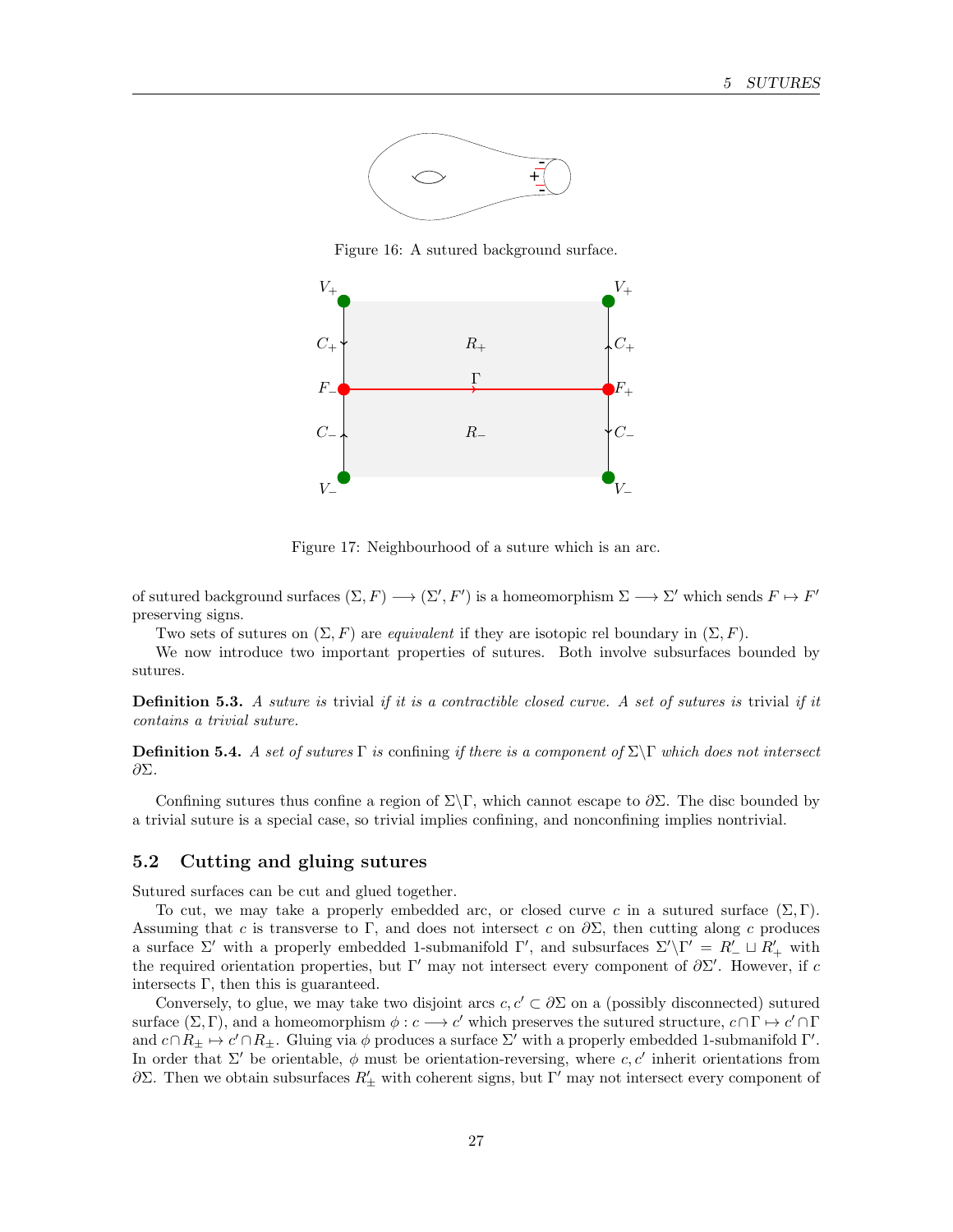Figure 16: A sutured background surface.

Figure 17: Neighbourhood of a suture which is an arc.

of sutured background surfaces $(\Sigma, F) \longrightarrow (\Sigma', F')$ is a homeomorphism $\Sigma \longrightarrow \Sigma'$ which sends $F \mapsto F'$ preserving signs.

Two sets of sutures on $(\Sigma, F)$ are *equivalent* if they are isotopic rel boundary in $(\Sigma, F)$.

We now introduce two important properties of sutures. Both involve subsurfaces bounded by sutures.

**Definition 5.3.** *A suture is* trivial *if it is a contractible closed curve. A set of sutures is* trivial *if it contains a trivial suture.*

**Definition 5.4.** *A set of sutures $\Gamma$ is* confining *if there is a component of $\Sigma \backslash \Gamma$ which does not intersect $\partial \Sigma$.*

Confining sutures thus confine a region of $\Sigma \backslash \Gamma$, which cannot escape to $\partial \Sigma$. The disc bounded by a trivial suture is a special case, so trivial implies confining, and nonconfining implies nontrivial.

## 5.2 Cutting and gluing sutures

Sutured surfaces can be cut and glued together.

To cut, we may take a properly embedded arc, or closed curve $c$ in a sutured surface $(\Sigma, \Gamma)$. Assuming that $c$ is transverse to $\Gamma$, and does not intersect $c$ on $\partial \Sigma$, then cutting along $c$ produces a surface $\Sigma'$ with a properly embedded 1-submanifold $\Gamma'$, and subsurfaces $\Sigma' \backslash \Gamma' = R'_- \sqcup R'_+$ with the required orientation properties, but $\Gamma'$ may not intersect every component of $\partial \Sigma'$. However, if $c$ intersects $\Gamma$, then this is guaranteed.

Conversely, to glue, we may take two disjoint arcs $c, c' \subset \partial \Sigma$ on a (possibly disconnected) sutured surface $(\Sigma, \Gamma)$, and a homeomorphism $\phi : c \longrightarrow c'$ which preserves the sutured structure, $c \cap \Gamma \mapsto c' \cap \Gamma$ and $c \cap R_\pm \mapsto c' \cap R_\pm$. Gluing via $\phi$ produces a surface $\Sigma'$ with a properly embedded 1-submanifold $\Gamma'$. In order that $\Sigma'$ be orientable, $\phi$ must be orientation-reversing, where $c, c'$ inherit orientations from $\partial \Sigma$. Then we obtain subsurfaces $R'_\pm$ with coherent signs, but $\Gamma'$ may not intersect every component of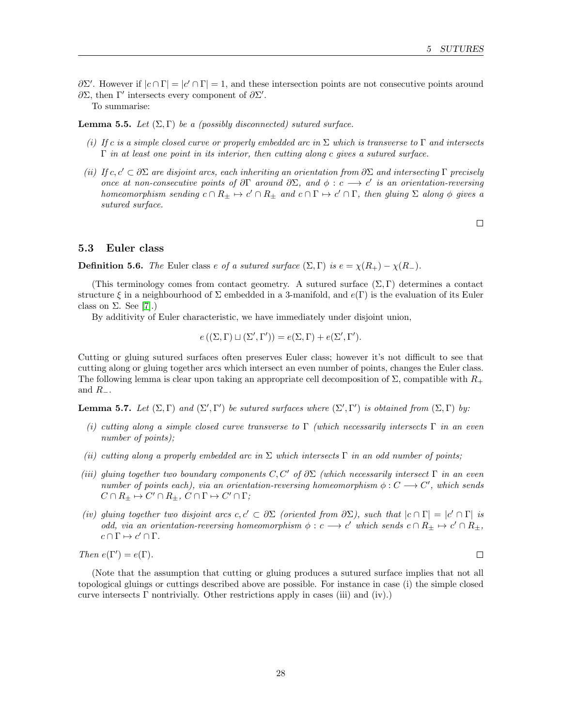$\partial\Sigma'$. However if $|c \cap \Gamma| = |c' \cap \Gamma| = 1$, and these intersection points are not consecutive points around $\partial\Sigma$, then $\Gamma'$ intersects every component of $\partial\Sigma'$.

To summarise:

**Lemma 5.5.** *Let $(\Sigma, \Gamma)$ be a (possibly disconnected) sutured surface.*

*(i) If $c$ is a simple closed curve or properly embedded arc in $\Sigma$ which is transverse to $\Gamma$ and intersects $\Gamma$ in at least one point in its interior, then cutting along $c$ gives a sutured surface.*

*(ii) If $c, c' \subset \partial\Sigma$ are disjoint arcs, each inheriting an orientation from $\partial\Sigma$ and intersecting $\Gamma$ precisely once at non-consecutive points of $\partial\Gamma$ around $\partial\Sigma$, and $\phi : c \longrightarrow c'$ is an orientation-reversing homeomorphism sending $c \cap R_\pm \mapsto c' \cap R_\pm$ and $c \cap \Gamma \mapsto c' \cap \Gamma$, then gluing $\Sigma$ along $\phi$ gives a sutured surface.*

∎

### 5.3 Euler class

**Definition 5.6.** *The* Euler class *$e$ of a sutured surface $(\Sigma, \Gamma)$ is $e = \chi(R_+) - \chi(R_-)$.*

(This terminology comes from contact geometry. A sutured surface $(\Sigma, \Gamma)$ determines a contact structure $\xi$ in a neighbourhood of $\Sigma$ embedded in a 3-manifold, and $e(\Gamma)$ is the evaluation of its Euler class on $\Sigma$. See [7].)

By additivity of Euler characteristic, we have immediately under disjoint union,

$$e\left((\Sigma, \Gamma) \sqcup (\Sigma', \Gamma')\right) = e(\Sigma, \Gamma) + e(\Sigma', \Gamma').$$

Cutting or gluing sutured surfaces often preserves Euler class; however it's not difficult to see that cutting along or gluing together arcs which intersect an even number of points, changes the Euler class. The following lemma is clear upon taking an appropriate cell decomposition of $\Sigma$, compatible with $R_+$ and $R_-$.

**Lemma 5.7.** *Let $(\Sigma, \Gamma)$ and $(\Sigma', \Gamma')$ be sutured surfaces where $(\Sigma', \Gamma')$ is obtained from $(\Sigma, \Gamma)$ by:*

*(i) cutting along a simple closed curve transverse to $\Gamma$ (which necessarily intersects $\Gamma$ in an even number of points);*

*(ii) cutting along a properly embedded arc in $\Sigma$ which intersects $\Gamma$ in an odd number of points;*

*(iii) gluing together two boundary components $C, C'$ of $\partial\Sigma$ (which necessarily intersect $\Gamma$ in an even number of points each), via an orientation-reversing homeomorphism $\phi : C \longrightarrow C'$, which sends $C \cap R_\pm \mapsto C' \cap R_\pm$, $C \cap \Gamma \mapsto C' \cap \Gamma$;*

*(iv) gluing together two disjoint arcs $c, c' \subset \partial\Sigma$ (oriented from $\partial\Sigma$), such that $|c \cap \Gamma| = |c' \cap \Gamma|$ is odd, via an orientation-reversing homeomorphism $\phi : c \longrightarrow c'$ which sends $c \cap R_\pm \mapsto c' \cap R_\pm$, $c \cap \Gamma \mapsto c' \cap \Gamma$.*

*Then $e(\Gamma') = e(\Gamma)$.* ∎

(Note that the assumption that cutting or gluing produces a sutured surface implies that not all topological gluings or cuttings described above are possible. For instance in case (i) the simple closed curve intersects $\Gamma$ nontrivially. Other restrictions apply in cases (iii) and (iv).)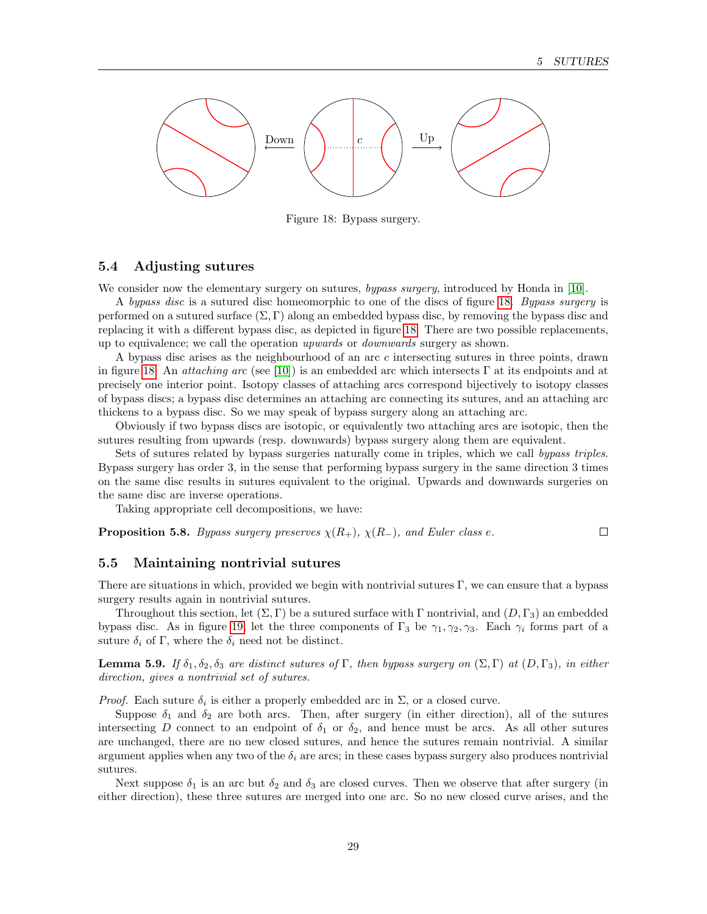Figure 18: Bypass surgery.

## 5.4 Adjusting sutures

We consider now the elementary surgery on sutures, *bypass surgery*, introduced by Honda in [10].

A *bypass disc* is a sutured disc homeomorphic to one of the discs of figure 18. *Bypass surgery* is performed on a sutured surface $(\Sigma, \Gamma)$ along an embedded bypass disc, by removing the bypass disc and replacing it with a different bypass disc, as depicted in figure 18. There are two possible replacements, up to equivalence; we call the operation *upwards* or *downwards* surgery as shown.

A bypass disc arises as the neighbourhood of an arc $c$ intersecting sutures in three points, drawn in figure 18. An *attaching arc* (see [10]) is an embedded arc which intersects $\Gamma$ at its endpoints and at precisely one interior point. Isotopy classes of attaching arcs correspond bijectively to isotopy classes of bypass discs; a bypass disc determines an attaching arc connecting its sutures, and an attaching arc thickens to a bypass disc. So we may speak of bypass surgery along an attaching arc.

Obviously if two bypass discs are isotopic, or equivalently two attaching arcs are isotopic, then the sutures resulting from upwards (resp. downwards) bypass surgery along them are equivalent.

Sets of sutures related by bypass surgeries naturally come in triples, which we call *bypass triples*. Bypass surgery has order 3, in the sense that performing bypass surgery in the same direction 3 times on the same disc results in sutures equivalent to the original. Upwards and downwards surgeries on the same disc are inverse operations.

Taking appropriate cell decompositions, we have:

**Proposition 5.8.** *Bypass surgery preserves $\chi(R_+)$, $\chi(R_-)$, and Euler class $e$.* ∎

## 5.5 Maintaining nontrivial sutures

There are situations in which, provided we begin with nontrivial sutures $\Gamma$, we can ensure that a bypass surgery results again in nontrivial sutures.

Throughout this section, let $(\Sigma, \Gamma)$ be a sutured surface with $\Gamma$ nontrivial, and $(D, \Gamma_3)$ an embedded bypass disc. As in figure 19, let the three components of $\Gamma_3$ be $\gamma_1, \gamma_2, \gamma_3$. Each $\gamma_i$ forms part of a suture $\delta_i$ of $\Gamma$, where the $\delta_i$ need not be distinct.

**Lemma 5.9.** *If $\delta_1, \delta_2, \delta_3$ are distinct sutures of $\Gamma$, then bypass surgery on $(\Sigma, \Gamma)$ at $(D, \Gamma_3)$, in either direction, gives a nontrivial set of sutures.*

*Proof.* Each suture $\delta_i$ is either a properly embedded arc in $\Sigma$, or a closed curve.

Suppose $\delta_1$ and $\delta_2$ are both arcs. Then, after surgery (in either direction), all of the sutures intersecting $D$ connect to an endpoint of $\delta_1$ or $\delta_2$, and hence must be arcs. As all other sutures are unchanged, there are no new closed sutures, and hence the sutures remain nontrivial. A similar argument applies when any two of the $\delta_i$ are arcs; in these cases bypass surgery also produces nontrivial sutures.

Next suppose $\delta_1$ is an arc but $\delta_2$ and $\delta_3$ are closed curves. Then we observe that after surgery (in either direction), these three sutures are merged into one arc. So no new closed curve arises, and the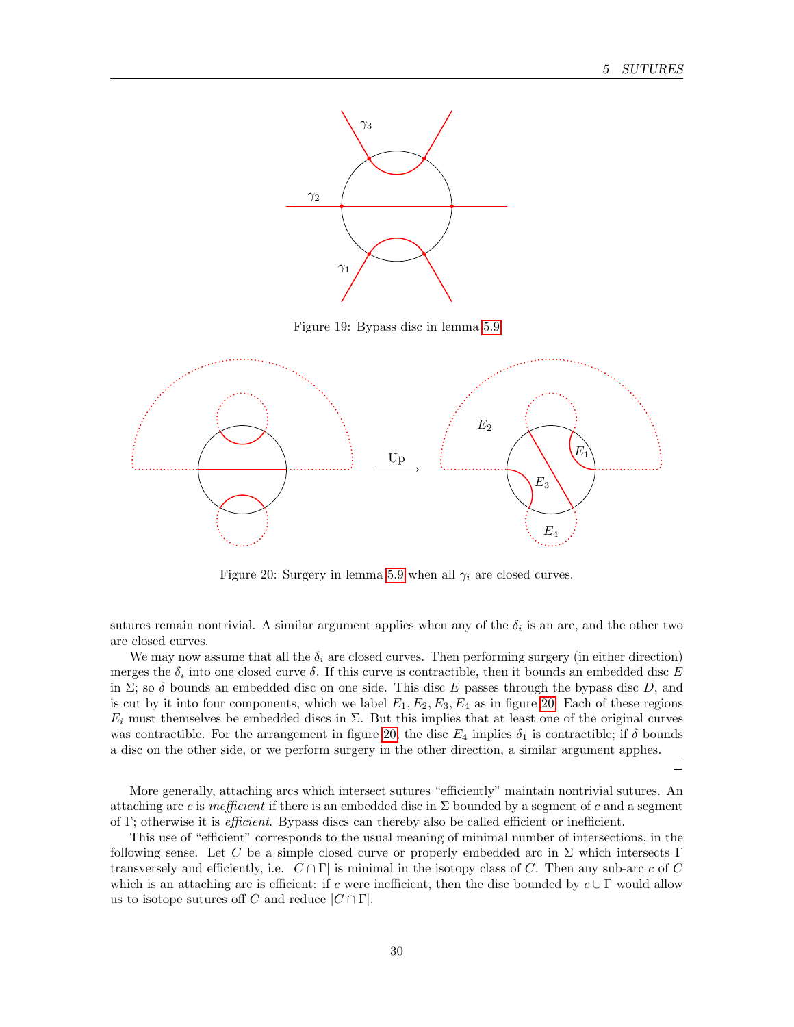Figure 19: Bypass disc in lemma 5.9.

Figure 20: Surgery in lemma 5.9 when all $\gamma_i$ are closed curves.

sutures remain nontrivial. A similar argument applies when any of the $\delta_i$ is an arc, and the other two are closed curves.

We may now assume that all the $\delta_i$ are closed curves. Then performing surgery (in either direction) merges the $\delta_i$ into one closed curve $\delta$. If this curve is contractible, then it bounds an embedded disc $E$ in $\Sigma$; so $\delta$ bounds an embedded disc on one side. This disc $E$ passes through the bypass disc $D$, and is cut by it into four components, which we label $E_1, E_2, E_3, E_4$ as in figure 20. Each of these regions $E_i$ must themselves be embedded discs in $\Sigma$. But this implies that at least one of the original curves was contractible. For the arrangement in figure 20, the disc $E_4$ implies $\delta_1$ is contractible; if $\delta$ bounds a disc on the other side, or we perform surgery in the other direction, a similar argument applies.

□

More generally, attaching arcs which intersect sutures "efficiently" maintain nontrivial sutures. An attaching arc $c$ is *inefficient* if there is an embedded disc in $\Sigma$ bounded by a segment of $c$ and a segment of $\Gamma$; otherwise it is *efficient*. Bypass discs can thereby also be called efficient or inefficient.

This use of "efficient" corresponds to the usual meaning of minimal number of intersections, in the following sense. Let $C$ be a simple closed curve or properly embedded arc in $\Sigma$ which intersects $\Gamma$ transversely and efficiently, i.e. $|C \cap \Gamma|$ is minimal in the isotopy class of $C$. Then any sub-arc $c$ of $C$ which is an attaching arc is efficient: if $c$ were inefficient, then the disc bounded by $c \cup \Gamma$ would allow us to isotope sutures off $C$ and reduce $|C \cap \Gamma|$.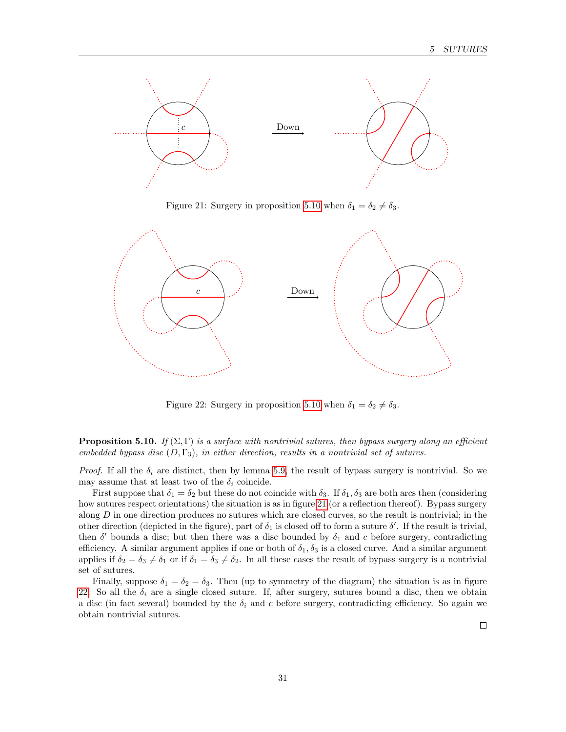Figure 21: Surgery in proposition 5.10 when $\delta_1 = \delta_2 \neq \delta_3$.

Figure 22: Surgery in proposition 5.10 when $\delta_1 = \delta_2 \neq \delta_3$.

**Proposition 5.10.** *If $(\Sigma, \Gamma)$ is a surface with nontrivial sutures, then bypass surgery along an efficient embedded bypass disc $(D, \Gamma_3)$, in either direction, results in a nontrivial set of sutures.*

*Proof.* If all the $\delta_i$ are distinct, then by lemma 5.9, the result of bypass surgery is nontrivial. So we may assume that at least two of the $\delta_i$ coincide.

First suppose that $\delta_1 = \delta_2$ but these do not coincide with $\delta_3$. If $\delta_1, \delta_3$ are both arcs then (considering how sutures respect orientations) the situation is as in figure 21 (or a reflection thereof). Bypass surgery along $D$ in one direction produces no sutures which are closed curves, so the result is nontrivial; in the other direction (depicted in the figure), part of $\delta_1$ is closed off to form a suture $\delta'$. If the result is trivial, then $\delta'$ bounds a disc; but then there was a disc bounded by $\delta_1$ and $c$ before surgery, contradicting efficiency. A similar argument applies if one or both of $\delta_1, \delta_3$ is a closed curve. And a similar argument applies if $\delta_2 = \delta_3 \neq \delta_1$ or if $\delta_1 = \delta_3 \neq \delta_2$. In all these cases the result of bypass surgery is a nontrivial set of sutures.

Finally, suppose $\delta_1 = \delta_2 = \delta_3$. Then (up to symmetry of the diagram) the situation is as in figure 22. So all the $\delta_i$ are a single closed suture. If, after surgery, sutures bound a disc, then we obtain a disc (in fact several) bounded by the $\delta_i$ and $c$ before surgery, contradicting efficiency. So again we obtain nontrivial sutures. □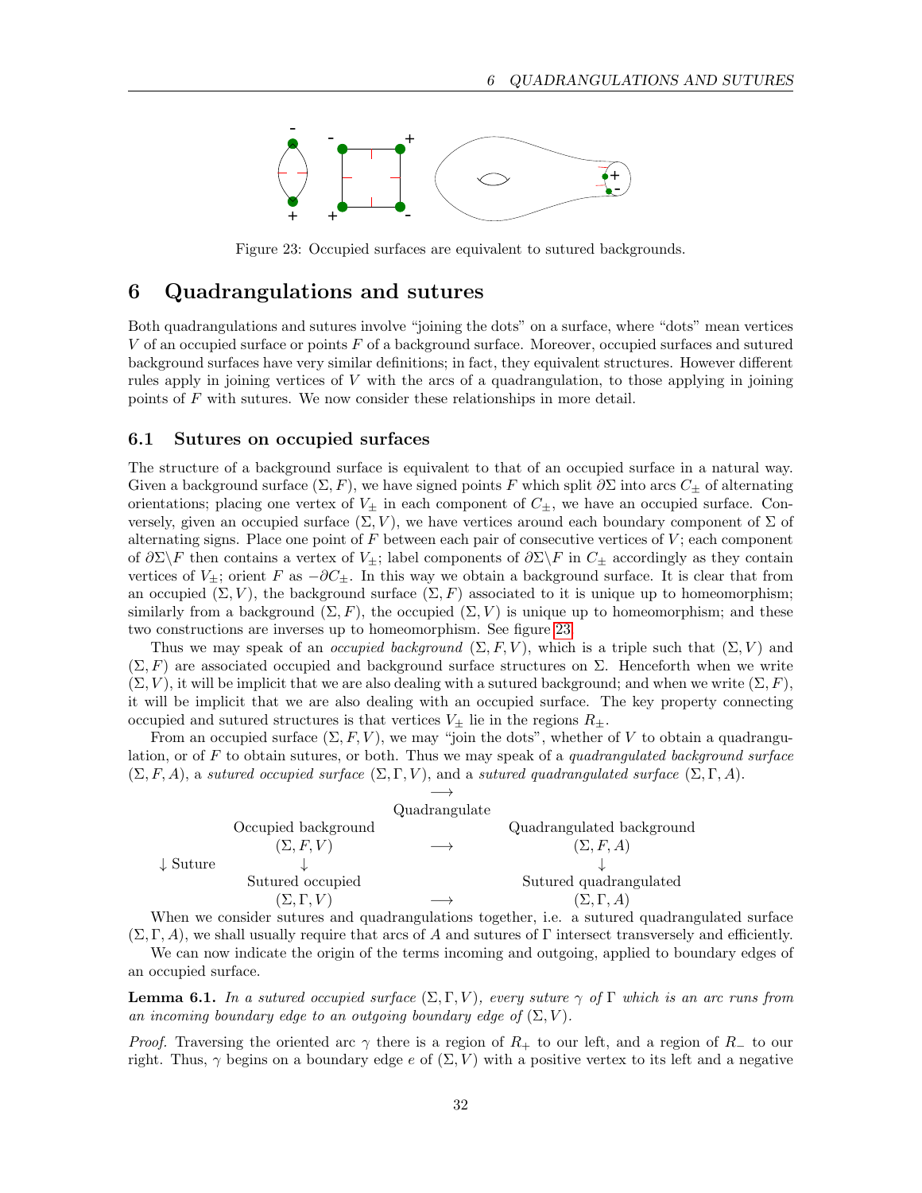Figure 23: Occupied surfaces are equivalent to sutured backgrounds.

# 6 Quadrangulations and sutures

Both quadrangulations and sutures involve "joining the dots" on a surface, where "dots" mean vertices $V$ of an occupied surface or points $F$ of a background surface. Moreover, occupied surfaces and sutured background surfaces have very similar definitions; in fact, they equivalent structures. However different rules apply in joining vertices of $V$ with the arcs of a quadrangulation, to those applying in joining points of $F$ with sutures. We now consider these relationships in more detail.

## 6.1 Sutures on occupied surfaces

The structure of a background surface is equivalent to that of an occupied surface in a natural way. Given a background surface $(\Sigma, F)$, we have signed points $F$ which split $\partial\Sigma$ into arcs $C_\pm$ of alternating orientations; placing one vertex of $V_\pm$ in each component of $C_\pm$, we have an occupied surface. Conversely, given an occupied surface $(\Sigma, V)$, we have vertices around each boundary component of $\Sigma$ of alternating signs. Place one point of $F$ between each pair of consecutive vertices of $V$; each component of $\partial\Sigma\backslash F$ then contains a vertex of $V_\pm$; label components of $\partial\Sigma\backslash F$ in $C_\pm$ accordingly as they contain vertices of $V_\pm$; orient $F$ as $-\partial C_\pm$. In this way we obtain a background surface. It is clear that from an occupied $(\Sigma, V)$, the background surface $(\Sigma, F)$ associated to it is unique up to homeomorphism; similarly from a background $(\Sigma, F)$, the occupied $(\Sigma, V)$ is unique up to homeomorphism; and these two constructions are inverses up to homeomorphism. See figure 23.

Thus we may speak of an *occupied background* $(\Sigma, F, V)$, which is a triple such that $(\Sigma, V)$ and $(\Sigma, F)$ are associated occupied and background surface structures on $\Sigma$. Henceforth when we write $(\Sigma, V)$, it will be implicit that we are also dealing with a sutured background; and when we write $(\Sigma, F)$, it will be implicit that we are also dealing with an occupied surface. The key property connecting occupied and sutured structures is that vertices $V_\pm$ lie in the regions $R_\pm$.

From an occupied surface $(\Sigma, F, V)$, we may "join the dots", whether of $V$ to obtain a quadrangulation, or of $F$ to obtain sutures, or both. Thus we may speak of a *quadrangulated background surface* $(\Sigma, F, A)$, a *sutured occupied surface* $(\Sigma, \Gamma, V)$, and a *sutured quadrangulated surface* $(\Sigma, \Gamma, A)$.

| | Occupied background $(\Sigma, F, V)$ | $\xrightarrow{\text{Quadrangulate}}$ | Quadrangulated background $(\Sigma, F, A)$ |
|---|---|---|---|
| $\downarrow$ Suture | $\downarrow$ | | $\downarrow$ |
| | Sutured occupied $(\Sigma, \Gamma, V)$ | $\longrightarrow$ | Sutured quadrangulated $(\Sigma, \Gamma, A)$ |

When we consider sutures and quadrangulations together, i.e. a sutured quadrangulated surface $(\Sigma, \Gamma, A)$, we shall usually require that arcs of $A$ and sutures of $\Gamma$ intersect transversely and efficiently.

We can now indicate the origin of the terms incoming and outgoing, applied to boundary edges of an occupied surface.

**Lemma 6.1.** *In a sutured occupied surface $(\Sigma, \Gamma, V)$, every suture $\gamma$ of $\Gamma$ which is an arc runs from an incoming boundary edge to an outgoing boundary edge of $(\Sigma, V)$.*

*Proof.* Traversing the oriented arc $\gamma$ there is a region of $R_+$ to our left, and a region of $R_-$ to our right. Thus, $\gamma$ begins on a boundary edge $e$ of $(\Sigma, V)$ with a positive vertex to its left and a negative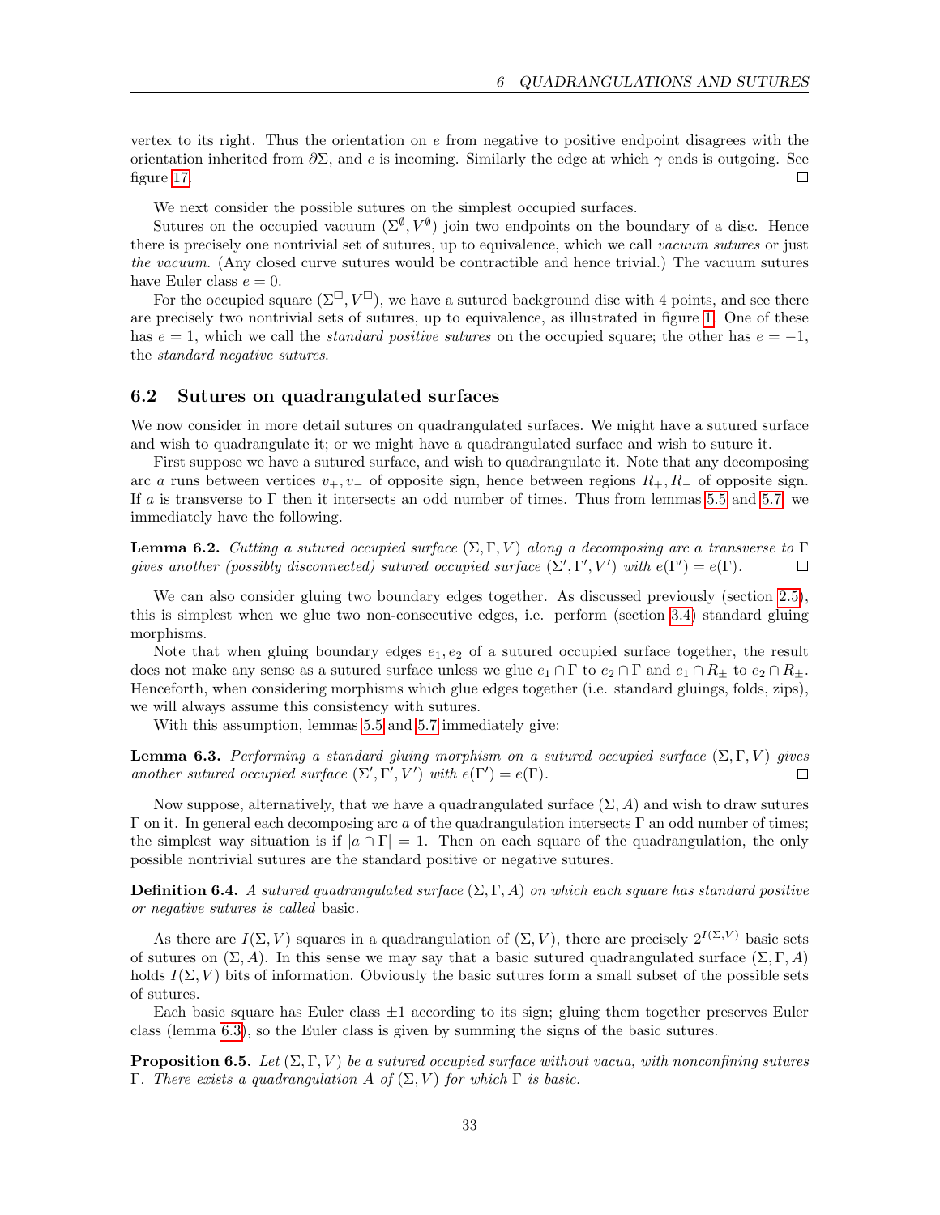vertex to its right. Thus the orientation on $e$ from negative to positive endpoint disagrees with the orientation inherited from $\partial\Sigma$, and $e$ is incoming. Similarly the edge at which $\gamma$ ends is outgoing. See figure 17. $\square$

We next consider the possible sutures on the simplest occupied surfaces.

Sutures on the occupied vacuum $(\Sigma^\emptyset, V^\emptyset)$ join two endpoints on the boundary of a disc. Hence there is precisely one nontrivial set of sutures, up to equivalence, which we call *vacuum sutures* or just *the vacuum*. (Any closed curve sutures would be contractible and hence trivial.) The vacuum sutures have Euler class $e = 0$.

For the occupied square $(\Sigma^\square, V^\square)$, we have a sutured background disc with 4 points, and see there are precisely two nontrivial sets of sutures, up to equivalence, as illustrated in figure 1. One of these has $e = 1$, which we call the *standard positive sutures* on the occupied square; the other has $e = -1$, the *standard negative sutures*.

## 6.2 Sutures on quadrangulated surfaces

We now consider in more detail sutures on quadrangulated surfaces. We might have a sutured surface and wish to quadrangulate it; or we might have a quadrangulated surface and wish to suture it.

First suppose we have a sutured surface, and wish to quadrangulate it. Note that any decomposing arc $a$ runs between vertices $v_+, v_-$ of opposite sign, hence between regions $R_+, R_-$ of opposite sign. If $a$ is transverse to $\Gamma$ then it intersects an odd number of times. Thus from lemmas 5.5 and 5.7, we immediately have the following.

**Lemma 6.2.** *Cutting a sutured occupied surface $(\Sigma, \Gamma, V)$ along a decomposing arc $a$ transverse to $\Gamma$ gives another (possibly disconnected) sutured occupied surface $(\Sigma', \Gamma', V')$ with $e(\Gamma') = e(\Gamma)$.* $\square$

We can also consider gluing two boundary edges together. As discussed previously (section 2.5), this is simplest when we glue two non-consecutive edges, i.e. perform (section 3.4) standard gluing morphisms.

Note that when gluing boundary edges $e_1, e_2$ of a sutured occupied surface together, the result does not make any sense as a sutured surface unless we glue $e_1 \cap \Gamma$ to $e_2 \cap \Gamma$ and $e_1 \cap R_\pm$ to $e_2 \cap R_\pm$. Henceforth, when considering morphisms which glue edges together (i.e. standard gluings, folds, zips), we will always assume this consistency with sutures.

With this assumption, lemmas 5.5 and 5.7 immediately give:

**Lemma 6.3.** *Performing a standard gluing morphism on a sutured occupied surface $(\Sigma, \Gamma, V)$ gives another sutured occupied surface $(\Sigma', \Gamma', V')$ with $e(\Gamma') = e(\Gamma)$.* $\square$

Now suppose, alternatively, that we have a quadrangulated surface $(\Sigma, A)$ and wish to draw sutures $\Gamma$ on it. In general each decomposing arc $a$ of the quadrangulation intersects $\Gamma$ an odd number of times; the simplest way situation is if $|a \cap \Gamma| = 1$. Then on each square of the quadrangulation, the only possible nontrivial sutures are the standard positive or negative sutures.

**Definition 6.4.** *A sutured quadrangulated surface $(\Sigma, \Gamma, A)$ on which each square has standard positive or negative sutures is called* basic.

As there are $I(\Sigma, V)$ squares in a quadrangulation of $(\Sigma, V)$, there are precisely $2^{I(\Sigma,V)}$ basic sets of sutures on $(\Sigma, A)$. In this sense we may say that a basic sutured quadrangulated surface $(\Sigma, \Gamma, A)$ holds $I(\Sigma, V)$ bits of information. Obviously the basic sutures form a small subset of the possible sets of sutures.

Each basic square has Euler class $\pm 1$ according to its sign; gluing them together preserves Euler class (lemma 6.3), so the Euler class is given by summing the signs of the basic sutures.

**Proposition 6.5.** *Let $(\Sigma, \Gamma, V)$ be a sutured occupied surface without vacua, with nonconfining sutures $\Gamma$. There exists a quadrangulation $A$ of $(\Sigma, V)$ for which $\Gamma$ is basic.*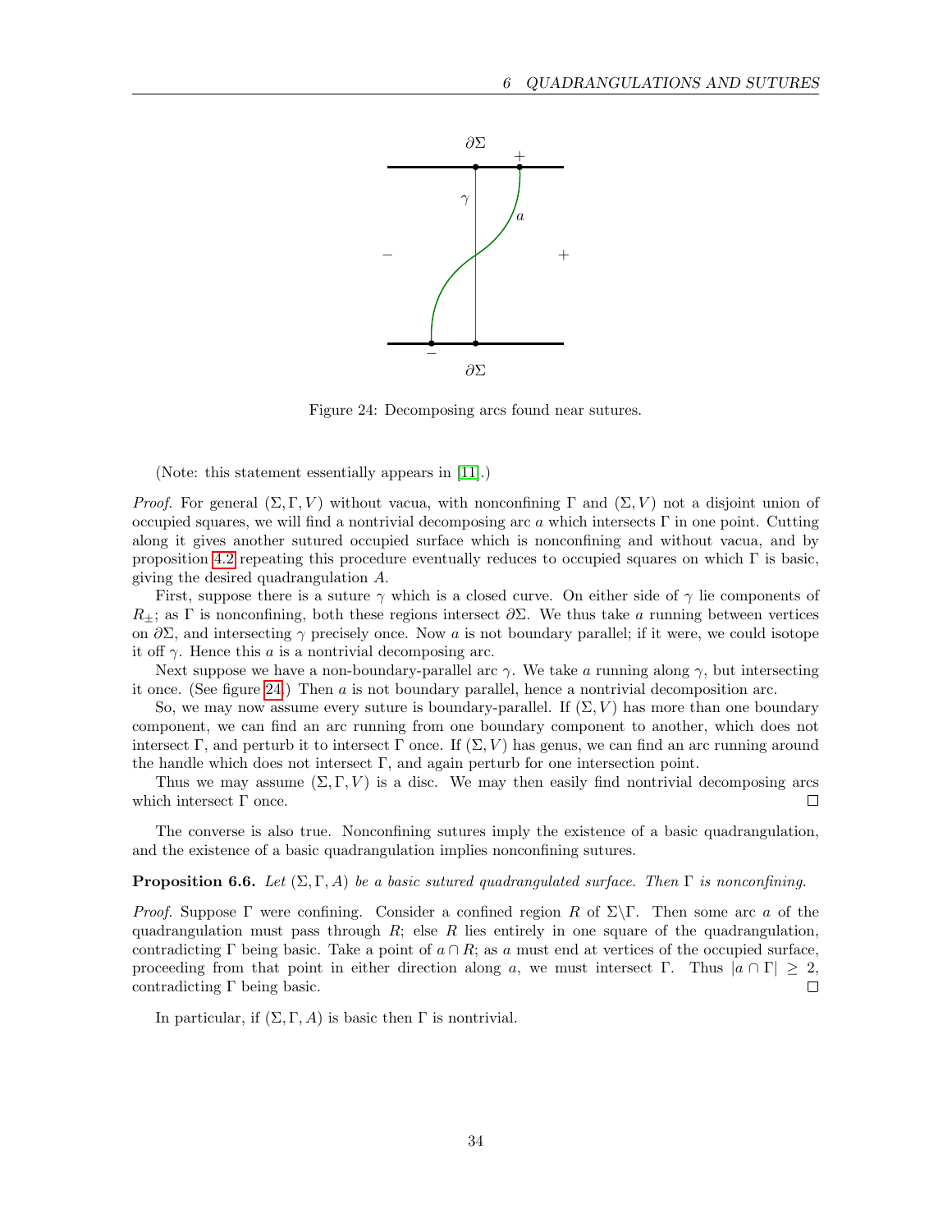Figure 24: Decomposing arcs found near sutures.

(Note: this statement essentially appears in [11].)

*Proof.* For general $(\Sigma, \Gamma, V)$ without vacua, with nonconfining $\Gamma$ and $(\Sigma, V)$ not a disjoint union of occupied squares, we will find a nontrivial decomposing arc $a$ which intersects $\Gamma$ in one point. Cutting along it gives another sutured occupied surface which is nonconfining and without vacua, and by proposition 4.2 repeating this procedure eventually reduces to occupied squares on which $\Gamma$ is basic, giving the desired quadrangulation $A$.

First, suppose there is a suture $\gamma$ which is a closed curve. On either side of $\gamma$ lie components of $R_\pm$; as $\Gamma$ is nonconfining, both these regions intersect $\partial\Sigma$. We thus take $a$ running between vertices on $\partial\Sigma$, and intersecting $\gamma$ precisely once. Now $a$ is not boundary parallel; if it were, we could isotope it off $\gamma$. Hence this $a$ is a nontrivial decomposing arc.

Next suppose we have a non-boundary-parallel arc $\gamma$. We take $a$ running along $\gamma$, but intersecting it once. (See figure 24.) Then $a$ is not boundary parallel, hence a nontrivial decomposition arc.

So, we may now assume every suture is boundary-parallel. If $(\Sigma, V)$ has more than one boundary component, we can find an arc running from one boundary component to another, which does not intersect $\Gamma$, and perturb it to intersect $\Gamma$ once. If $(\Sigma, V)$ has genus, we can find an arc running around the handle which does not intersect $\Gamma$, and again perturb for one intersection point.

Thus we may assume $(\Sigma, \Gamma, V)$ is a disc. We may then easily find nontrivial decomposing arcs which intersect $\Gamma$ once. $\square$

The converse is also true. Nonconfining sutures imply the existence of a basic quadrangulation, and the existence of a basic quadrangulation implies nonconfining sutures.

**Proposition 6.6.** *Let $(\Sigma, \Gamma, A)$ be a basic sutured quadrangulated surface. Then $\Gamma$ is nonconfining.*

*Proof.* Suppose $\Gamma$ were confining. Consider a confined region $R$ of $\Sigma \backslash \Gamma$. Then some arc $a$ of the quadrangulation must pass through $R$; else $R$ lies entirely in one square of the quadrangulation, contradicting $\Gamma$ being basic. Take a point of $a \cap R$; as $a$ must end at vertices of the occupied surface, proceeding from that point in either direction along $a$, we must intersect $\Gamma$. Thus $|a \cap \Gamma| \geq 2$, contradicting $\Gamma$ being basic. $\square$

In particular, if $(\Sigma, \Gamma, A)$ is basic then $\Gamma$ is nontrivial.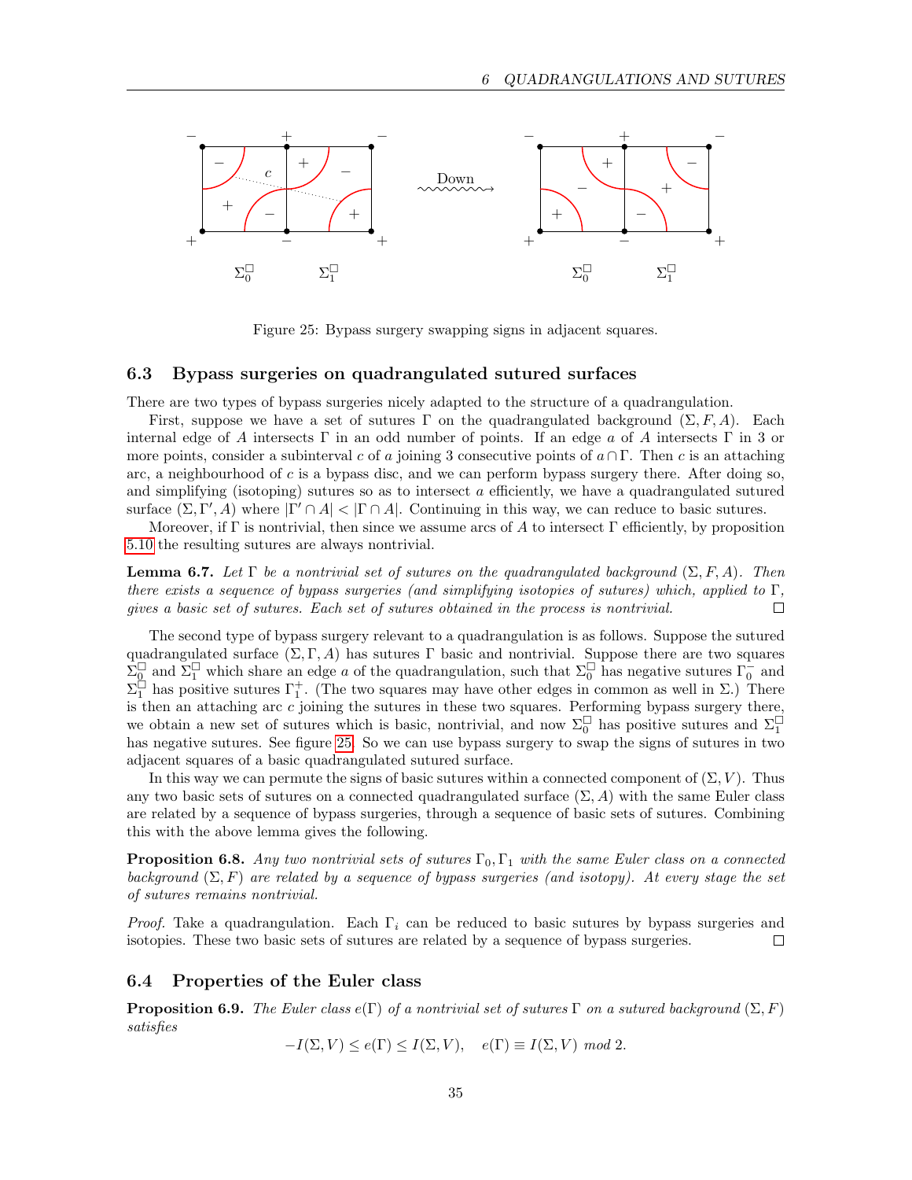Figure 25: Bypass surgery swapping signs in adjacent squares.

### 6.3 Bypass surgeries on quadrangulated sutured surfaces

There are two types of bypass surgeries nicely adapted to the structure of a quadrangulation.

First, suppose we have a set of sutures $\Gamma$ on the quadrangulated background $(\Sigma, F, A)$. Each internal edge of $A$ intersects $\Gamma$ in an odd number of points. If an edge $a$ of $A$ intersects $\Gamma$ in 3 or more points, consider a subinterval $c$ of $a$ joining 3 consecutive points of $a \cap \Gamma$. Then $c$ is an attaching arc, a neighbourhood of $c$ is a bypass disc, and we can perform bypass surgery there. After doing so, and simplifying (isotoping) sutures so as to intersect $a$ efficiently, we have a quadrangulated sutured surface $(\Sigma, \Gamma', A)$ where $|\Gamma' \cap A| < |\Gamma \cap A|$. Continuing in this way, we can reduce to basic sutures.

Moreover, if $\Gamma$ is nontrivial, then since we assume arcs of $A$ to intersect $\Gamma$ efficiently, by proposition 5.10 the resulting sutures are always nontrivial.

**Lemma 6.7.** *Let $\Gamma$ be a nontrivial set of sutures on the quadrangulated background $(\Sigma, F, A)$. Then there exists a sequence of bypass surgeries (and simplifying isotopies of sutures) which, applied to $\Gamma$, gives a basic set of sutures. Each set of sutures obtained in the process is nontrivial.* □

The second type of bypass surgery relevant to a quadrangulation is as follows. Suppose the sutured quadrangulated surface $(\Sigma, \Gamma, A)$ has sutures $\Gamma$ basic and nontrivial. Suppose there are two squares $\Sigma_0^\square$ and $\Sigma_1^\square$ which share an edge $a$ of the quadrangulation, such that $\Sigma_0^\square$ has negative sutures $\Gamma_0^-$ and $\Sigma_1^\square$ has positive sutures $\Gamma_1^+$. (The two squares may have other edges in common as well in $\Sigma$.) There is then an attaching arc $c$ joining the sutures in these two squares. Performing bypass surgery there, we obtain a new set of sutures which is basic, nontrivial, and now $\Sigma_0^\square$ has positive sutures and $\Sigma_1^\square$ has negative sutures. See figure 25. So we can use bypass surgery to swap the signs of sutures in two adjacent squares of a basic quadrangulated sutured surface.

In this way we can permute the signs of basic sutures within a connected component of $(\Sigma, V)$. Thus any two basic sets of sutures on a connected quadrangulated surface $(\Sigma, A)$ with the same Euler class are related by a sequence of bypass surgeries, through a sequence of basic sets of sutures. Combining this with the above lemma gives the following.

**Proposition 6.8.** *Any two nontrivial sets of sutures $\Gamma_0, \Gamma_1$ with the same Euler class on a connected background $(\Sigma, F)$ are related by a sequence of bypass surgeries (and isotopy). At every stage the set of sutures remains nontrivial.*

*Proof.* Take a quadrangulation. Each $\Gamma_i$ can be reduced to basic sutures by bypass surgeries and isotopies. These two basic sets of sutures are related by a sequence of bypass surgeries. □

### 6.4 Properties of the Euler class

**Proposition 6.9.** *The Euler class $e(\Gamma)$ of a nontrivial set of sutures $\Gamma$ on a sutured background $(\Sigma, F)$ satisfies*

$$-I(\Sigma, V) \leq e(\Gamma) \leq I(\Sigma, V), \quad e(\Gamma) \equiv I(\Sigma, V) \text{ mod } 2.$$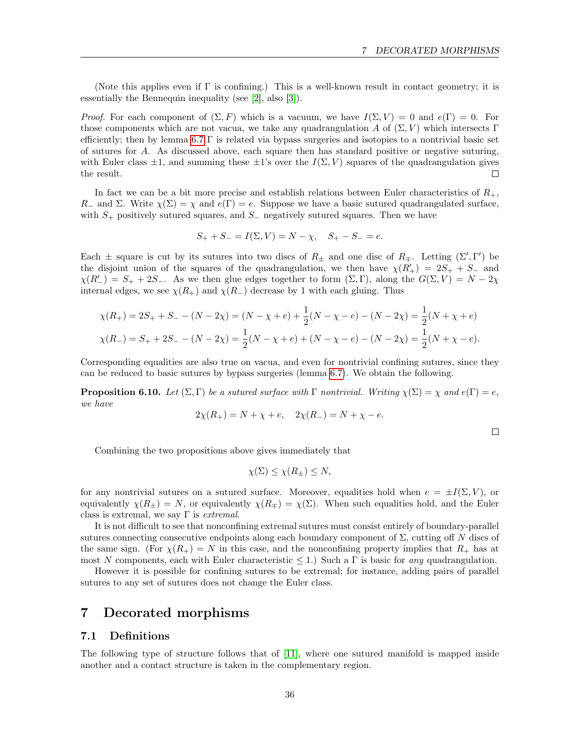(Note this applies even if $\Gamma$ is confining.) This is a well-known result in contact geometry; it is essentially the Bennequin inequality (see [2], also [3]).

*Proof.* For each component of $(\Sigma, F)$ which is a vacuum, we have $I(\Sigma, V) = 0$ and $e(\Gamma) = 0$. For those components which are not vacua, we take any quadrangulation $A$ of $(\Sigma, V)$ which intersects $\Gamma$ efficiently; then by lemma 6.7 $\Gamma$ is related via bypass surgeries and isotopies to a nontrivial basic set of sutures for $A$. As discussed above, each square then has standard positive or negative suturing, with Euler class $\pm 1$, and summing these $\pm 1$'s over the $I(\Sigma, V)$ squares of the quadrangulation gives the result. □

In fact we can be a bit more precise and establish relations between Euler characteristics of $R_+$, $R_-$ and $\Sigma$. Write $\chi(\Sigma) = \chi$ and $e(\Gamma) = e$. Suppose we have a basic sutured quadrangulated surface, with $S_+$ positively sutured squares, and $S_-$ negatively sutured squares. Then we have

$$S_+ + S_- = I(\Sigma, V) = N - \chi, \quad S_+ - S_- = e.$$

Each $\pm$ square is cut by its sutures into two discs of $R_\pm$ and one disc of $R_\mp$. Letting $(\Sigma', \Gamma')$ be the disjoint union of the squares of the quadrangulation, we then have $\chi(R'_+) = 2S_+ + S_-$ and $\chi(R'_-) = S_+ + 2S_-$. As we then glue edges together to form $(\Sigma, \Gamma)$, along the $G(\Sigma, V) = N - 2\chi$ internal edges, we see $\chi(R_+)$ and $\chi(R_-)$ decrease by 1 with each gluing. Thus

$$\chi(R_+) = 2S_+ + S_- - (N - 2\chi) = (N - \chi + e) + \frac{1}{2}(N - \chi - e) - (N - 2\chi) = \frac{1}{2}(N + \chi + e)$$
$$\chi(R_-) = S_+ + 2S_- - (N - 2\chi) = \frac{1}{2}(N - \chi + e) + (N - \chi - e) - (N - 2\chi) = \frac{1}{2}(N + \chi - e).$$

Corresponding equalities are also true on vacua, and even for nontrivial confining sutures, since they can be reduced to basic sutures by bypass surgeries (lemma 6.7). We obtain the following.

**Proposition 6.10.** *Let $(\Sigma, \Gamma)$ be a sutured surface with $\Gamma$ nontrivial. Writing $\chi(\Sigma) = \chi$ and $e(\Gamma) = e$, we have*

$$2\chi(R_+) = N + \chi + e, \quad 2\chi(R_-) = N + \chi - e.$$

□

Combining the two propositions above gives immediately that

$$\chi(\Sigma) \leq \chi(R_\pm) \leq N,$$

for any nontrivial sutures on a sutured surface. Moreover, equalities hold when $e = \pm I(\Sigma, V)$, or equivalently $\chi(R_\pm) = N$, or equivalently $\chi(R_\mp) = \chi(\Sigma)$. When such equalities hold, and the Euler class is extremal, we say $\Gamma$ is *extremal*.

It is not difficult to see that nonconfining extremal sutures must consist entirely of boundary-parallel sutures connecting consecutive endpoints along each boundary component of $\Sigma$, cutting off $N$ discs of the same sign. (For $\chi(R_+) = N$ in this case, and the nonconfining property implies that $R_+$ has at most $N$ components, each with Euler characteristic $\leq 1$.) Such a $\Gamma$ is basic for *any* quadrangulation.

However it is possible for confining sutures to be extremal; for instance, adding pairs of parallel sutures to any set of sutures does not change the Euler class.

# 7 Decorated morphisms

## 7.1 Definitions

The following type of structure follows that of [11], where one sutured manifold is mapped inside another and a contact structure is taken in the complementary region.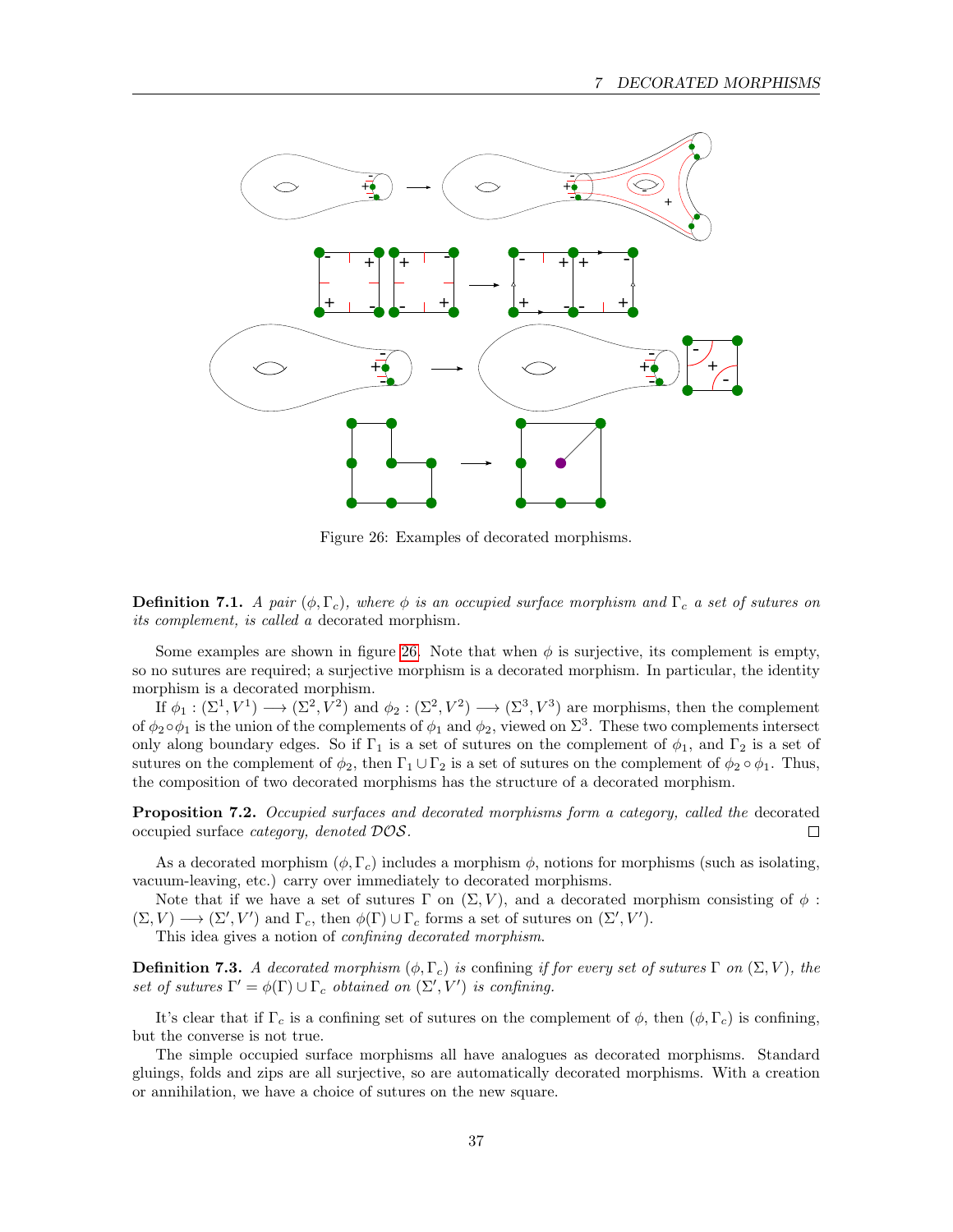Figure 26: Examples of decorated morphisms.

**Definition 7.1.** *A pair $(\phi, \Gamma_c)$, where $\phi$ is an occupied surface morphism and $\Gamma_c$ a set of sutures on its complement, is called a* decorated morphism*.*

Some examples are shown in figure 26. Note that when $\phi$ is surjective, its complement is empty, so no sutures are required; a surjective morphism is a decorated morphism. In particular, the identity morphism is a decorated morphism.

If $\phi_1 : (\Sigma^1, V^1) \longrightarrow (\Sigma^2, V^2)$ and $\phi_2 : (\Sigma^2, V^2) \longrightarrow (\Sigma^3, V^3)$ are morphisms, then the complement of $\phi_2 \circ \phi_1$ is the union of the complements of $\phi_1$ and $\phi_2$, viewed on $\Sigma^3$. These two complements intersect only along boundary edges. So if $\Gamma_1$ is a set of sutures on the complement of $\phi_1$, and $\Gamma_2$ is a set of sutures on the complement of $\phi_2$, then $\Gamma_1 \cup \Gamma_2$ is a set of sutures on the complement of $\phi_2 \circ \phi_1$. Thus, the composition of two decorated morphisms has the structure of a decorated morphism.

**Proposition 7.2.** *Occupied surfaces and decorated morphisms form a category, called the* decorated occupied surface *category, denoted $\mathcal{DOS}$.* □

As a decorated morphism $(\phi, \Gamma_c)$ includes a morphism $\phi$, notions for morphisms (such as isolating, vacuum-leaving, etc.) carry over immediately to decorated morphisms.

Note that if we have a set of sutures $\Gamma$ on $(\Sigma, V)$, and a decorated morphism consisting of $\phi : (\Sigma, V) \longrightarrow (\Sigma', V')$ and $\Gamma_c$, then $\phi(\Gamma) \cup \Gamma_c$ forms a set of sutures on $(\Sigma', V')$.

This idea gives a notion of *confining decorated morphism*.

**Definition 7.3.** *A decorated morphism $(\phi, \Gamma_c)$ is* confining *if for every set of sutures $\Gamma$ on $(\Sigma, V)$, the set of sutures $\Gamma' = \phi(\Gamma) \cup \Gamma_c$ obtained on $(\Sigma', V')$ is confining.*

It's clear that if $\Gamma_c$ is a confining set of sutures on the complement of $\phi$, then $(\phi, \Gamma_c)$ is confining, but the converse is not true.

The simple occupied surface morphisms all have analogues as decorated morphisms. Standard gluings, folds and zips are all surjective, so are automatically decorated morphisms. With a creation or annihilation, we have a choice of sutures on the new square.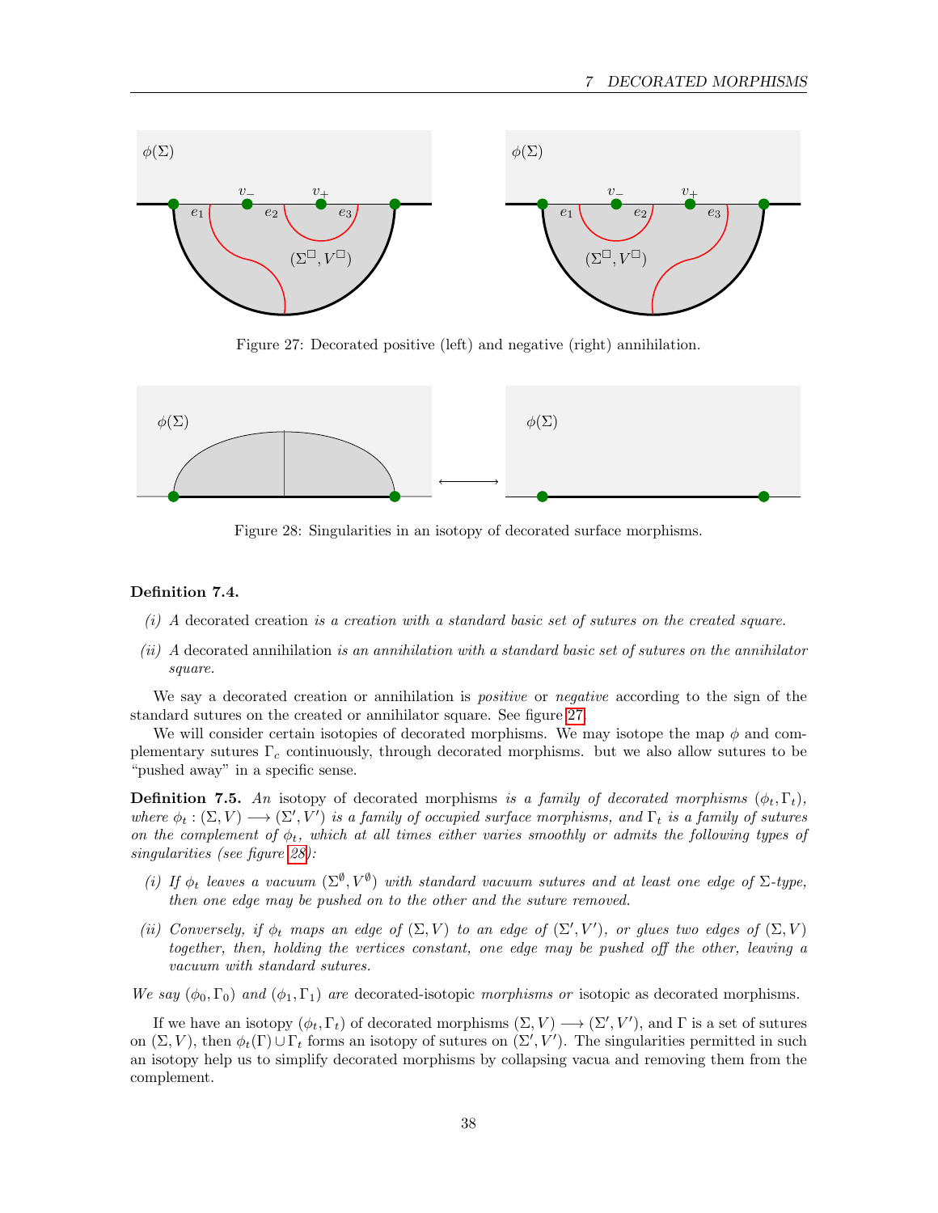Figure 27: Decorated positive (left) and negative (right) annihilation.

Figure 28: Singularities in an isotopy of decorated surface morphisms.

**Definition 7.4.**

*(i) A* decorated creation *is a creation with a standard basic set of sutures on the created square.*

*(ii) A* decorated annihilation *is an annihilation with a standard basic set of sutures on the annihilator square.*

We say a decorated creation or annihilation is *positive* or *negative* according to the sign of the standard sutures on the created or annihilator square. See figure 27.

We will consider certain isotopies of decorated morphisms. We may isotope the map $\phi$ and complementary sutures $\Gamma_c$ continuously, through decorated morphisms. but we also allow sutures to be "pushed away" in a specific sense.

**Definition 7.5.** *An* isotopy of decorated morphisms *is a family of decorated morphisms* $(\phi_t, \Gamma_t)$*, where* $\phi_t : (\Sigma, V) \longrightarrow (\Sigma', V')$ *is a family of occupied surface morphisms, and* $\Gamma_t$ *is a family of sutures on the complement of* $\phi_t$*, which at all times either varies smoothly or admits the following types of singularities (see figure 28):*

*(i) If* $\phi_t$ *leaves a vacuum* $(\Sigma^\emptyset, V^\emptyset)$ *with standard vacuum sutures and at least one edge of* $\Sigma$*-type, then one edge may be pushed on to the other and the suture removed.*

*(ii) Conversely, if* $\phi_t$ *maps an edge of* $(\Sigma, V)$ *to an edge of* $(\Sigma', V')$*, or glues two edges of* $(\Sigma, V)$ *together, then, holding the vertices constant, one edge may be pushed off the other, leaving a vacuum with standard sutures.*

*We say* $(\phi_0, \Gamma_0)$ *and* $(\phi_1, \Gamma_1)$ *are* decorated-isotopic *morphisms or* isotopic as decorated morphisms.

If we have an isotopy $(\phi_t, \Gamma_t)$ of decorated morphisms $(\Sigma, V) \longrightarrow (\Sigma', V')$, and $\Gamma$ is a set of sutures on $(\Sigma, V)$, then $\phi_t(\Gamma) \cup \Gamma_t$ forms an isotopy of sutures on $(\Sigma', V')$. The singularities permitted in such an isotopy help us to simplify decorated morphisms by collapsing vacua and removing them from the complement.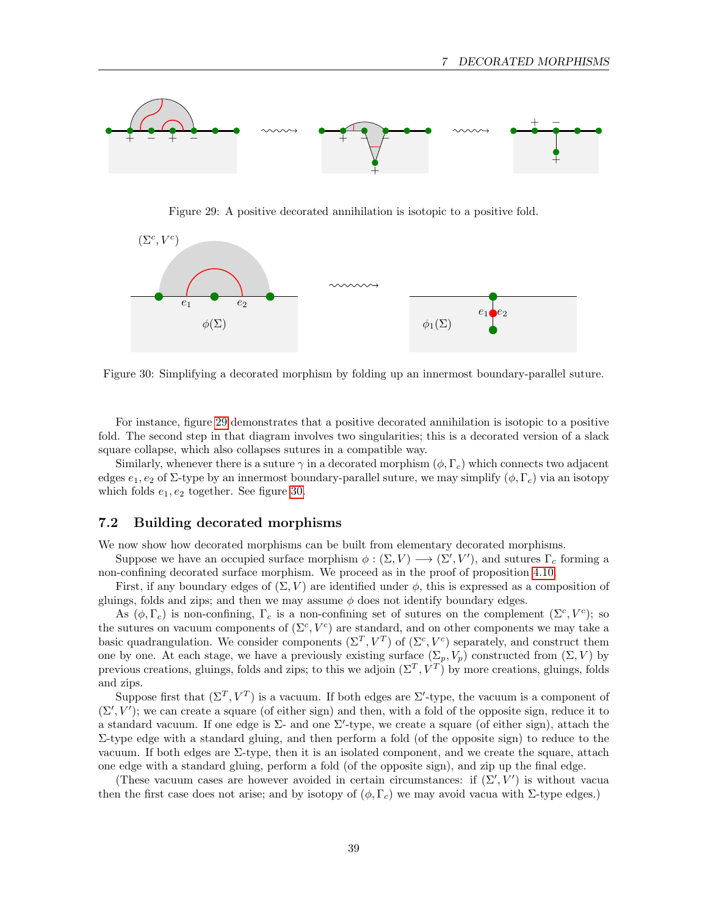Figure 29: A positive decorated annihilation is isotopic to a positive fold.

Figure 30: Simplifying a decorated morphism by folding up an innermost boundary-parallel suture.

For instance, figure 29 demonstrates that a positive decorated annihilation is isotopic to a positive fold. The second step in that diagram involves two singularities; this is a decorated version of a slack square collapse, which also collapses sutures in a compatible way.

Similarly, whenever there is a suture $\gamma$ in a decorated morphism $(\phi, \Gamma_c)$ which connects two adjacent edges $e_1, e_2$ of $\Sigma$-type by an innermost boundary-parallel suture, we may simplify $(\phi, \Gamma_c)$ via an isotopy which folds $e_1, e_2$ together. See figure 30.

## 7.2 Building decorated morphisms

We now show how decorated morphisms can be built from elementary decorated morphisms.

Suppose we have an occupied surface morphism $\phi : (\Sigma, V) \longrightarrow (\Sigma', V')$, and sutures $\Gamma_c$ forming a non-confining decorated surface morphism. We proceed as in the proof of proposition 4.10.

First, if any boundary edges of $(\Sigma, V)$ are identified under $\phi$, this is expressed as a composition of gluings, folds and zips; and then we may assume $\phi$ does not identify boundary edges.

As $(\phi, \Gamma_c)$ is non-confining, $\Gamma_c$ is a non-confining set of sutures on the complement $(\Sigma^c, V^c)$; so the sutures on vacuum components of $(\Sigma^c, V^c)$ are standard, and on other components we may take a basic quadrangulation. We consider components $(\Sigma^T, V^T)$ of $(\Sigma^c, V^c)$ separately, and construct them one by one. At each stage, we have a previously existing surface $(\Sigma_p, V_p)$ constructed from $(\Sigma, V)$ by previous creations, gluings, folds and zips; to this we adjoin $(\Sigma^T, V^T)$ by more creations, gluings, folds and zips.

Suppose first that $(\Sigma^T, V^T)$ is a vacuum. If both edges are $\Sigma'$-type, the vacuum is a component of $(\Sigma', V')$; we can create a square (of either sign) and then, with a fold of the opposite sign, reduce it to a standard vacuum. If one edge is $\Sigma$- and one $\Sigma'$-type, we create a square (of either sign), attach the $\Sigma$-type edge with a standard gluing, and then perform a fold (of the opposite sign) to reduce to the vacuum. If both edges are $\Sigma$-type, then it is an isolated component, and we create the square, attach one edge with a standard gluing, perform a fold (of the opposite sign), and zip up the final edge.

(These vacuum cases are however avoided in certain circumstances: if $(\Sigma', V')$ is without vacua then the first case does not arise; and by isotopy of $(\phi, \Gamma_c)$ we may avoid vacua with $\Sigma$-type edges.)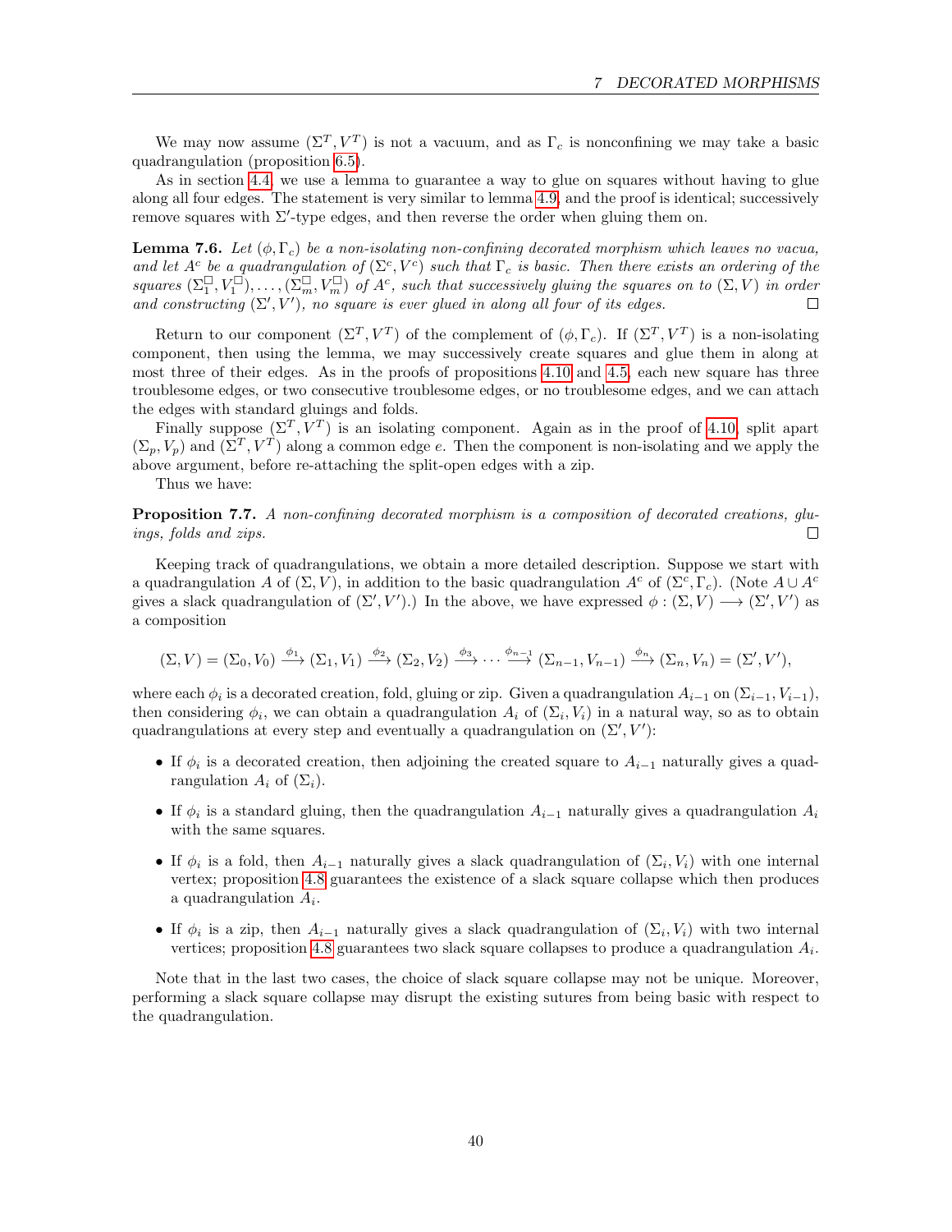We may now assume $(\Sigma^T, V^T)$ is not a vacuum, and as $\Gamma_c$ is nonconfining we may take a basic quadrangulation (proposition 6.5).

As in section 4.4, we use a lemma to guarantee a way to glue on squares without having to glue along all four edges. The statement is very similar to lemma 4.9, and the proof is identical; successively remove squares with $\Sigma'$-type edges, and then reverse the order when gluing them on.

**Lemma 7.6.** *Let $(\phi, \Gamma_c)$ be a non-isolating non-confining decorated morphism which leaves no vacua, and let $A^c$ be a quadrangulation of $(\Sigma^c, V^c)$ such that $\Gamma_c$ is basic. Then there exists an ordering of the squares $(\Sigma_1^\square, V_1^\square), \ldots, (\Sigma_m^\square, V_m^\square)$ of $A^c$, such that successively gluing the squares on to $(\Sigma, V)$ in order and constructing $(\Sigma', V')$, no square is ever glued in along all four of its edges.* □

Return to our component $(\Sigma^T, V^T)$ of the complement of $(\phi, \Gamma_c)$. If $(\Sigma^T, V^T)$ is a non-isolating component, then using the lemma, we may successively create squares and glue them in along at most three of their edges. As in the proofs of propositions 4.10 and 4.5, each new square has three troublesome edges, or two consecutive troublesome edges, or no troublesome edges, and we can attach the edges with standard gluings and folds.

Finally suppose $(\Sigma^T, V^T)$ is an isolating component. Again as in the proof of 4.10, split apart $(\Sigma_p, V_p)$ and $(\Sigma^T, V^T)$ along a common edge $e$. Then the component is non-isolating and we apply the above argument, before re-attaching the split-open edges with a zip.

Thus we have:

**Proposition 7.7.** *A non-confining decorated morphism is a composition of decorated creations, gluings, folds and zips.* □

Keeping track of quadrangulations, we obtain a more detailed description. Suppose we start with a quadrangulation $A$ of $(\Sigma, V)$, in addition to the basic quadrangulation $A^c$ of $(\Sigma^c, \Gamma_c)$. (Note $A \cup A^c$ gives a slack quadrangulation of $(\Sigma', V')$.) In the above, we have expressed $\phi : (\Sigma, V) \longrightarrow (\Sigma', V')$ as a composition

$$(\Sigma, V) = (\Sigma_0, V_0) \xrightarrow{\phi_1} (\Sigma_1, V_1) \xrightarrow{\phi_2} (\Sigma_2, V_2) \xrightarrow{\phi_3} \cdots \xrightarrow{\phi_{n-1}} (\Sigma_{n-1}, V_{n-1}) \xrightarrow{\phi_n} (\Sigma_n, V_n) = (\Sigma', V'),$$

where each $\phi_i$ is a decorated creation, fold, gluing or zip. Given a quadrangulation $A_{i-1}$ on $(\Sigma_{i-1}, V_{i-1})$, then considering $\phi_i$, we can obtain a quadrangulation $A_i$ of $(\Sigma_i, V_i)$ in a natural way, so as to obtain quadrangulations at every step and eventually a quadrangulation on $(\Sigma', V')$:

- If $\phi_i$ is a decorated creation, then adjoining the created square to $A_{i-1}$ naturally gives a quadrangulation $A_i$ of $(\Sigma_i)$.
- If $\phi_i$ is a standard gluing, then the quadrangulation $A_{i-1}$ naturally gives a quadrangulation $A_i$ with the same squares.
- If $\phi_i$ is a fold, then $A_{i-1}$ naturally gives a slack quadrangulation of $(\Sigma_i, V_i)$ with one internal vertex; proposition 4.8 guarantees the existence of a slack square collapse which then produces a quadrangulation $A_i$.
- If $\phi_i$ is a zip, then $A_{i-1}$ naturally gives a slack quadrangulation of $(\Sigma_i, V_i)$ with two internal vertices; proposition 4.8 guarantees two slack square collapses to produce a quadrangulation $A_i$.

Note that in the last two cases, the choice of slack square collapse may not be unique. Moreover, performing a slack square collapse may disrupt the existing sutures from being basic with respect to the quadrangulation.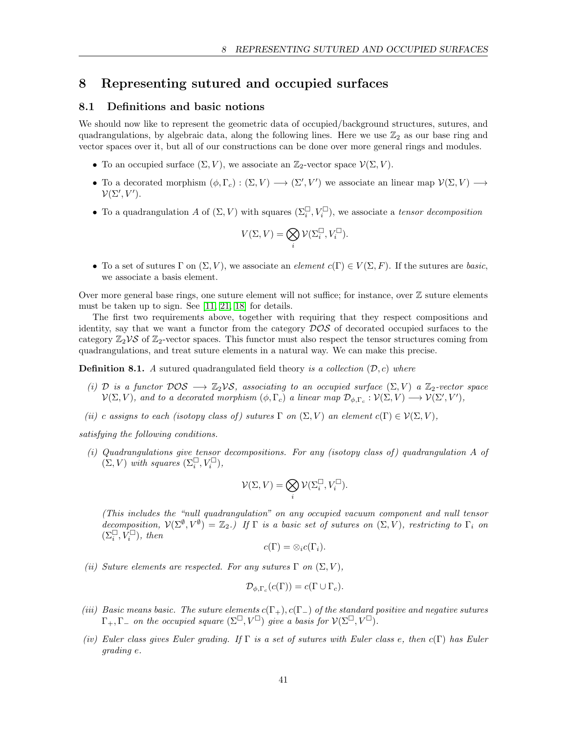# 8 Representing sutured and occupied surfaces

## 8.1 Definitions and basic notions

We should now like to represent the geometric data of occupied/background structures, sutures, and quadrangulations, by algebraic data, along the following lines. Here we use $\mathbb{Z}_2$ as our base ring and vector spaces over it, but all of our constructions can be done over more general rings and modules.

- To an occupied surface $(\Sigma, V)$, we associate an $\mathbb{Z}_2$-vector space $\mathcal{V}(\Sigma, V)$.
- To a decorated morphism $(\phi, \Gamma_c) : (\Sigma, V) \longrightarrow (\Sigma', V')$ we associate an linear map $\mathcal{V}(\Sigma, V) \longrightarrow \mathcal{V}(\Sigma', V')$.
- To a quadrangulation $A$ of $(\Sigma, V)$ with squares $(\Sigma_i^\square, V_i^\square)$, we associate a *tensor decomposition*

$$V(\Sigma, V) = \bigotimes_i \mathcal{V}(\Sigma_i^\square, V_i^\square).$$

- To a set of sutures $\Gamma$ on $(\Sigma, V)$, we associate an *element* $c(\Gamma) \in V(\Sigma, F)$. If the sutures are *basic*, we associate a basis element.

Over more general base rings, one suture element will not suffice; for instance, over $\mathbb{Z}$ suture elements must be taken up to sign. See [11, 21, 18] for details.

The first two requirements above, together with requiring that they respect compositions and identity, say that we want a functor from the category $\mathcal{DOS}$ of decorated occupied surfaces to the category $\mathbb{Z}_2\mathcal{VS}$ of $\mathbb{Z}_2$-vector spaces. This functor must also respect the tensor structures coming from quadrangulations, and treat suture elements in a natural way. We can make this precise.

**Definition 8.1.** *A* sutured quadrangulated field theory *is a collection $(\mathcal{D}, c)$ where*

*(i) $\mathcal{D}$ is a functor $\mathcal{DOS} \longrightarrow \mathbb{Z}_2\mathcal{VS}$, associating to an occupied surface $(\Sigma, V)$ a $\mathbb{Z}_2$-vector space $\mathcal{V}(\Sigma, V)$, and to a decorated morphism $(\phi, \Gamma_c)$ a linear map $\mathcal{D}_{\phi,\Gamma_c} : \mathcal{V}(\Sigma, V) \longrightarrow \mathcal{V}(\Sigma', V')$,*

*(ii) $c$ assigns to each (isotopy class of) sutures $\Gamma$ on $(\Sigma, V)$ an element $c(\Gamma) \in \mathcal{V}(\Sigma, V)$,*

*satisfying the following conditions.*

*(i) Quadrangulations give tensor decompositions. For any (isotopy class of) quadrangulation $A$ of $(\Sigma, V)$ with squares $(\Sigma_i^\square, V_i^\square)$,*

$$\mathcal{V}(\Sigma, V) = \bigotimes_i \mathcal{V}(\Sigma_i^\square, V_i^\square).$$

*(This includes the "null quadrangulation" on any occupied vacuum component and null tensor decomposition, $\mathcal{V}(\Sigma^\emptyset, V^\emptyset) = \mathbb{Z}_2$.) If $\Gamma$ is a basic set of sutures on $(\Sigma, V)$, restricting to $\Gamma_i$ on $(\Sigma_i^\square, V_i^\square)$, then*

$$c(\Gamma) = \otimes_i c(\Gamma_i).$$

*(ii) Suture elements are respected. For any sutures $\Gamma$ on $(\Sigma, V)$,*

$$\mathcal{D}_{\phi,\Gamma_c}(c(\Gamma)) = c(\Gamma \cup \Gamma_c).$$

*(iii) Basic means basic. The suture elements $c(\Gamma_+), c(\Gamma_-)$ of the standard positive and negative sutures $\Gamma_+, \Gamma_-$ on the occupied square $(\Sigma^\square, V^\square)$ give a basis for $\mathcal{V}(\Sigma^\square, V^\square)$.*

*(iv) Euler class gives Euler grading. If $\Gamma$ is a set of sutures with Euler class $e$, then $c(\Gamma)$ has Euler grading $e$.*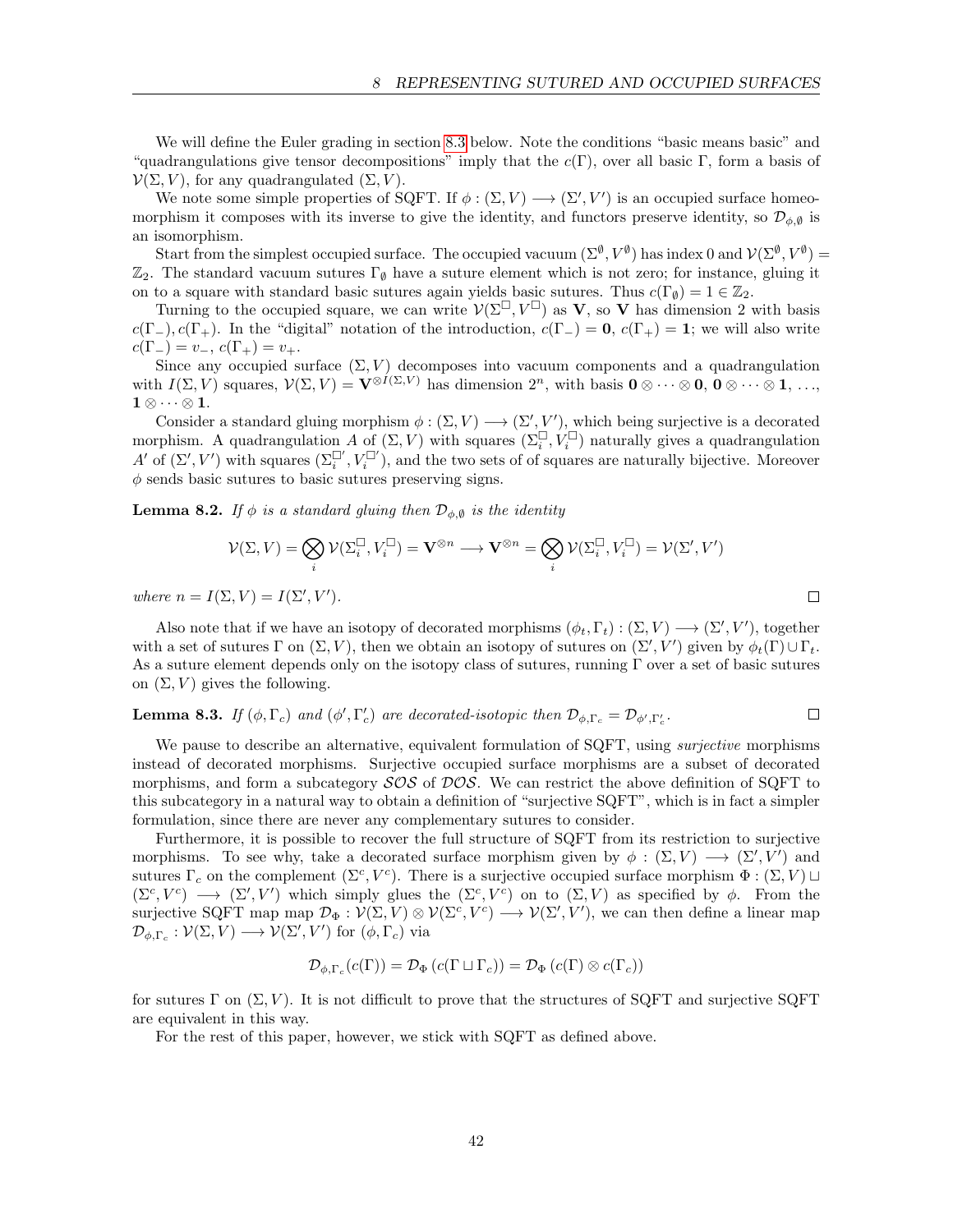We will define the Euler grading in section 8.3 below. Note the conditions "basic means basic" and "quadrangulations give tensor decompositions" imply that the $c(\Gamma)$, over all basic $\Gamma$, form a basis of $\mathcal{V}(\Sigma, V)$, for any quadrangulated $(\Sigma, V)$.

We note some simple properties of SQFT. If $\phi : (\Sigma, V) \longrightarrow (\Sigma', V')$ is an occupied surface homeomorphism it composes with its inverse to give the identity, and functors preserve identity, so $\mathcal{D}_{\phi,\emptyset}$ is an isomorphism.

Start from the simplest occupied surface. The occupied vacuum $(\Sigma^\emptyset, V^\emptyset)$ has index 0 and $\mathcal{V}(\Sigma^\emptyset, V^\emptyset) = \mathbb{Z}_2$. The standard vacuum sutures $\Gamma_\emptyset$ have a suture element which is not zero; for instance, gluing it on to a square with standard basic sutures again yields basic sutures. Thus $c(\Gamma_\emptyset) = 1 \in \mathbb{Z}_2$.

Turning to the occupied square, we can write $\mathcal{V}(\Sigma^\square, V^\square)$ as $\mathbf{V}$, so $\mathbf{V}$ has dimension 2 with basis $c(\Gamma_-), c(\Gamma_+)$. In the "digital" notation of the introduction, $c(\Gamma_-) = \mathbf{0}$, $c(\Gamma_+) = \mathbf{1}$; we will also write $c(\Gamma_-) = v_-$, $c(\Gamma_+) = v_+$.

Since any occupied surface $(\Sigma, V)$ decomposes into vacuum components and a quadrangulation with $I(\Sigma, V)$ squares, $\mathcal{V}(\Sigma, V) = \mathbf{V}^{\otimes I(\Sigma,V)}$ has dimension $2^n$, with basis $\mathbf{0} \otimes \cdots \otimes \mathbf{0}$, $\mathbf{0} \otimes \cdots \otimes \mathbf{1}$, $\ldots$, $\mathbf{1} \otimes \cdots \otimes \mathbf{1}$.

Consider a standard gluing morphism $\phi : (\Sigma, V) \longrightarrow (\Sigma', V')$, which being surjective is a decorated morphism. A quadrangulation $A$ of $(\Sigma, V)$ with squares $(\Sigma_i^\square, V_i^\square)$ naturally gives a quadrangulation $A'$ of $(\Sigma', V')$ with squares $(\Sigma_i^{\square\prime}, V_i^{\square\prime})$, and the two sets of of squares are naturally bijective. Moreover $\phi$ sends basic sutures to basic sutures preserving signs.

**Lemma 8.2.** *If $\phi$ is a standard gluing then $\mathcal{D}_{\phi,\emptyset}$ is the identity*

$$\mathcal{V}(\Sigma, V) = \bigotimes_i \mathcal{V}(\Sigma_i^\square, V_i^\square) = \mathbf{V}^{\otimes n} \longrightarrow \mathbf{V}^{\otimes n} = \bigotimes_i \mathcal{V}(\Sigma_i^\square, V_i^\square) = \mathcal{V}(\Sigma', V')$$

*where $n = I(\Sigma, V) = I(\Sigma', V')$.* □

Also note that if we have an isotopy of decorated morphisms $(\phi_t, \Gamma_t) : (\Sigma, V) \longrightarrow (\Sigma', V')$, together with a set of sutures $\Gamma$ on $(\Sigma, V)$, then we obtain an isotopy of sutures on $(\Sigma', V')$ given by $\phi_t(\Gamma) \cup \Gamma_t$. As a suture element depends only on the isotopy class of sutures, running $\Gamma$ over a set of basic sutures on $(\Sigma, V)$ gives the following.

**Lemma 8.3.** *If $(\phi, \Gamma_c)$ and $(\phi', \Gamma'_c)$ are decorated-isotopic then $\mathcal{D}_{\phi,\Gamma_c} = \mathcal{D}_{\phi',\Gamma'_c}$.* □

We pause to describe an alternative, equivalent formulation of SQFT, using *surjective* morphisms instead of decorated morphisms. Surjective occupied surface morphisms are a subset of decorated morphisms, and form a subcategory $\mathcal{SOS}$ of $\mathcal{DOS}$. We can restrict the above definition of SQFT to this subcategory in a natural way to obtain a definition of "surjective SQFT", which is in fact a simpler formulation, since there are never any complementary sutures to consider.

Furthermore, it is possible to recover the full structure of SQFT from its restriction to surjective morphisms. To see why, take a decorated surface morphism given by $\phi : (\Sigma, V) \longrightarrow (\Sigma', V')$ and sutures $\Gamma_c$ on the complement $(\Sigma^c, V^c)$. There is a surjective occupied surface morphism $\Phi : (\Sigma, V) \sqcup (\Sigma^c, V^c) \longrightarrow (\Sigma', V')$ which simply glues the $(\Sigma^c, V^c)$ on to $(\Sigma, V)$ as specified by $\phi$. From the surjective SQFT map map $\mathcal{D}_\Phi : \mathcal{V}(\Sigma, V) \otimes \mathcal{V}(\Sigma^c, V^c) \longrightarrow \mathcal{V}(\Sigma', V')$, we can then define a linear map $\mathcal{D}_{\phi,\Gamma_c} : \mathcal{V}(\Sigma, V) \longrightarrow \mathcal{V}(\Sigma', V')$ for $(\phi, \Gamma_c)$ via

$$\mathcal{D}_{\phi,\Gamma_c}(c(\Gamma)) = \mathcal{D}_\Phi\left(c(\Gamma \sqcup \Gamma_c)\right) = \mathcal{D}_\Phi\left(c(\Gamma) \otimes c(\Gamma_c)\right)$$

for sutures $\Gamma$ on $(\Sigma, V)$. It is not difficult to prove that the structures of SQFT and surjective SQFT are equivalent in this way.

For the rest of this paper, however, we stick with SQFT as defined above.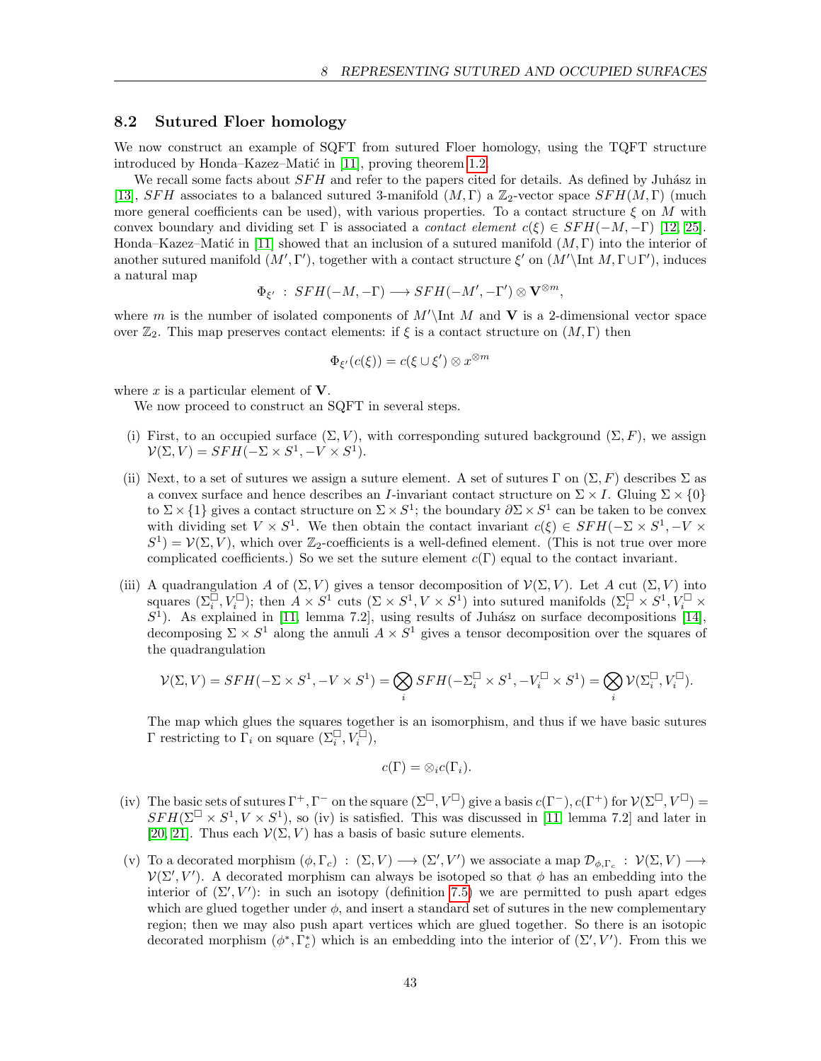## 8.2 Sutured Floer homology

We now construct an example of SQFT from sutured Floer homology, using the TQFT structure introduced by Honda–Kazez–Matić in [11], proving theorem 1.2.

We recall some facts about $SFH$ and refer to the papers cited for details. As defined by Juhász in [13], $SFH$ associates to a balanced sutured 3-manifold $(M, \Gamma)$ a $\mathbb{Z}_2$-vector space $SFH(M, \Gamma)$ (much more general coefficients can be used), with various properties. To a contact structure $\xi$ on $M$ with convex boundary and dividing set $\Gamma$ is associated a *contact element* $c(\xi) \in SFH(-M, -\Gamma)$ [12, 25]. Honda–Kazez–Matić in [11] showed that an inclusion of a sutured manifold $(M, \Gamma)$ into the interior of another sutured manifold $(M', \Gamma')$, together with a contact structure $\xi'$ on $(M' \backslash \text{Int } M, \Gamma \cup \Gamma')$, induces a natural map

$$\Phi_{\xi'} \; : \; SFH(-M, -\Gamma) \longrightarrow SFH(-M', -\Gamma') \otimes \mathbf{V}^{\otimes m},$$

where $m$ is the number of isolated components of $M' \backslash \text{Int } M$ and $\mathbf{V}$ is a 2-dimensional vector space over $\mathbb{Z}_2$. This map preserves contact elements: if $\xi$ is a contact structure on $(M, \Gamma)$ then

$$\Phi_{\xi'}(c(\xi)) = c(\xi \cup \xi') \otimes x^{\otimes m}$$

where $x$ is a particular element of $\mathbf{V}$.

We now proceed to construct an SQFT in several steps.

(i) First, to an occupied surface $(\Sigma, V)$, with corresponding sutured background $(\Sigma, F)$, we assign $\mathcal{V}(\Sigma, V) = SFH(-\Sigma \times S^1, -V \times S^1)$.

(ii) Next, to a set of sutures we assign a suture element. A set of sutures $\Gamma$ on $(\Sigma, F)$ describes $\Sigma$ as a convex surface and hence describes an $I$-invariant contact structure on $\Sigma \times I$. Gluing $\Sigma \times \{0\}$ to $\Sigma \times \{1\}$ gives a contact structure on $\Sigma \times S^1$; the boundary $\partial \Sigma \times S^1$ can be taken to be convex with dividing set $V \times S^1$. We then obtain the contact invariant $c(\xi) \in SFH(-\Sigma \times S^1, -V \times S^1) = \mathcal{V}(\Sigma, V)$, which over $\mathbb{Z}_2$-coefficients is a well-defined element. (This is not true over more complicated coefficients.) So we set the suture element $c(\Gamma)$ equal to the contact invariant.

(iii) A quadrangulation $A$ of $(\Sigma, V)$ gives a tensor decomposition of $\mathcal{V}(\Sigma, V)$. Let $A$ cut $(\Sigma, V)$ into squares $(\Sigma_i^\square, V_i^\square)$; then $A \times S^1$ cuts $(\Sigma \times S^1, V \times S^1)$ into sutured manifolds $(\Sigma_i^\square \times S^1, V_i^\square \times S^1)$. As explained in [11, lemma 7.2], using results of Juhász on surface decompositions [14], decomposing $\Sigma \times S^1$ along the annuli $A \times S^1$ gives a tensor decomposition over the squares of the quadrangulation

$$\mathcal{V}(\Sigma, V) = SFH(-\Sigma \times S^1, -V \times S^1) = \bigotimes_i SFH(-\Sigma_i^\square \times S^1, -V_i^\square \times S^1) = \bigotimes_i \mathcal{V}(\Sigma_i^\square, V_i^\square).$$

The map which glues the squares together is an isomorphism, and thus if we have basic sutures $\Gamma$ restricting to $\Gamma_i$ on square $(\Sigma_i^\square, V_i^\square)$,

$$c(\Gamma) = \otimes_i c(\Gamma_i).$$

(iv) The basic sets of sutures $\Gamma^+, \Gamma^-$ on the square $(\Sigma^\square, V^\square)$ give a basis $c(\Gamma^-), c(\Gamma^+)$ for $\mathcal{V}(\Sigma^\square, V^\square) = SFH(\Sigma^\square \times S^1, V \times S^1)$, so (iv) is satisfied. This was discussed in [11] lemma 7.2] and later in [20, 21]. Thus each $\mathcal{V}(\Sigma, V)$ has a basis of basic suture elements.

(v) To a decorated morphism $(\phi, \Gamma_c) \; : \; (\Sigma, V) \longrightarrow (\Sigma', V')$ we associate a map $\mathcal{D}_{\phi, \Gamma_c} \; : \; \mathcal{V}(\Sigma, V) \longrightarrow \mathcal{V}(\Sigma', V')$. A decorated morphism can always be isotoped so that $\phi$ has an embedding into the interior of $(\Sigma', V')$: in such an isotopy (definition 7.5) we are permitted to push apart edges which are glued together under $\phi$, and insert a standard set of sutures in the new complementary region; then we may also push apart vertices which are glued together. So there is an isotopic decorated morphism $(\phi^*, \Gamma_c^*)$ which is an embedding into the interior of $(\Sigma', V')$. From this we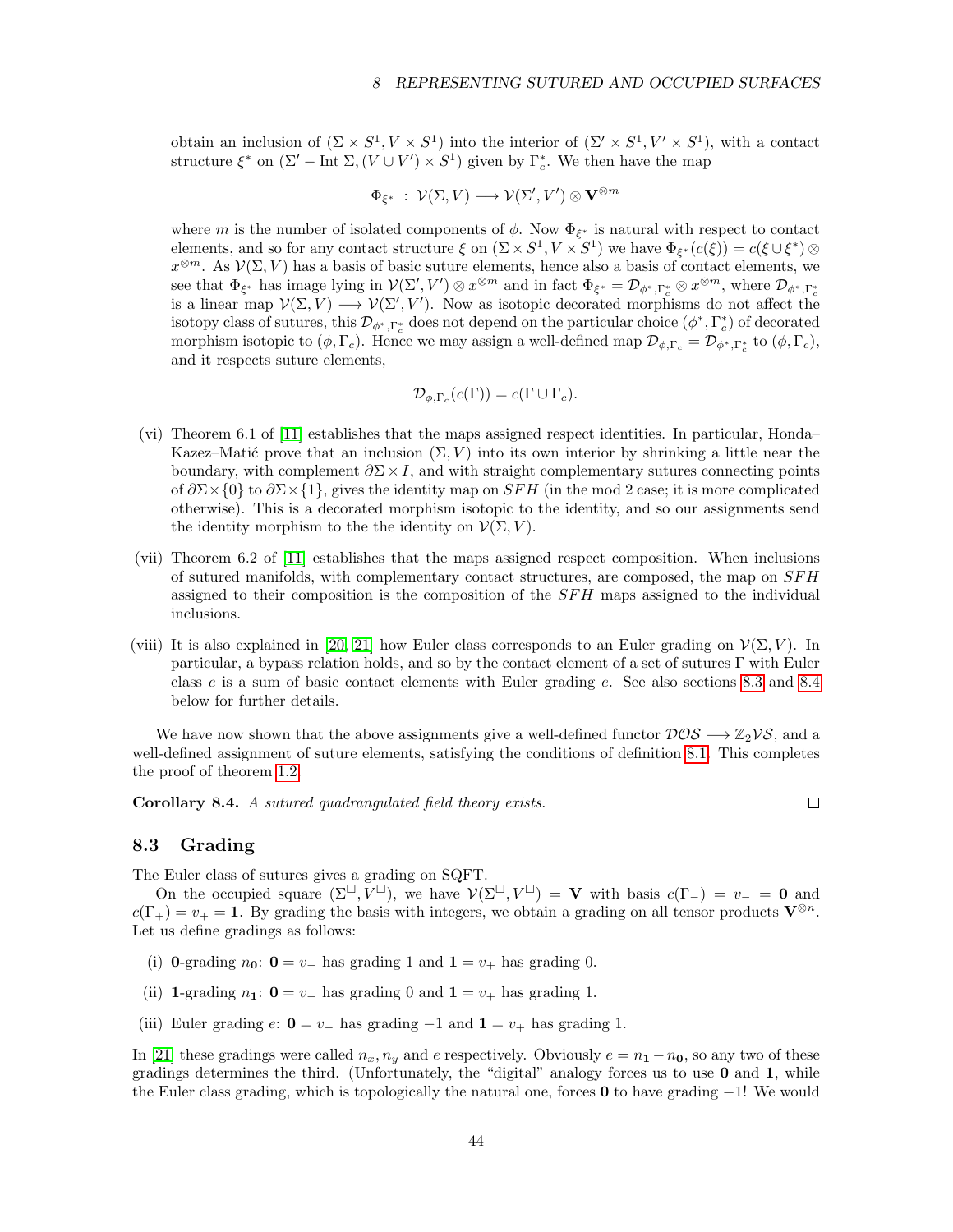obtain an inclusion of $(\Sigma \times S^1, V \times S^1)$ into the interior of $(\Sigma' \times S^1, V' \times S^1)$, with a contact structure $\xi^*$ on $(\Sigma' - \text{Int}\,\Sigma, (V \cup V') \times S^1)$ given by $\Gamma_c^*$. We then have the map

$$\Phi_{\xi^*} \; : \; \mathcal{V}(\Sigma, V) \longrightarrow \mathcal{V}(\Sigma', V') \otimes \mathbf{V}^{\otimes m}$$

where $m$ is the number of isolated components of $\phi$. Now $\Phi_{\xi^*}$ is natural with respect to contact elements, and so for any contact structure $\xi$ on $(\Sigma \times S^1, V \times S^1)$ we have $\Phi_{\xi^*}(c(\xi)) = c(\xi \cup \xi^*) \otimes x^{\otimes m}$. As $\mathcal{V}(\Sigma, V)$ has a basis of basic suture elements, hence also a basis of contact elements, we see that $\Phi_{\xi^*}$ has image lying in $\mathcal{V}(\Sigma', V') \otimes x^{\otimes m}$ and in fact $\Phi_{\xi^*} = \mathcal{D}_{\phi^*, \Gamma_c^*} \otimes x^{\otimes m}$, where $\mathcal{D}_{\phi^*, \Gamma_c^*}$ is a linear map $\mathcal{V}(\Sigma, V) \longrightarrow \mathcal{V}(\Sigma', V')$. Now as isotopic decorated morphisms do not affect the isotopy class of sutures, this $\mathcal{D}_{\phi^*, \Gamma_c^*}$ does not depend on the particular choice $(\phi^*, \Gamma_c^*)$ of decorated morphism isotopic to $(\phi, \Gamma_c)$. Hence we may assign a well-defined map $\mathcal{D}_{\phi, \Gamma_c} = \mathcal{D}_{\phi^*, \Gamma_c^*}$ to $(\phi, \Gamma_c)$, and it respects suture elements,

$$\mathcal{D}_{\phi, \Gamma_c}(c(\Gamma)) = c(\Gamma \cup \Gamma_c).$$

(vi) Theorem 6.1 of [11] establishes that the maps assigned respect identities. In particular, Honda–Kazez–Matić prove that an inclusion $(\Sigma, V)$ into its own interior by shrinking a little near the boundary, with complement $\partial\Sigma \times I$, and with straight complementary sutures connecting points of $\partial\Sigma \times \{0\}$ to $\partial\Sigma \times \{1\}$, gives the identity map on $SFH$ (in the mod 2 case; it is more complicated otherwise). This is a decorated morphism isotopic to the identity, and so our assignments send the identity morphism to the the identity on $\mathcal{V}(\Sigma, V)$.

(vii) Theorem 6.2 of [11] establishes that the maps assigned respect composition. When inclusions of sutured manifolds, with complementary contact structures, are composed, the map on $SFH$ assigned to their composition is the composition of the $SFH$ maps assigned to the individual inclusions.

(viii) It is also explained in [20, 21] how Euler class corresponds to an Euler grading on $\mathcal{V}(\Sigma, V)$. In particular, a bypass relation holds, and so by the contact element of a set of sutures $\Gamma$ with Euler class $e$ is a sum of basic contact elements with Euler grading $e$. See also sections 8.3 and 8.4 below for further details.

We have now shown that the above assignments give a well-defined functor $\mathcal{DOS} \longrightarrow \mathbb{Z}_2\mathcal{VS}$, and a well-defined assignment of suture elements, satisfying the conditions of definition 8.1. This completes the proof of theorem 1.2.

**Corollary 8.4.** *A sutured quadrangulated field theory exists.* ∎

## 8.3 Grading

The Euler class of sutures gives a grading on SQFT.

On the occupied square $(\Sigma^\square, V^\square)$, we have $\mathcal{V}(\Sigma^\square, V^\square) = \mathbf{V}$ with basis $c(\Gamma_-) = v_- = \mathbf{0}$ and $c(\Gamma_+) = v_+ = \mathbf{1}$. By grading the basis with integers, we obtain a grading on all tensor products $\mathbf{V}^{\otimes n}$. Let us define gradings as follows:

(i) **0**-grading $n_\mathbf{0}$: $\mathbf{0} = v_-$ has grading 1 and $\mathbf{1} = v_+$ has grading 0.

(ii) **1**-grading $n_\mathbf{1}$: $\mathbf{0} = v_-$ has grading 0 and $\mathbf{1} = v_+$ has grading 1.

(iii) Euler grading $e$: $\mathbf{0} = v_-$ has grading $-1$ and $\mathbf{1} = v_+$ has grading 1.

In [21] these gradings were called $n_x, n_y$ and $e$ respectively. Obviously $e = n_\mathbf{1} - n_\mathbf{0}$, so any two of these gradings determines the third. (Unfortunately, the "digital" analogy forces us to use **0** and **1**, while the Euler class grading, which is topologically the natural one, forces **0** to have grading $-1$! We would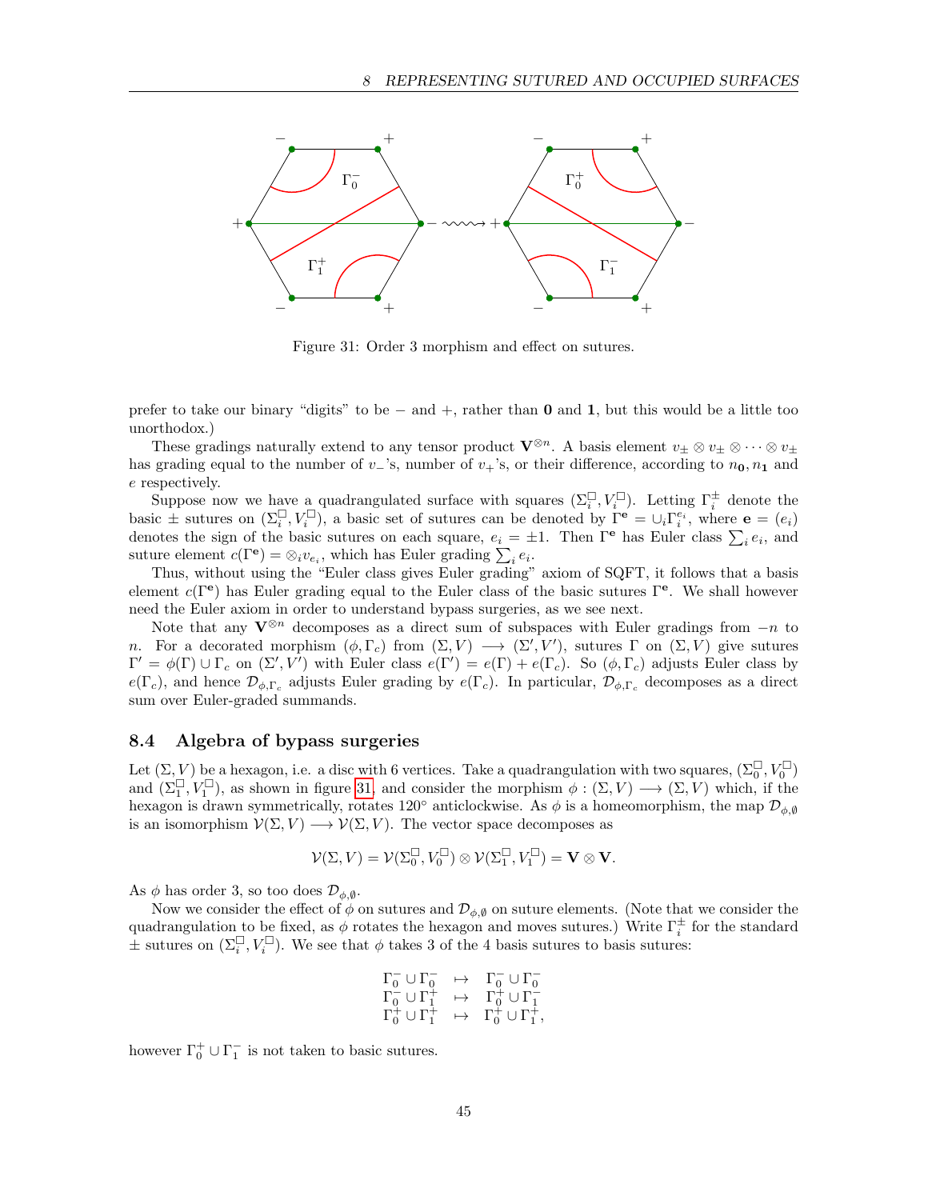Figure 31: Order 3 morphism and effect on sutures.

prefer to take our binary "digits" to be $-$ and $+$, rather than $\mathbf{0}$ and $\mathbf{1}$, but this would be a little too unorthodox.)

These gradings naturally extend to any tensor product $\mathbf{V}^{\otimes n}$. A basis element $v_\pm \otimes v_\pm \otimes \cdots \otimes v_\pm$ has grading equal to the number of $v_-$'s, number of $v_+$'s, or their difference, according to $n_\mathbf{0}, n_\mathbf{1}$ and $e$ respectively.

Suppose now we have a quadrangulated surface with squares $(\Sigma_i^\square, V_i^\square)$. Letting $\Gamma_i^\pm$ denote the basic $\pm$ sutures on $(\Sigma_i^\square, V_i^\square)$, a basic set of sutures can be denoted by $\Gamma^\mathbf{e} = \cup_i \Gamma_i^{e_i}$, where $\mathbf{e} = (e_i)$ denotes the sign of the basic sutures on each square, $e_i = \pm 1$. Then $\Gamma^\mathbf{e}$ has Euler class $\sum_i e_i$, and suture element $c(\Gamma^\mathbf{e}) = \otimes_i v_{e_i}$, which has Euler grading $\sum_i e_i$.

Thus, without using the "Euler class gives Euler grading" axiom of SQFT, it follows that a basis element $c(\Gamma^\mathbf{e})$ has Euler grading equal to the Euler class of the basic sutures $\Gamma^\mathbf{e}$. We shall however need the Euler axiom in order to understand bypass surgeries, as we see next.

Note that any $\mathbf{V}^{\otimes n}$ decomposes as a direct sum of subspaces with Euler gradings from $-n$ to $n$. For a decorated morphism $(\phi, \Gamma_c)$ from $(\Sigma, V) \longrightarrow (\Sigma', V')$, sutures $\Gamma$ on $(\Sigma, V)$ give sutures $\Gamma' = \phi(\Gamma) \cup \Gamma_c$ on $(\Sigma', V')$ with Euler class $e(\Gamma') = e(\Gamma) + e(\Gamma_c)$. So $(\phi, \Gamma_c)$ adjusts Euler class by $e(\Gamma_c)$, and hence $\mathcal{D}_{\phi,\Gamma_c}$ adjusts Euler grading by $e(\Gamma_c)$. In particular, $\mathcal{D}_{\phi,\Gamma_c}$ decomposes as a direct sum over Euler-graded summands.

## 8.4 Algebra of bypass surgeries

Let $(\Sigma, V)$ be a hexagon, i.e. a disc with 6 vertices. Take a quadrangulation with two squares, $(\Sigma_0^\square, V_0^\square)$ and $(\Sigma_1^\square, V_1^\square)$, as shown in figure 31, and consider the morphism $\phi : (\Sigma, V) \longrightarrow (\Sigma, V)$ which, if the hexagon is drawn symmetrically, rotates $120°$ anticlockwise. As $\phi$ is a homeomorphism, the map $\mathcal{D}_{\phi,\emptyset}$ is an isomorphism $\mathcal{V}(\Sigma, V) \longrightarrow \mathcal{V}(\Sigma, V)$. The vector space decomposes as

$$\mathcal{V}(\Sigma, V) = \mathcal{V}(\Sigma_0^\square, V_0^\square) \otimes \mathcal{V}(\Sigma_1^\square, V_1^\square) = \mathbf{V} \otimes \mathbf{V}.$$

As $\phi$ has order 3, so too does $\mathcal{D}_{\phi,\emptyset}$.

Now we consider the effect of $\phi$ on sutures and $\mathcal{D}_{\phi,\emptyset}$ on suture elements. (Note that we consider the quadrangulation to be fixed, as $\phi$ rotates the hexagon and moves sutures.) Write $\Gamma_i^\pm$ for the standard $\pm$ sutures on $(\Sigma_i^\square, V_i^\square)$. We see that $\phi$ takes 3 of the 4 basis sutures to basis sutures:

$$\begin{array}{rcl} \Gamma_0^- \cup \Gamma_0^- & \mapsto & \Gamma_0^- \cup \Gamma_0^- \\ \Gamma_0^- \cup \Gamma_1^+ & \mapsto & \Gamma_0^+ \cup \Gamma_1^- \\ \Gamma_0^+ \cup \Gamma_1^+ & \mapsto & \Gamma_0^+ \cup \Gamma_1^+, \end{array}$$

however $\Gamma_0^+ \cup \Gamma_1^-$ is not taken to basic sutures.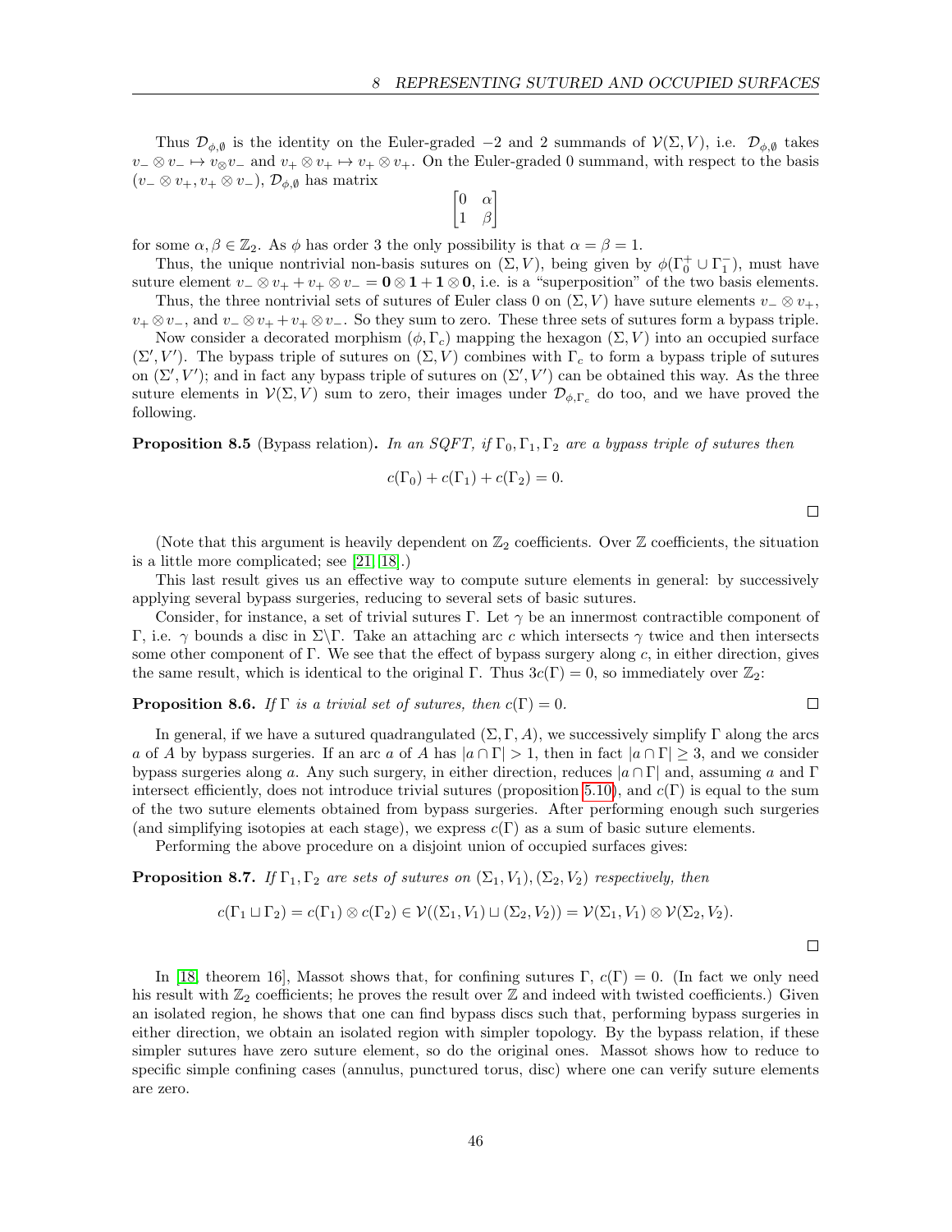Thus $\mathcal{D}_{\phi,\emptyset}$ is the identity on the Euler-graded $-2$ and $2$ summands of $\mathcal{V}(\Sigma, V)$, i.e. $\mathcal{D}_{\phi,\emptyset}$ takes $v_- \otimes v_- \mapsto v_\otimes v_-$ and $v_+ \otimes v_+ \mapsto v_+ \otimes v_+$. On the Euler-graded 0 summand, with respect to the basis $(v_- \otimes v_+, v_+ \otimes v_-)$, $\mathcal{D}_{\phi,\emptyset}$ has matrix

$$\begin{bmatrix} 0 & \alpha \\ 1 & \beta \end{bmatrix}$$

for some $\alpha, \beta \in \mathbb{Z}_2$. As $\phi$ has order 3 the only possibility is that $\alpha = \beta = 1$.

Thus, the unique nontrivial non-basis sutures on $(\Sigma, V)$, being given by $\phi(\Gamma_0^+ \cup \Gamma_1^-)$, must have suture element $v_- \otimes v_+ + v_+ \otimes v_- = \mathbf{0} \otimes \mathbf{1} + \mathbf{1} \otimes \mathbf{0}$, i.e. is a "superposition" of the two basis elements.

Thus, the three nontrivial sets of sutures of Euler class 0 on $(\Sigma, V)$ have suture elements $v_- \otimes v_+$, $v_+ \otimes v_-$, and $v_- \otimes v_+ + v_+ \otimes v_-$. So they sum to zero. These three sets of sutures form a bypass triple.

Now consider a decorated morphism $(\phi, \Gamma_c)$ mapping the hexagon $(\Sigma, V)$ into an occupied surface $(\Sigma', V')$. The bypass triple of sutures on $(\Sigma, V)$ combines with $\Gamma_c$ to form a bypass triple of sutures on $(\Sigma', V')$; and in fact any bypass triple of sutures on $(\Sigma', V')$ can be obtained this way. As the three suture elements in $\mathcal{V}(\Sigma, V)$ sum to zero, their images under $\mathcal{D}_{\phi,\Gamma_c}$ do too, and we have proved the following.

**Proposition 8.5** (Bypass relation)**.** *In an SQFT, if $\Gamma_0, \Gamma_1, \Gamma_2$ are a bypass triple of sutures then*

$$c(\Gamma_0) + c(\Gamma_1) + c(\Gamma_2) = 0.$$

□

(Note that this argument is heavily dependent on $\mathbb{Z}_2$ coefficients. Over $\mathbb{Z}$ coefficients, the situation is a little more complicated; see [21, 18].)

This last result gives us an effective way to compute suture elements in general: by successively applying several bypass surgeries, reducing to several sets of basic sutures.

Consider, for instance, a set of trivial sutures $\Gamma$. Let $\gamma$ be an innermost contractible component of $\Gamma$, i.e. $\gamma$ bounds a disc in $\Sigma \backslash \Gamma$. Take an attaching arc $c$ which intersects $\gamma$ twice and then intersects some other component of $\Gamma$. We see that the effect of bypass surgery along $c$, in either direction, gives the same result, which is identical to the original $\Gamma$. Thus $3c(\Gamma) = 0$, so immediately over $\mathbb{Z}_2$:

**Proposition 8.6.** *If $\Gamma$ is a trivial set of sutures, then $c(\Gamma) = 0$.* □

In general, if we have a sutured quadrangulated $(\Sigma, \Gamma, A)$, we successively simplify $\Gamma$ along the arcs $a$ of $A$ by bypass surgeries. If an arc $a$ of $A$ has $|a \cap \Gamma| > 1$, then in fact $|a \cap \Gamma| \geq 3$, and we consider bypass surgeries along $a$. Any such surgery, in either direction, reduces $|a \cap \Gamma|$ and, assuming $a$ and $\Gamma$ intersect efficiently, does not introduce trivial sutures (proposition 5.10), and $c(\Gamma)$ is equal to the sum of the two suture elements obtained from bypass surgeries. After performing enough such surgeries (and simplifying isotopies at each stage), we express $c(\Gamma)$ as a sum of basic suture elements.

Performing the above procedure on a disjoint union of occupied surfaces gives:

**Proposition 8.7.** *If $\Gamma_1, \Gamma_2$ are sets of sutures on $(\Sigma_1, V_1), (\Sigma_2, V_2)$ respectively, then*

$$c(\Gamma_1 \sqcup \Gamma_2) = c(\Gamma_1) \otimes c(\Gamma_2) \in \mathcal{V}((\Sigma_1, V_1) \sqcup (\Sigma_2, V_2)) = \mathcal{V}(\Sigma_1, V_1) \otimes \mathcal{V}(\Sigma_2, V_2).$$

□

In [18, theorem 16], Massot shows that, for confining sutures $\Gamma$, $c(\Gamma) = 0$. (In fact we only need his result with $\mathbb{Z}_2$ coefficients; he proves the result over $\mathbb{Z}$ and indeed with twisted coefficients.) Given an isolated region, he shows that one can find bypass discs such that, performing bypass surgeries in either direction, we obtain an isolated region with simpler topology. By the bypass relation, if these simpler sutures have zero suture element, so do the original ones. Massot shows how to reduce to specific simple confining cases (annulus, punctured torus, disc) where one can verify suture elements are zero.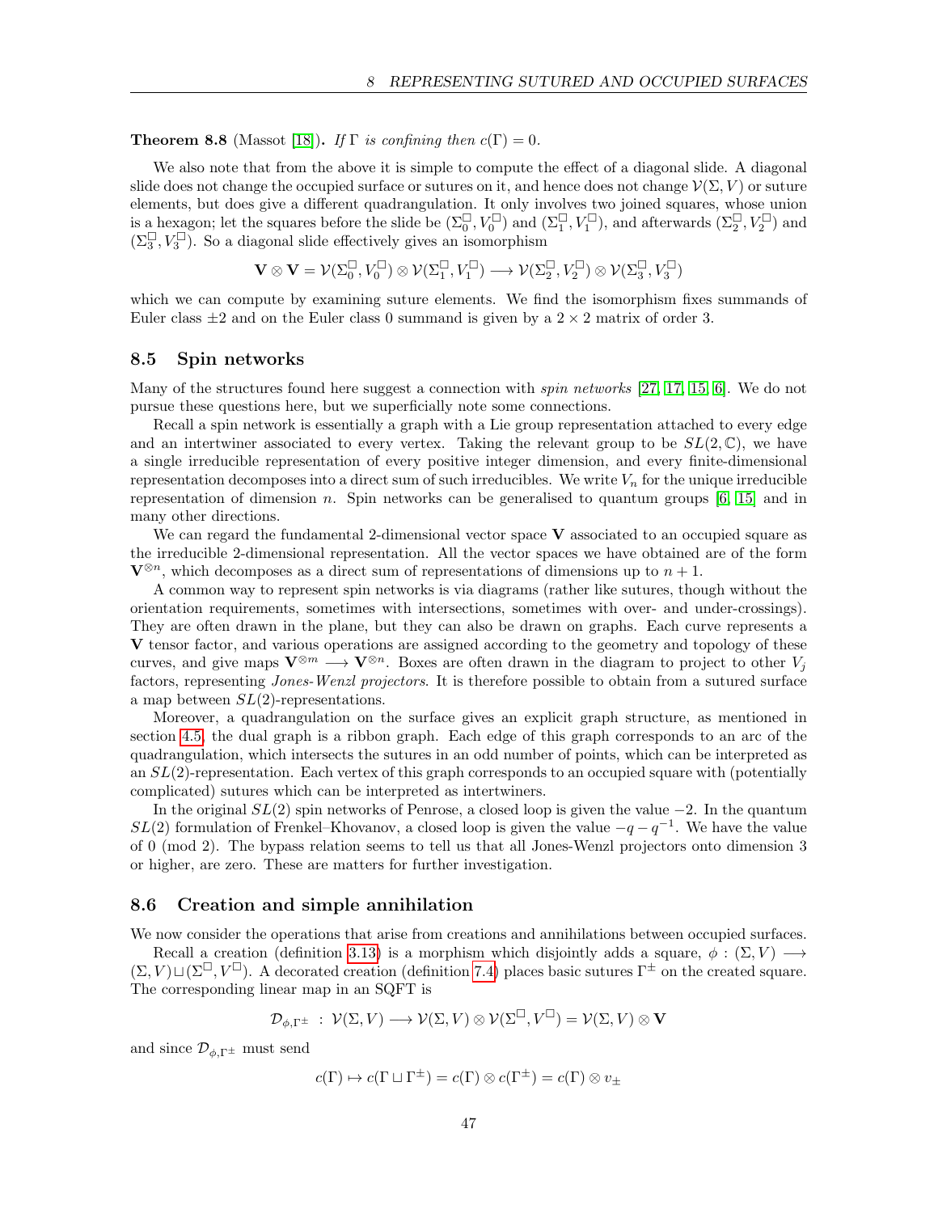**Theorem 8.8** (Massot [18])**.** *If* $\Gamma$ *is confining then* $c(\Gamma) = 0$.

We also note that from the above it is simple to compute the effect of a diagonal slide. A diagonal slide does not change the occupied surface or sutures on it, and hence does not change $\mathcal{V}(\Sigma, V)$ or suture elements, but does give a different quadrangulation. It only involves two joined squares, whose union is a hexagon; let the squares before the slide be $(\Sigma_0^\square, V_0^\square)$ and $(\Sigma_1^\square, V_1^\square)$, and afterwards $(\Sigma_2^\square, V_2^\square)$ and $(\Sigma_3^\square, V_3^\square)$. So a diagonal slide effectively gives an isomorphism

$$\mathbf{V} \otimes \mathbf{V} = \mathcal{V}(\Sigma_0^\square, V_0^\square) \otimes \mathcal{V}(\Sigma_1^\square, V_1^\square) \longrightarrow \mathcal{V}(\Sigma_2^\square, V_2^\square) \otimes \mathcal{V}(\Sigma_3^\square, V_3^\square)$$

which we can compute by examining suture elements. We find the isomorphism fixes summands of Euler class $\pm 2$ and on the Euler class 0 summand is given by a $2 \times 2$ matrix of order 3.

## 8.5 Spin networks

Many of the structures found here suggest a connection with *spin networks* [27, 17, 15, 6]. We do not pursue these questions here, but we superficially note some connections.

Recall a spin network is essentially a graph with a Lie group representation attached to every edge and an intertwiner associated to every vertex. Taking the relevant group to be $SL(2, \mathbb{C})$, we have a single irreducible representation of every positive integer dimension, and every finite-dimensional representation decomposes into a direct sum of such irreducibles. We write $V_n$ for the unique irreducible representation of dimension $n$. Spin networks can be generalised to quantum groups [6, 15] and in many other directions.

We can regard the fundamental 2-dimensional vector space $\mathbf{V}$ associated to an occupied square as the irreducible 2-dimensional representation. All the vector spaces we have obtained are of the form $\mathbf{V}^{\otimes n}$, which decomposes as a direct sum of representations of dimensions up to $n + 1$.

A common way to represent spin networks is via diagrams (rather like sutures, though without the orientation requirements, sometimes with intersections, sometimes with over- and under-crossings). They are often drawn in the plane, but they can also be drawn on graphs. Each curve represents a $\mathbf{V}$ tensor factor, and various operations are assigned according to the geometry and topology of these curves, and give maps $\mathbf{V}^{\otimes m} \longrightarrow \mathbf{V}^{\otimes n}$. Boxes are often drawn in the diagram to project to other $V_j$ factors, representing *Jones-Wenzl projectors*. It is therefore possible to obtain from a sutured surface a map between $SL(2)$-representations.

Moreover, a quadrangulation on the surface gives an explicit graph structure, as mentioned in section 4.5; the dual graph is a ribbon graph. Each edge of this graph corresponds to an arc of the quadrangulation, which intersects the sutures in an odd number of points, which can be interpreted as an $SL(2)$-representation. Each vertex of this graph corresponds to an occupied square with (potentially complicated) sutures which can be interpreted as intertwiners.

In the original $SL(2)$ spin networks of Penrose, a closed loop is given the value $-2$. In the quantum $SL(2)$ formulation of Frenkel–Khovanov, a closed loop is given the value $-q - q^{-1}$. We have the value of 0 (mod 2). The bypass relation seems to tell us that all Jones-Wenzl projectors onto dimension 3 or higher, are zero. These are matters for further investigation.

## 8.6 Creation and simple annihilation

We now consider the operations that arise from creations and annihilations between occupied surfaces.

Recall a creation (definition 3.13) is a morphism which disjointly adds a square, $\phi : (\Sigma, V) \longrightarrow (\Sigma, V) \sqcup (\Sigma^\square, V^\square)$. A decorated creation (definition 7.4) places basic sutures $\Gamma^\pm$ on the created square. The corresponding linear map in an SQFT is

$$\mathcal{D}_{\phi, \Gamma^\pm} \; : \; \mathcal{V}(\Sigma, V) \longrightarrow \mathcal{V}(\Sigma, V) \otimes \mathcal{V}(\Sigma^\square, V^\square) = \mathcal{V}(\Sigma, V) \otimes \mathbf{V}$$

and since $\mathcal{D}_{\phi, \Gamma^\pm}$ must send

$$c(\Gamma) \mapsto c(\Gamma \sqcup \Gamma^\pm) = c(\Gamma) \otimes c(\Gamma^\pm) = c(\Gamma) \otimes v_\pm$$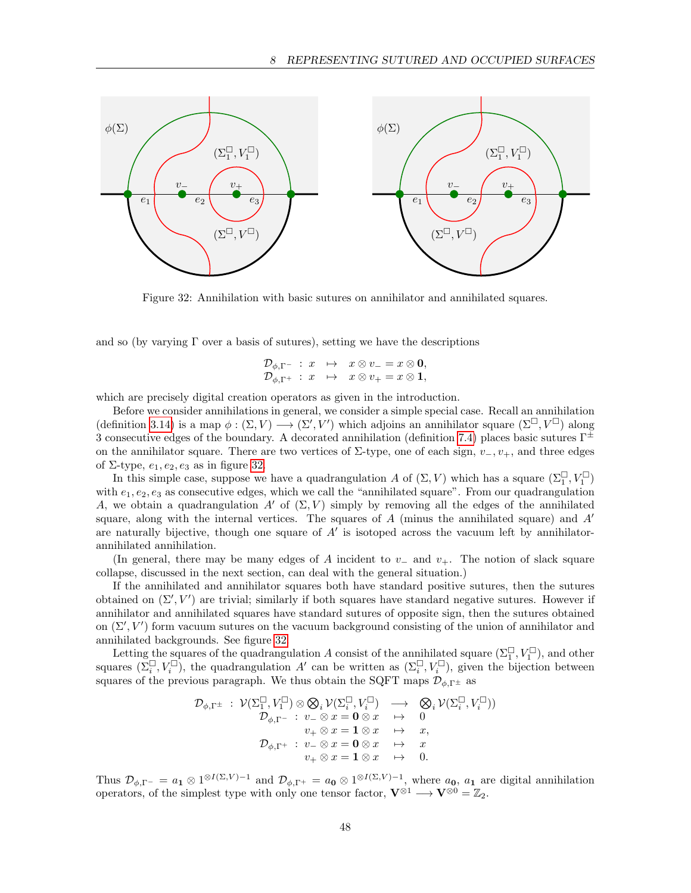Figure 32: Annihilation with basic sutures on annihilator and annihilated squares.

and so (by varying $\Gamma$ over a basis of sutures), setting we have the descriptions

$$\begin{array}{rcl} \mathcal{D}_{\phi,\Gamma^-} : x & \mapsto & x \otimes v_- = x \otimes \mathbf{0}, \\ \mathcal{D}_{\phi,\Gamma^+} : x & \mapsto & x \otimes v_+ = x \otimes \mathbf{1}, \end{array}$$

which are precisely digital creation operators as given in the introduction.

Before we consider annihilations in general, we consider a simple special case. Recall an annihilation (definition 3.14) is a map $\phi : (\Sigma, V) \longrightarrow (\Sigma', V')$ which adjoins an annihilator square $(\Sigma^\square, V^\square)$ along 3 consecutive edges of the boundary. A decorated annihilation (definition 7.4) places basic sutures $\Gamma^\pm$ on the annihilator square. There are two vertices of $\Sigma$-type, one of each sign, $v_-, v_+$, and three edges of $\Sigma$-type, $e_1, e_2, e_3$ as in figure 32.

In this simple case, suppose we have a quadrangulation $A$ of $(\Sigma, V)$ which has a square $(\Sigma_1^\square, V_1^\square)$ with $e_1, e_2, e_3$ as consecutive edges, which we call the "annihilated square". From our quadrangulation $A$, we obtain a quadrangulation $A'$ of $(\Sigma, V)$ simply by removing all the edges of the annihilated square, along with the internal vertices. The squares of $A$ (minus the annihilated square) and $A'$ are naturally bijective, though one square of $A'$ is isotoped across the vacuum left by annihilator-annihilated annihilation.

(In general, there may be many edges of $A$ incident to $v_-$ and $v_+$. The notion of slack square collapse, discussed in the next section, can deal with the general situation.)

If the annihilated and annihilator squares both have standard positive sutures, then the sutures obtained on $(\Sigma', V')$ are trivial; similarly if both squares have standard negative sutures. However if annihilator and annihilated squares have standard sutures of opposite sign, then the sutures obtained on $(\Sigma', V')$ form vacuum sutures on the vacuum background consisting of the union of annihilator and annihilated backgrounds. See figure 32.

Letting the squares of the quadrangulation $A$ consist of the annihilated square $(\Sigma_1^\square, V_1^\square)$, and other squares $(\Sigma_i^\square, V_i^\square)$, the quadrangulation $A'$ can be written as $(\Sigma_i^\square, V_i^\square)$, given the bijection between squares of the previous paragraph. We thus obtain the SQFT maps $\mathcal{D}_{\phi,\Gamma^\pm}$ as

$$\begin{array}{rcl} \mathcal{D}_{\phi,\Gamma^\pm} : \mathcal{V}(\Sigma_1^\square, V_1^\square) \otimes \bigotimes_i \mathcal{V}(\Sigma_i^\square, V_i^\square) & \longrightarrow & \bigotimes_i \mathcal{V}(\Sigma_i^\square, V_i^\square)) \\ \mathcal{D}_{\phi,\Gamma^-} : v_- \otimes x = \mathbf{0} \otimes x & \mapsto & 0 \\ v_+ \otimes x = \mathbf{1} \otimes x & \mapsto & x, \\ \mathcal{D}_{\phi,\Gamma^+} : v_- \otimes x = \mathbf{0} \otimes x & \mapsto & x \\ v_+ \otimes x = \mathbf{1} \otimes x & \mapsto & 0. \end{array}$$

Thus $\mathcal{D}_{\phi,\Gamma^-} = a_\mathbf{1} \otimes 1^{\otimes I(\Sigma,V)-1}$ and $\mathcal{D}_{\phi,\Gamma^+} = a_\mathbf{0} \otimes 1^{\otimes I(\Sigma,V)-1}$, where $a_\mathbf{0}$, $a_\mathbf{1}$ are digital annihilation operators, of the simplest type with only one tensor factor, $\mathbf{V}^{\otimes 1} \longrightarrow \mathbf{V}^{\otimes 0} = \mathbb{Z}_2$.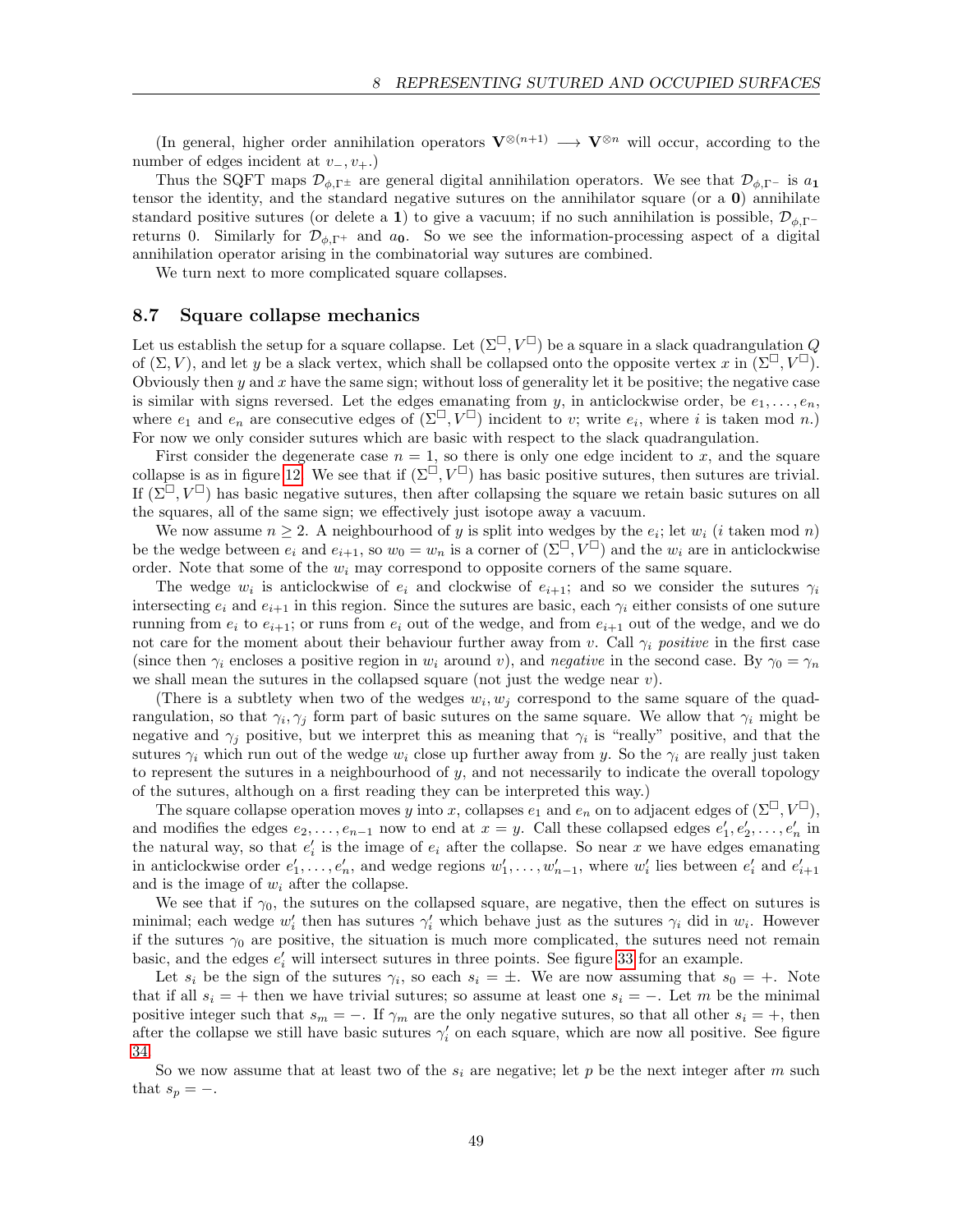(In general, higher order annihilation operators $\mathbf{V}^{\otimes(n+1)} \longrightarrow \mathbf{V}^{\otimes n}$ will occur, according to the number of edges incident at $v_-, v_+$.)

Thus the SQFT maps $\mathcal{D}_{\phi,\Gamma^\pm}$ are general digital annihilation operators. We see that $\mathcal{D}_{\phi,\Gamma^-}$ is $a_\mathbf{1}$ tensor the identity, and the standard negative sutures on the annihilator square (or a $\mathbf{0}$) annihilate standard positive sutures (or delete a $\mathbf{1}$) to give a vacuum; if no such annihilation is possible, $\mathcal{D}_{\phi,\Gamma^-}$ returns 0. Similarly for $\mathcal{D}_{\phi,\Gamma^+}$ and $a_\mathbf{0}$. So we see the information-processing aspect of a digital annihilation operator arising in the combinatorial way sutures are combined.

We turn next to more complicated square collapses.

## 8.7 Square collapse mechanics

Let us establish the setup for a square collapse. Let $(\Sigma^\square, V^\square)$ be a square in a slack quadrangulation $Q$ of $(\Sigma, V)$, and let $y$ be a slack vertex, which shall be collapsed onto the opposite vertex $x$ in $(\Sigma^\square, V^\square)$. Obviously then $y$ and $x$ have the same sign; without loss of generality let it be positive; the negative case is similar with signs reversed. Let the edges emanating from $y$, in anticlockwise order, be $e_1, \ldots, e_n$, where $e_1$ and $e_n$ are consecutive edges of $(\Sigma^\square, V^\square)$ incident to $v$; write $e_i$, where $i$ is taken mod $n$.) For now we only consider sutures which are basic with respect to the slack quadrangulation.

First consider the degenerate case $n = 1$, so there is only one edge incident to $x$, and the square collapse is as in figure 12. We see that if $(\Sigma^\square, V^\square)$ has basic positive sutures, then sutures are trivial. If $(\Sigma^\square, V^\square)$ has basic negative sutures, then after collapsing the square we retain basic sutures on all the squares, all of the same sign; we effectively just isotope away a vacuum.

We now assume $n \geq 2$. A neighbourhood of $y$ is split into wedges by the $e_i$; let $w_i$ ($i$ taken mod $n$) be the wedge between $e_i$ and $e_{i+1}$, so $w_0 = w_n$ is a corner of $(\Sigma^\square, V^\square)$ and the $w_i$ are in anticlockwise order. Note that some of the $w_i$ may correspond to opposite corners of the same square.

The wedge $w_i$ is anticlockwise of $e_i$ and clockwise of $e_{i+1}$; and so we consider the sutures $\gamma_i$ intersecting $e_i$ and $e_{i+1}$ in this region. Since the sutures are basic, each $\gamma_i$ either consists of one suture running from $e_i$ to $e_{i+1}$; or runs from $e_i$ out of the wedge, and from $e_{i+1}$ out of the wedge, and we do not care for the moment about their behaviour further away from $v$. Call $\gamma_i$ *positive* in the first case (since then $\gamma_i$ encloses a positive region in $w_i$ around $v$), and *negative* in the second case. By $\gamma_0 = \gamma_n$ we shall mean the sutures in the collapsed square (not just the wedge near $v$).

(There is a subtlety when two of the wedges $w_i, w_j$ correspond to the same square of the quadrangulation, so that $\gamma_i, \gamma_j$ form part of basic sutures on the same square. We allow that $\gamma_i$ might be negative and $\gamma_j$ positive, but we interpret this as meaning that $\gamma_i$ is "really" positive, and that the sutures $\gamma_i$ which run out of the wedge $w_i$ close up further away from $y$. So the $\gamma_i$ are really just taken to represent the sutures in a neighbourhood of $y$, and not necessarily to indicate the overall topology of the sutures, although on a first reading they can be interpreted this way.)

The square collapse operation moves $y$ into $x$, collapses $e_1$ and $e_n$ on to adjacent edges of $(\Sigma^\square, V^\square)$, and modifies the edges $e_2, \ldots, e_{n-1}$ now to end at $x = y$. Call these collapsed edges $e_1', e_2', \ldots, e_n'$ in the natural way, so that $e_i'$ is the image of $e_i$ after the collapse. So near $x$ we have edges emanating in anticlockwise order $e_1', \ldots, e_n'$, and wedge regions $w_1', \ldots, w_{n-1}'$, where $w_i'$ lies between $e_i'$ and $e_{i+1}'$ and is the image of $w_i$ after the collapse.

We see that if $\gamma_0$, the sutures on the collapsed square, are negative, then the effect on sutures is minimal; each wedge $w_i'$ then has sutures $\gamma_i'$ which behave just as the sutures $\gamma_i$ did in $w_i$. However if the sutures $\gamma_0$ are positive, the situation is much more complicated, the sutures need not remain basic, and the edges $e_i'$ will intersect sutures in three points. See figure 33 for an example.

Let $s_i$ be the sign of the sutures $\gamma_i$, so each $s_i = \pm$. We are now assuming that $s_0 = +$. Note that if all $s_i = +$ then we have trivial sutures; so assume at least one $s_i = -$. Let $m$ be the minimal positive integer such that $s_m = -$. If $\gamma_m$ are the only negative sutures, so that all other $s_i = +$, then after the collapse we still have basic sutures $\gamma_i'$ on each square, which are now all positive. See figure 34.

So we now assume that at least two of the $s_i$ are negative; let $p$ be the next integer after $m$ such that $s_p = -$.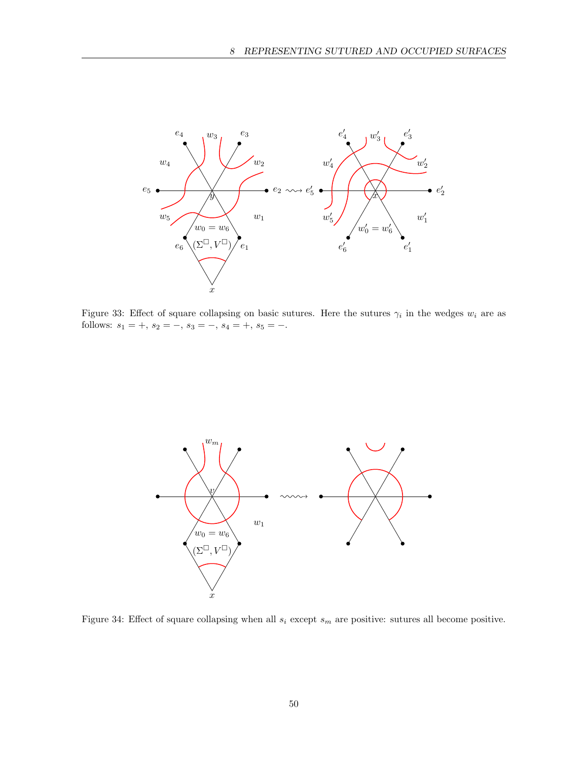Figure 33: Effect of square collapsing on basic sutures. Here the sutures $\gamma_i$ in the wedges $w_i$ are as follows: $s_1 = +$, $s_2 = -$, $s_3 = -$, $s_4 = +$, $s_5 = -$.

Figure 34: Effect of square collapsing when all $s_i$ except $s_m$ are positive: sutures all become positive.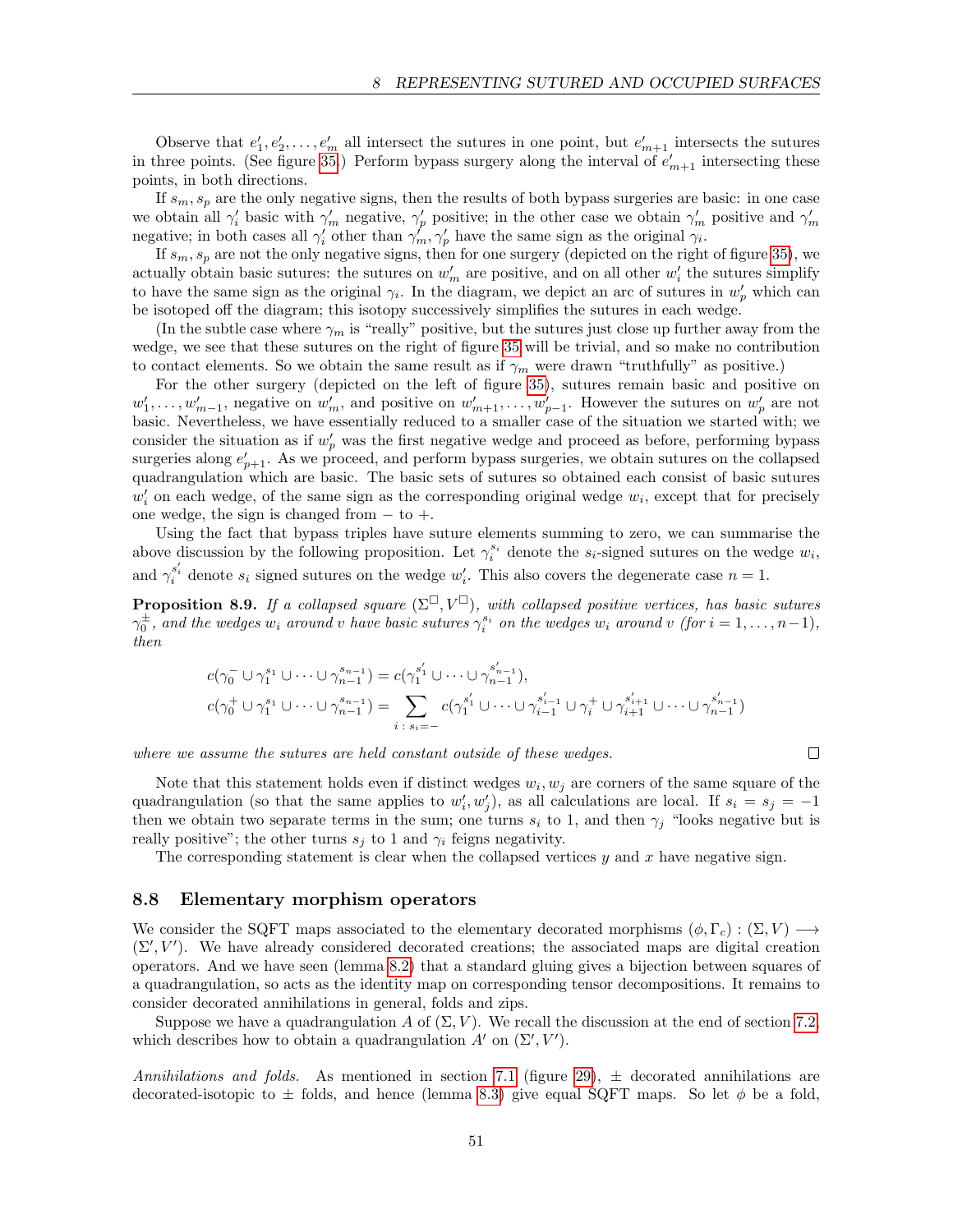Observe that $e'_1, e'_2, \ldots, e'_m$ all intersect the sutures in one point, but $e'_{m+1}$ intersects the sutures in three points. (See figure 35.) Perform bypass surgery along the interval of $e'_{m+1}$ intersecting these points, in both directions.

If $s_m, s_p$ are the only negative signs, then the results of both bypass surgeries are basic: in one case we obtain all $\gamma'_i$ basic with $\gamma'_m$ negative, $\gamma'_p$ positive; in the other case we obtain $\gamma'_m$ positive and $\gamma'_m$ negative; in both cases all $\gamma'_i$ other than $\gamma'_m, \gamma'_p$ have the same sign as the original $\gamma_i$.

If $s_m, s_p$ are not the only negative signs, then for one surgery (depicted on the right of figure 35), we actually obtain basic sutures: the sutures on $w'_m$ are positive, and on all other $w'_i$ the sutures simplify to have the same sign as the original $\gamma_i$. In the diagram, we depict an arc of sutures in $w'_p$ which can be isotoped off the diagram; this isotopy successively simplifies the sutures in each wedge.

(In the subtle case where $\gamma_m$ is "really" positive, but the sutures just close up further away from the wedge, we see that these sutures on the right of figure 35 will be trivial, and so make no contribution to contact elements. So we obtain the same result as if $\gamma_m$ were drawn "truthfully" as positive.)

For the other surgery (depicted on the left of figure 35), sutures remain basic and positive on $w'_1, \ldots, w'_{m-1}$, negative on $w'_m$, and positive on $w'_{m+1}, \ldots, w'_{p-1}$. However the sutures on $w'_p$ are not basic. Nevertheless, we have essentially reduced to a smaller case of the situation we started with; we consider the situation as if $w'_p$ was the first negative wedge and proceed as before, performing bypass surgeries along $e'_{p+1}$. As we proceed, and perform bypass surgeries, we obtain sutures on the collapsed quadrangulation which are basic. The basic sets of sutures so obtained each consist of basic sutures $w'_i$ on each wedge, of the same sign as the corresponding original wedge $w_i$, except that for precisely one wedge, the sign is changed from $-$ to $+$.

Using the fact that bypass triples have suture elements summing to zero, we can summarise the above discussion by the following proposition. Let $\gamma_i^{s_i}$ denote the $s_i$-signed sutures on the wedge $w_i$, and $\gamma_i^{s'_i}$ denote $s_i$ signed sutures on the wedge $w'_i$. This also covers the degenerate case $n = 1$.

**Proposition 8.9.** *If a collapsed square $(\Sigma^\square, V^\square)$, with collapsed positive vertices, has basic sutures $\gamma_0^\pm$, and the wedges $w_i$ around $v$ have basic sutures $\gamma_i^{s_i}$ on the wedges $w_i$ around $v$ (for $i = 1, \ldots, n-1$), then*

$$c(\gamma_0^- \cup \gamma_1^{s_1} \cup \cdots \cup \gamma_{n-1}^{s_{n-1}}) = c(\gamma_1^{s'_1} \cup \cdots \cup \gamma_{n-1}^{s'_{n-1}}),$$
$$c(\gamma_0^+ \cup \gamma_1^{s_1} \cup \cdots \cup \gamma_{n-1}^{s_{n-1}}) = \sum_{i \,:\, s_i = -} c(\gamma_1^{s'_1} \cup \cdots \cup \gamma_{i-1}^{s'_{i-1}} \cup \gamma_i^+ \cup \gamma_{i+1}^{s'_{i+1}} \cup \cdots \cup \gamma_{n-1}^{s'_{n-1}})$$

*where we assume the sutures are held constant outside of these wedges.* □

Note that this statement holds even if distinct wedges $w_i, w_j$ are corners of the same square of the quadrangulation (so that the same applies to $w'_i, w'_j$), as all calculations are local. If $s_i = s_j = -1$ then we obtain two separate terms in the sum; one turns $s_i$ to 1, and then $\gamma_j$ "looks negative but is really positive"; the other turns $s_j$ to 1 and $\gamma_i$ feigns negativity.

The corresponding statement is clear when the collapsed vertices $y$ and $x$ have negative sign.

## 8.8 Elementary morphism operators

We consider the SQFT maps associated to the elementary decorated morphisms $(\phi, \Gamma_c) : (\Sigma, V) \longrightarrow (\Sigma', V')$. We have already considered decorated creations; the associated maps are digital creation operators. And we have seen (lemma 8.2) that a standard gluing gives a bijection between squares of a quadrangulation, so acts as the identity map on corresponding tensor decompositions. It remains to consider decorated annihilations in general, folds and zips.

Suppose we have a quadrangulation $A$ of $(\Sigma, V)$. We recall the discussion at the end of section 7.2, which describes how to obtain a quadrangulation $A'$ on $(\Sigma', V')$.

*Annihilations and folds.* As mentioned in section 7.1 (figure 29), $\pm$ decorated annihilations are decorated-isotopic to $\pm$ folds, and hence (lemma 8.3) give equal SQFT maps. So let $\phi$ be a fold,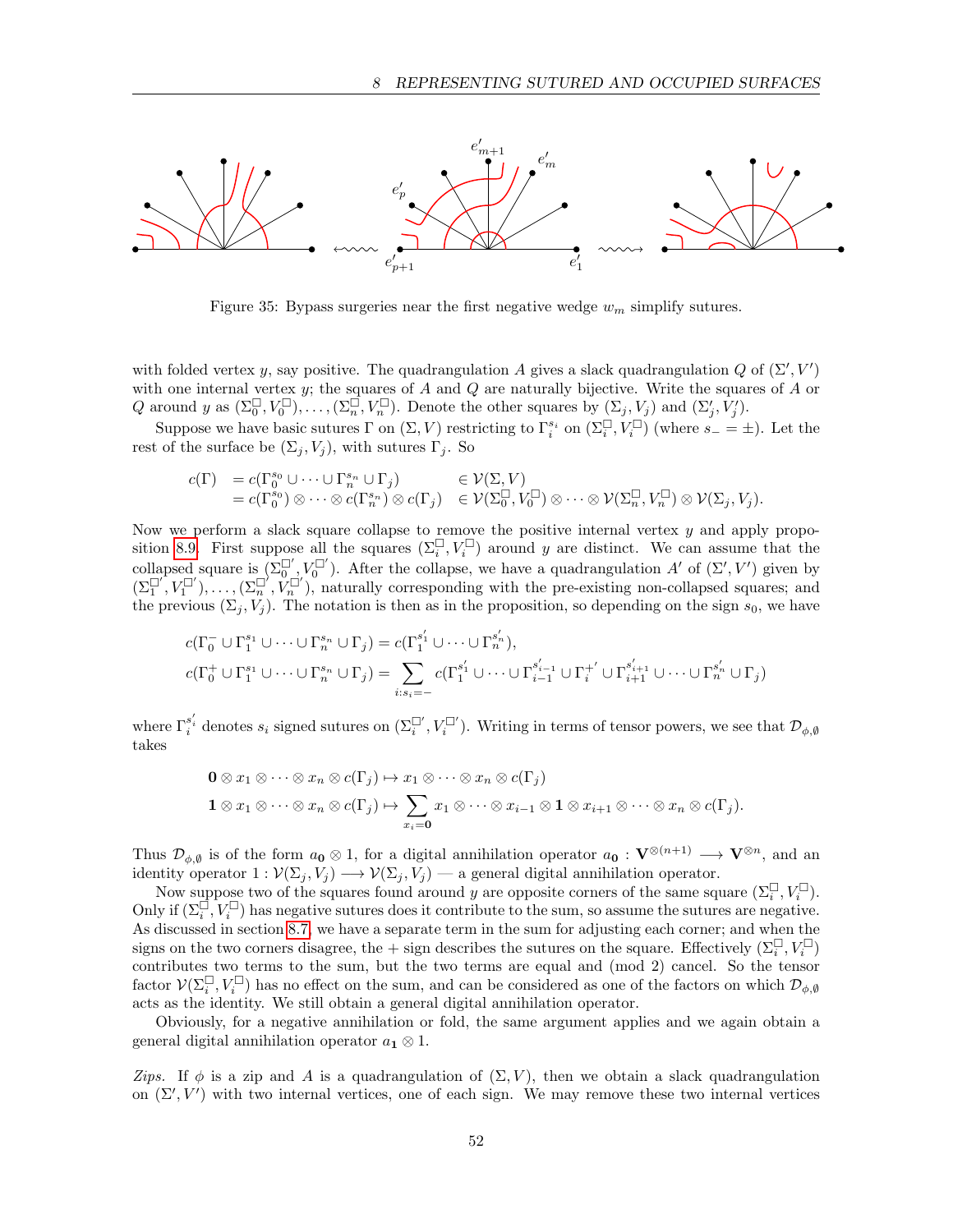Figure 35: Bypass surgeries near the first negative wedge $w_m$ simplify sutures.

with folded vertex $y$, say positive. The quadrangulation $A$ gives a slack quadrangulation $Q$ of $(\Sigma', V')$ with one internal vertex $y$; the squares of $A$ and $Q$ are naturally bijective. Write the squares of $A$ or $Q$ around $y$ as $(\Sigma_0^\square, V_0^\square), \ldots, (\Sigma_n^\square, V_n^\square)$. Denote the other squares by $(\Sigma_j, V_j)$ and $(\Sigma_j', V_j')$.

Suppose we have basic sutures $\Gamma$ on $(\Sigma, V)$ restricting to $\Gamma_i^{s_i}$ on $(\Sigma_i^\square, V_i^\square)$ (where $s_- = \pm$). Let the rest of the surface be $(\Sigma_j, V_j)$, with sutures $\Gamma_j$. So

$$\begin{aligned}
c(\Gamma) &= c(\Gamma_0^{s_0} \cup \cdots \cup \Gamma_n^{s_n} \cup \Gamma_j) && \in \mathcal{V}(\Sigma, V) \\
&= c(\Gamma_0^{s_0}) \otimes \cdots \otimes c(\Gamma_n^{s_n}) \otimes c(\Gamma_j) && \in \mathcal{V}(\Sigma_0^\square, V_0^\square) \otimes \cdots \otimes \mathcal{V}(\Sigma_n^\square, V_n^\square) \otimes \mathcal{V}(\Sigma_j, V_j).
\end{aligned}$$

Now we perform a slack square collapse to remove the positive internal vertex $y$ and apply proposition 8.9. First suppose all the squares $(\Sigma_i^\square, V_i^\square)$ around $y$ are distinct. We can assume that the collapsed square is $(\Sigma_0^{\square'}, V_0^{\square'})$. After the collapse, we have a quadrangulation $A'$ of $(\Sigma', V')$ given by $(\Sigma_1^{\square'}, V_1^{\square'}), \ldots, (\Sigma_n^{\square'}, V_n^{\square'})$, naturally corresponding with the pre-existing non-collapsed squares; and the previous $(\Sigma_j, V_j)$. The notation is then as in the proposition, so depending on the sign $s_0$, we have

$$\begin{aligned}
&c(\Gamma_0^- \cup \Gamma_1^{s_1} \cup \cdots \cup \Gamma_n^{s_n} \cup \Gamma_j) = c(\Gamma_1^{s_1'} \cup \cdots \cup \Gamma_n^{s_n'}), \\
&c(\Gamma_0^+ \cup \Gamma_1^{s_1} \cup \cdots \cup \Gamma_n^{s_n} \cup \Gamma_j) = \sum_{i : s_i = -} c(\Gamma_1^{s_1'} \cup \cdots \cup \Gamma_{i-1}^{s_{i-1}'} \cup \Gamma_i^{+'} \cup \Gamma_{i+1}^{s_{i+1}'} \cup \cdots \cup \Gamma_n^{s_n'} \cup \Gamma_j)
\end{aligned}$$

where $\Gamma_i^{s_i'}$ denotes $s_i$ signed sutures on $(\Sigma_i^{\square'}, V_i^{\square'})$. Writing in terms of tensor powers, we see that $\mathcal{D}_{\phi,\emptyset}$ takes

$$\begin{aligned}
&\mathbf{0} \otimes x_1 \otimes \cdots \otimes x_n \otimes c(\Gamma_j) \mapsto x_1 \otimes \cdots \otimes x_n \otimes c(\Gamma_j) \\
&\mathbf{1} \otimes x_1 \otimes \cdots \otimes x_n \otimes c(\Gamma_j) \mapsto \sum_{x_i = \mathbf{0}} x_1 \otimes \cdots \otimes x_{i-1} \otimes \mathbf{1} \otimes x_{i+1} \otimes \cdots \otimes x_n \otimes c(\Gamma_j).
\end{aligned}$$

Thus $\mathcal{D}_{\phi,\emptyset}$ is of the form $a_{\mathbf{0}} \otimes 1$, for a digital annihilation operator $a_{\mathbf{0}} : \mathbf{V}^{\otimes(n+1)} \longrightarrow \mathbf{V}^{\otimes n}$, and an identity operator $1 : \mathcal{V}(\Sigma_j, V_j) \longrightarrow \mathcal{V}(\Sigma_j, V_j)$ — a general digital annihilation operator.

Now suppose two of the squares found around $y$ are opposite corners of the same square $(\Sigma_i^\square, V_i^\square)$. Only if $(\Sigma_i^\square, V_i^\square)$ has negative sutures does it contribute to the sum, so assume the sutures are negative. As discussed in section 8.7, we have a separate term in the sum for adjusting each corner; and when the signs on the two corners disagree, the $+$ sign describes the sutures on the square. Effectively $(\Sigma_i^\square, V_i^\square)$ contributes two terms to the sum, but the two terms are equal and (mod 2) cancel. So the tensor factor $\mathcal{V}(\Sigma_i^\square, V_i^\square)$ has no effect on the sum, and can be considered as one of the factors on which $\mathcal{D}_{\phi,\emptyset}$ acts as the identity. We still obtain a general digital annihilation operator.

Obviously, for a negative annihilation or fold, the same argument applies and we again obtain a general digital annihilation operator $a_{\mathbf{1}} \otimes 1$.

*Zips.* If $\phi$ is a zip and $A$ is a quadrangulation of $(\Sigma, V)$, then we obtain a slack quadrangulation on $(\Sigma', V')$ with two internal vertices, one of each sign. We may remove these two internal vertices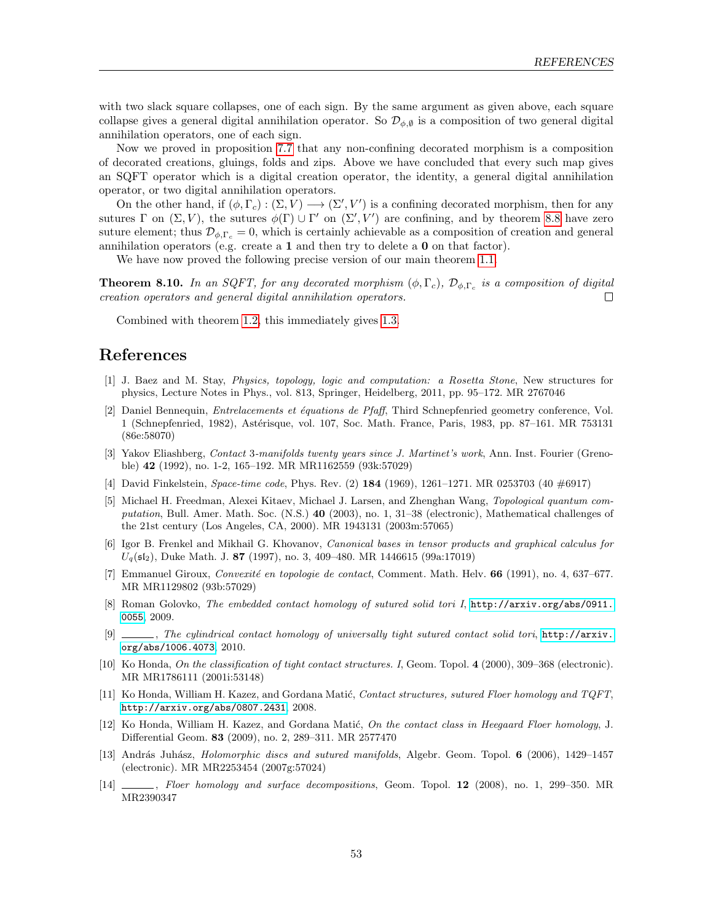with two slack square collapses, one of each sign. By the same argument as given above, each square collapse gives a general digital annihilation operator. So $\mathcal{D}_{\phi,\emptyset}$ is a composition of two general digital annihilation operators, one of each sign.

Now we proved in proposition 7.7 that any non-confining decorated morphism is a composition of decorated creations, gluings, folds and zips. Above we have concluded that every such map gives an SQFT operator which is a digital creation operator, the identity, a general digital annihilation operator, or two digital annihilation operators.

On the other hand, if $(\phi, \Gamma_c) : (\Sigma, V) \longrightarrow (\Sigma', V')$ is a confining decorated morphism, then for any sutures $\Gamma$ on $(\Sigma, V)$, the sutures $\phi(\Gamma) \cup \Gamma'$ on $(\Sigma', V')$ are confining, and by theorem 8.8 have zero suture element; thus $\mathcal{D}_{\phi,\Gamma_c} = 0$, which is certainly achievable as a composition of creation and general annihilation operators (e.g. create a **1** and then try to delete a **0** on that factor).

We have now proved the following precise version of our main theorem 1.1.

**Theorem 8.10.** *In an SQFT, for any decorated morphism $(\phi, \Gamma_c)$, $\mathcal{D}_{\phi,\Gamma_c}$ is a composition of digital creation operators and general digital annihilation operators.* □

Combined with theorem 1.2, this immediately gives 1.3.

# References

[1] J. Baez and M. Stay, *Physics, topology, logic and computation: a Rosetta Stone*, New structures for physics, Lecture Notes in Phys., vol. 813, Springer, Heidelberg, 2011, pp. 95–172. MR 2767046

[2] Daniel Bennequin, *Entrelacements et équations de Pfaff*, Third Schnepfenried geometry conference, Vol. 1 (Schnepfenried, 1982), Astérisque, vol. 107, Soc. Math. France, Paris, 1983, pp. 87–161. MR 753131 (86e:58070)

[3] Yakov Eliashberg, *Contact 3-manifolds twenty years since J. Martinet's work*, Ann. Inst. Fourier (Grenoble) **42** (1992), no. 1-2, 165–192. MR MR1162559 (93k:57029)

[4] David Finkelstein, *Space-time code*, Phys. Rev. (2) **184** (1969), 1261–1271. MR 0253703 (40 #6917)

[5] Michael H. Freedman, Alexei Kitaev, Michael J. Larsen, and Zhenghan Wang, *Topological quantum computation*, Bull. Amer. Math. Soc. (N.S.) **40** (2003), no. 1, 31–38 (electronic), Mathematical challenges of the 21st century (Los Angeles, CA, 2000). MR 1943131 (2003m:57065)

[6] Igor B. Frenkel and Mikhail G. Khovanov, *Canonical bases in tensor products and graphical calculus for $U_q(\mathfrak{sl}_2)$*, Duke Math. J. **87** (1997), no. 3, 409–480. MR 1446615 (99a:17019)

[7] Emmanuel Giroux, *Convexité en topologie de contact*, Comment. Math. Helv. **66** (1991), no. 4, 637–677. MR MR1129802 (93b:57029)

[8] Roman Golovko, *The embedded contact homology of sutured solid tori I*, http://arxiv.org/abs/0911.0055, 2009.

[9] ______, *The cylindrical contact homology of universally tight sutured contact solid tori*, http://arxiv.org/abs/1006.4073, 2010.

[10] Ko Honda, *On the classification of tight contact structures. I*, Geom. Topol. **4** (2000), 309–368 (electronic). MR MR1786111 (2001i:53148)

[11] Ko Honda, William H. Kazez, and Gordana Matić, *Contact structures, sutured Floer homology and TQFT*, http://arxiv.org/abs/0807.2431, 2008.

[12] Ko Honda, William H. Kazez, and Gordana Matić, *On the contact class in Heegaard Floer homology*, J. Differential Geom. **83** (2009), no. 2, 289–311. MR 2577470

[13] András Juhász, *Holomorphic discs and sutured manifolds*, Algebr. Geom. Topol. **6** (2006), 1429–1457 (electronic). MR MR2253454 (2007g:57024)

[14] ______, *Floer homology and surface decompositions*, Geom. Topol. **12** (2008), no. 1, 299–350. MR MR2390347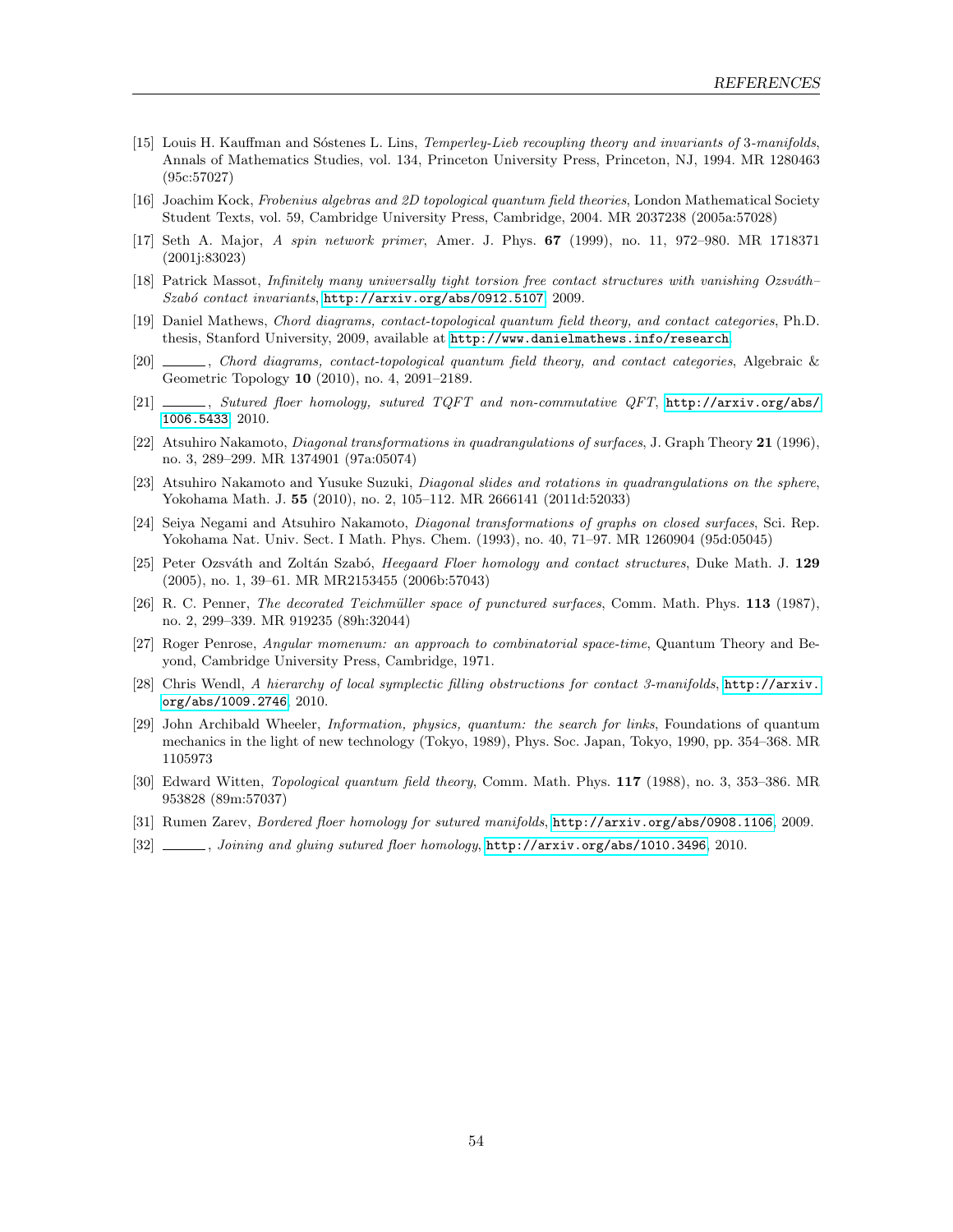[15] Louis H. Kauffman and Sóstenes L. Lins, *Temperley-Lieb recoupling theory and invariants of 3-manifolds*, Annals of Mathematics Studies, vol. 134, Princeton University Press, Princeton, NJ, 1994. MR 1280463 (95c:57027)

[16] Joachim Kock, *Frobenius algebras and 2D topological quantum field theories*, London Mathematical Society Student Texts, vol. 59, Cambridge University Press, Cambridge, 2004. MR 2037238 (2005a:57028)

[17] Seth A. Major, *A spin network primer*, Amer. J. Phys. **67** (1999), no. 11, 972–980. MR 1718371 (2001j:83023)

[18] Patrick Massot, *Infinitely many universally tight torsion free contact structures with vanishing Ozsváth–Szabó contact invariants*, http://arxiv.org/abs/0912.5107, 2009.

[19] Daniel Mathews, *Chord diagrams, contact-topological quantum field theory, and contact categories*, Ph.D. thesis, Stanford University, 2009, available at http://www.danielmathews.info/research.

[20] ______, *Chord diagrams, contact-topological quantum field theory, and contact categories*, Algebraic & Geometric Topology **10** (2010), no. 4, 2091–2189.

[21] ______, *Sutured floer homology, sutured TQFT and non-commutative QFT*, http://arxiv.org/abs/1006.5433, 2010.

[22] Atsuhiro Nakamoto, *Diagonal transformations in quadrangulations of surfaces*, J. Graph Theory **21** (1996), no. 3, 289–299. MR 1374901 (97a:05074)

[23] Atsuhiro Nakamoto and Yusuke Suzuki, *Diagonal slides and rotations in quadrangulations on the sphere*, Yokohama Math. J. **55** (2010), no. 2, 105–112. MR 2666141 (2011d:52033)

[24] Seiya Negami and Atsuhiro Nakamoto, *Diagonal transformations of graphs on closed surfaces*, Sci. Rep. Yokohama Nat. Univ. Sect. I Math. Phys. Chem. (1993), no. 40, 71–97. MR 1260904 (95d:05045)

[25] Peter Ozsváth and Zoltán Szabó, *Heegaard Floer homology and contact structures*, Duke Math. J. **129** (2005), no. 1, 39–61. MR MR2153455 (2006b:57043)

[26] R. C. Penner, *The decorated Teichmüller space of punctured surfaces*, Comm. Math. Phys. **113** (1987), no. 2, 299–339. MR 919235 (89h:32044)

[27] Roger Penrose, *Angular momenum: an approach to combinatorial space-time*, Quantum Theory and Beyond, Cambridge University Press, Cambridge, 1971.

[28] Chris Wendl, *A hierarchy of local symplectic filling obstructions for contact 3-manifolds*, http://arxiv.org/abs/1009.2746, 2010.

[29] John Archibald Wheeler, *Information, physics, quantum: the search for links*, Foundations of quantum mechanics in the light of new technology (Tokyo, 1989), Phys. Soc. Japan, Tokyo, 1990, pp. 354–368. MR 1105973

[30] Edward Witten, *Topological quantum field theory*, Comm. Math. Phys. **117** (1988), no. 3, 353–386. MR 953828 (89m:57037)

[31] Rumen Zarev, *Bordered floer homology for sutured manifolds*, http://arxiv.org/abs/0908.1106, 2009.

[32] ______, *Joining and gluing sutured floer homology*, http://arxiv.org/abs/1010.3496, 2010.